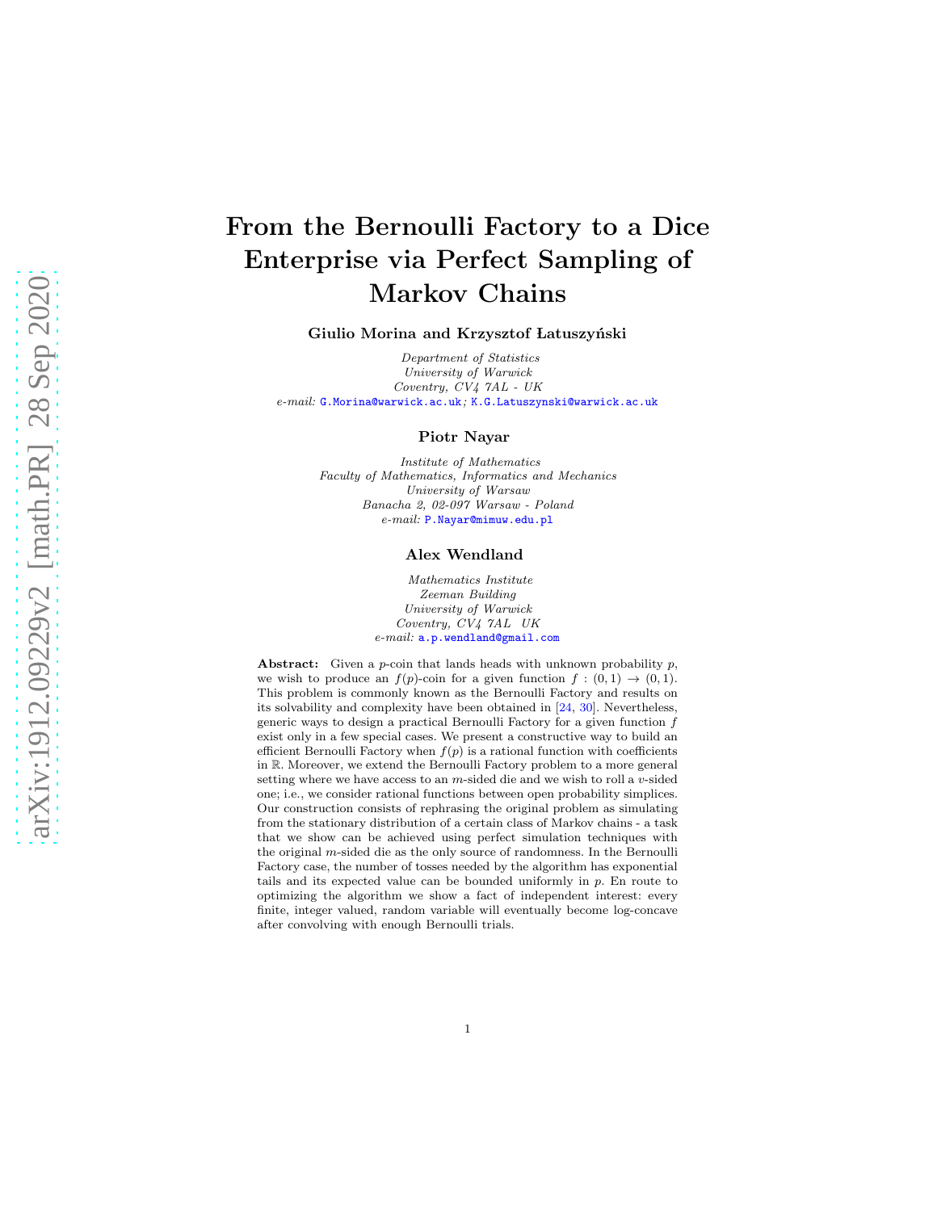# From the Bernoulli Factory to a Dice Enterprise via Perfect Sampling of Markov Chains

**Giulio Morina and Krzysztof Łatuszyński**

*Department of Statistics*
*University of Warwick*
*Coventry, CV4 7AL - UK*
*e-mail:* G.Morina@warwick.ac.uk; K.G.Latuszynski@warwick.ac.uk

**Piotr Nayar**

*Institute of Mathematics*
*Faculty of Mathematics, Informatics and Mechanics*
*University of Warsaw*
*Banacha 2, 02-097 Warsaw - Poland*
*e-mail:* P.Nayar@mimuw.edu.pl

**Alex Wendland**

*Mathematics Institute*
*Zeeman Building*
*University of Warwick*
*Coventry, CV4 7AL UK*
*e-mail:* a.p.wendland@gmail.com

**Abstract:** Given a $p$-coin that lands heads with unknown probability $p$, we wish to produce an $f(p)$-coin for a given function $f : (0,1) \to (0,1)$. This problem is commonly known as the Bernoulli Factory and results on its solvability and complexity have been obtained in [24, 30]. Nevertheless, generic ways to design a practical Bernoulli Factory for a given function $f$ exist only in a few special cases. We present a constructive way to build an efficient Bernoulli Factory when $f(p)$ is a rational function with coefficients in $\mathbb{R}$. Moreover, we extend the Bernoulli Factory problem to a more general setting where we have access to an $m$-sided die and we wish to roll a $v$-sided one; i.e., we consider rational functions between open probability simplices. Our construction consists of rephrasing the original problem as simulating from the stationary distribution of a certain class of Markov chains - a task that we show can be achieved using perfect simulation techniques with the original $m$-sided die as the only source of randomness. In the Bernoulli Factory case, the number of tosses needed by the algorithm has exponential tails and its expected value can be bounded uniformly in $p$. En route to optimizing the algorithm we show a fact of independent interest: every finite, integer valued, random variable will eventually become log-concave after convolving with enough Bernoulli trials.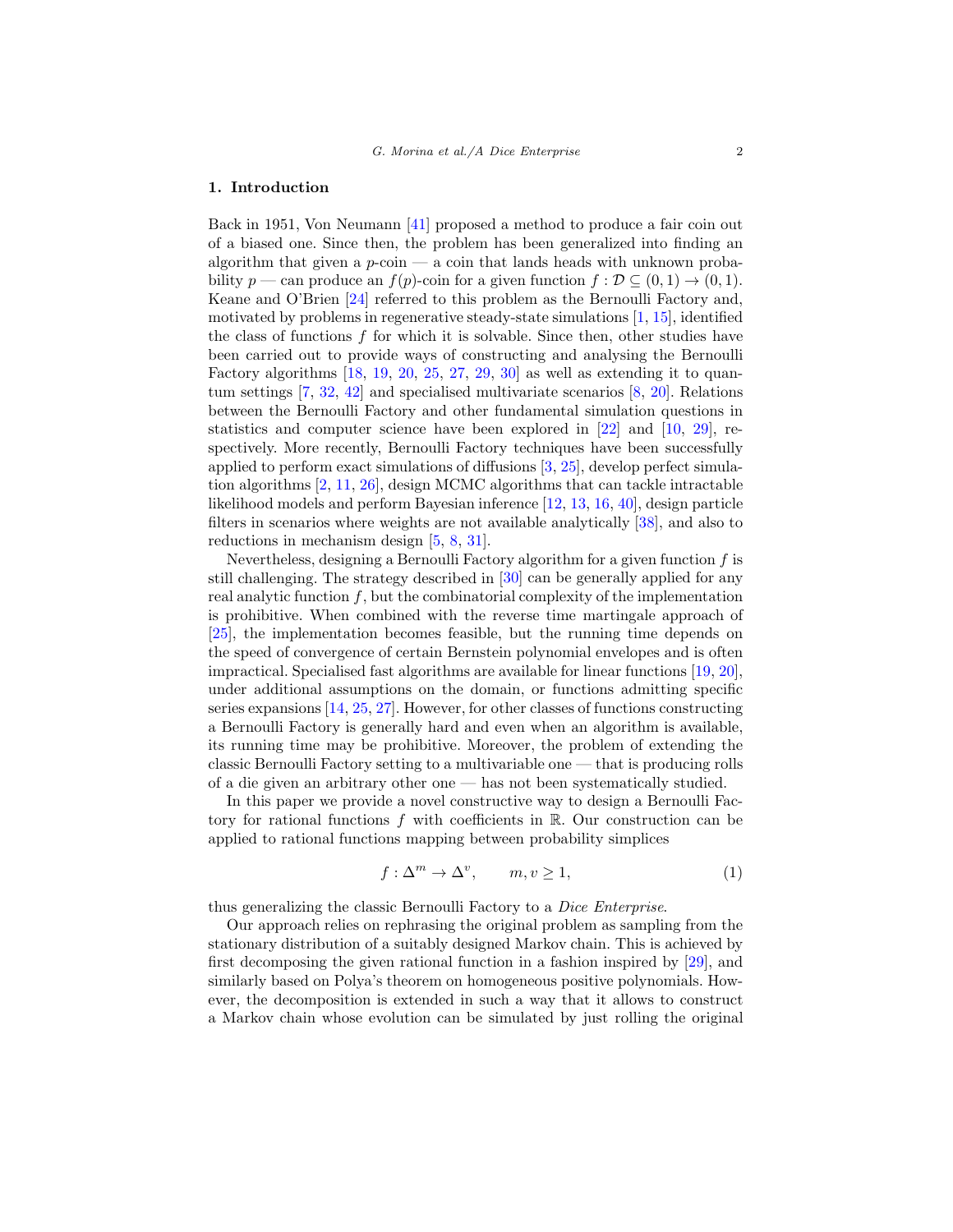## 1. Introduction

Back in 1951, Von Neumann [41] proposed a method to produce a fair coin out of a biased one. Since then, the problem has been generalized into finding an algorithm that given a $p$-coin — a coin that lands heads with unknown probability $p$ — can produce an $f(p)$-coin for a given function $f : \mathcal{D} \subseteq (0,1) \to (0,1)$. Keane and O'Brien [24] referred to this problem as the Bernoulli Factory and, motivated by problems in regenerative steady-state simulations [1, 15], identified the class of functions $f$ for which it is solvable. Since then, other studies have been carried out to provide ways of constructing and analysing the Bernoulli Factory algorithms [18, 19, 20, 25, 27, 29, 30] as well as extending it to quantum settings [7, 32, 42] and specialised multivariate scenarios [8, 20]. Relations between the Bernoulli Factory and other fundamental simulation questions in statistics and computer science have been explored in [22] and [10, 29], respectively. More recently, Bernoulli Factory techniques have been successfully applied to perform exact simulations of diffusions [3, 25], develop perfect simulation algorithms [2, 11, 26], design MCMC algorithms that can tackle intractable likelihood models and perform Bayesian inference [12, 13, 16, 40], design particle filters in scenarios where weights are not available analytically [38], and also to reductions in mechanism design [5, 8, 31].

Nevertheless, designing a Bernoulli Factory algorithm for a given function $f$ is still challenging. The strategy described in [30] can be generally applied for any real analytic function $f$, but the combinatorial complexity of the implementation is prohibitive. When combined with the reverse time martingale approach of [25], the implementation becomes feasible, but the running time depends on the speed of convergence of certain Bernstein polynomial envelopes and is often impractical. Specialised fast algorithms are available for linear functions [19, 20], under additional assumptions on the domain, or functions admitting specific series expansions [14, 25, 27]. However, for other classes of functions constructing a Bernoulli Factory is generally hard and even when an algorithm is available, its running time may be prohibitive. Moreover, the problem of extending the classic Bernoulli Factory setting to a multivariable one — that is producing rolls of a die given an arbitrary other one — has not been systematically studied.

In this paper we provide a novel constructive way to design a Bernoulli Factory for rational functions $f$ with coefficients in $\mathbb{R}$. Our construction can be applied to rational functions mapping between probability simplices

$$f : \Delta^m \to \Delta^v, \qquad m, v \geq 1, \tag{1}$$

thus generalizing the classic Bernoulli Factory to a *Dice Enterprise*.

Our approach relies on rephrasing the original problem as sampling from the stationary distribution of a suitably designed Markov chain. This is achieved by first decomposing the given rational function in a fashion inspired by [29], and similarly based on Polya's theorem on homogeneous positive polynomials. However, the decomposition is extended in such a way that it allows to construct a Markov chain whose evolution can be simulated by just rolling the original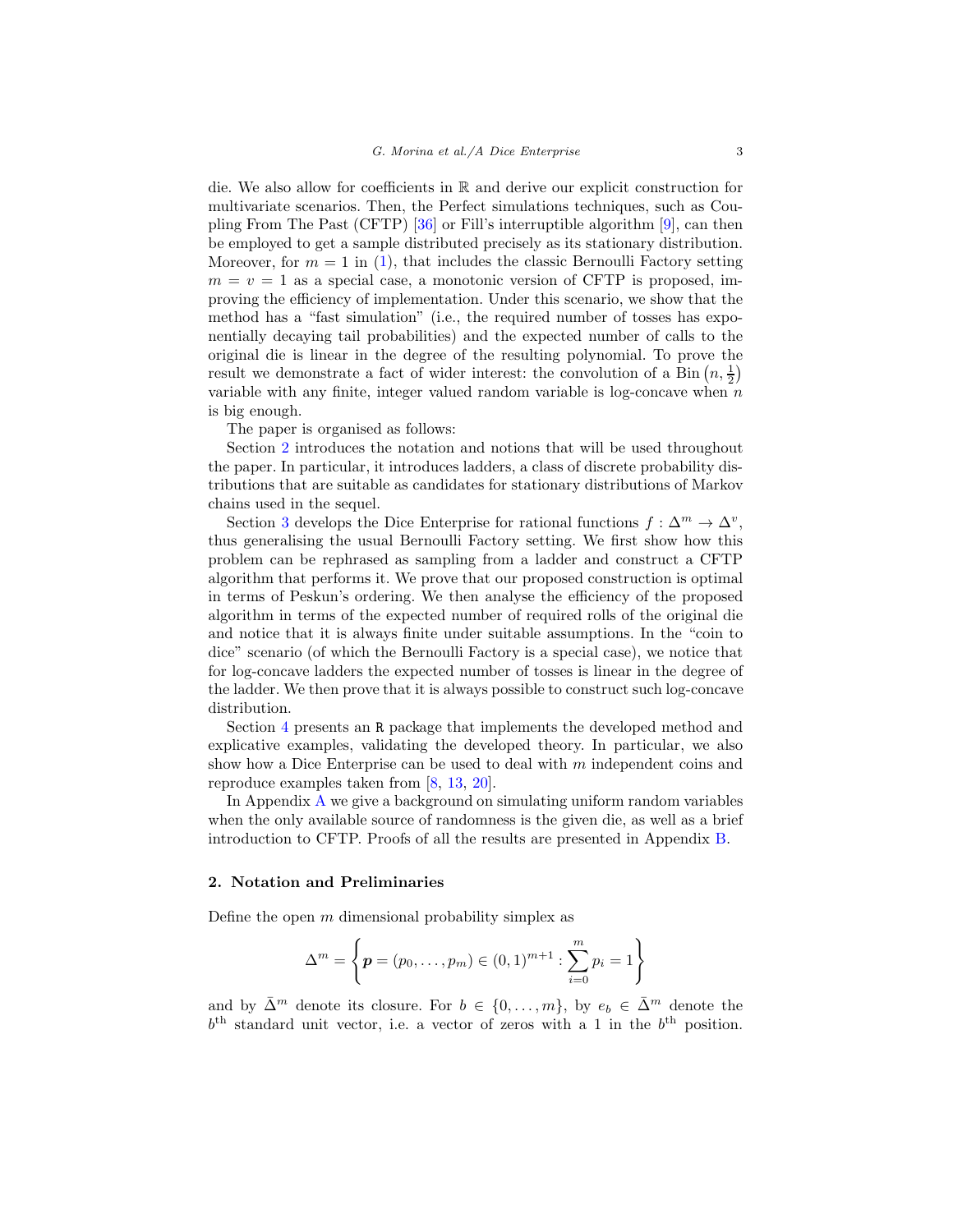die. We also allow for coefficients in $\mathbb{R}$ and derive our explicit construction for multivariate scenarios. Then, the Perfect simulations techniques, such as Coupling From The Past (CFTP) [36] or Fill's interruptible algorithm [9], can then be employed to get a sample distributed precisely as its stationary distribution. Moreover, for $m = 1$ in (1), that includes the classic Bernoulli Factory setting $m = v = 1$ as a special case, a monotonic version of CFTP is proposed, improving the efficiency of implementation. Under this scenario, we show that the method has a "fast simulation" (i.e., the required number of tosses has exponentially decaying tail probabilities) and the expected number of calls to the original die is linear in the degree of the resulting polynomial. To prove the result we demonstrate a fact of wider interest: the convolution of a $\text{Bin}\left(n, \frac{1}{2}\right)$ variable with any finite, integer valued random variable is log-concave when $n$ is big enough.

The paper is organised as follows:

Section 2 introduces the notation and notions that will be used throughout the paper. In particular, it introduces ladders, a class of discrete probability distributions that are suitable as candidates for stationary distributions of Markov chains used in the sequel.

Section 3 develops the Dice Enterprise for rational functions $f : \Delta^m \to \Delta^v$, thus generalising the usual Bernoulli Factory setting. We first show how this problem can be rephrased as sampling from a ladder and construct a CFTP algorithm that performs it. We prove that our proposed construction is optimal in terms of Peskun's ordering. We then analyse the efficiency of the proposed algorithm in terms of the expected number of required rolls of the original die and notice that it is always finite under suitable assumptions. In the "coin to dice" scenario (of which the Bernoulli Factory is a special case), we notice that for log-concave ladders the expected number of tosses is linear in the degree of the ladder. We then prove that it is always possible to construct such log-concave distribution.

Section 4 presents an `R` package that implements the developed method and explicative examples, validating the developed theory. In particular, we also show how a Dice Enterprise can be used to deal with $m$ independent coins and reproduce examples taken from [8, 13, 20].

In Appendix A we give a background on simulating uniform random variables when the only available source of randomness is the given die, as well as a brief introduction to CFTP. Proofs of all the results are presented in Appendix B.

## 2. Notation and Preliminaries

Define the open $m$ dimensional probability simplex as

$$\Delta^m = \left\{ \boldsymbol{p} = (p_0, \dots, p_m) \in (0,1)^{m+1} : \sum_{i=0}^{m} p_i = 1 \right\}$$

and by $\bar{\Delta}^m$ denote its closure. For $b \in \{0, \dots, m\}$, by $e_b \in \bar{\Delta}^m$ denote the $b^{\text{th}}$ standard unit vector, i.e. a vector of zeros with a 1 in the $b^{\text{th}}$ position.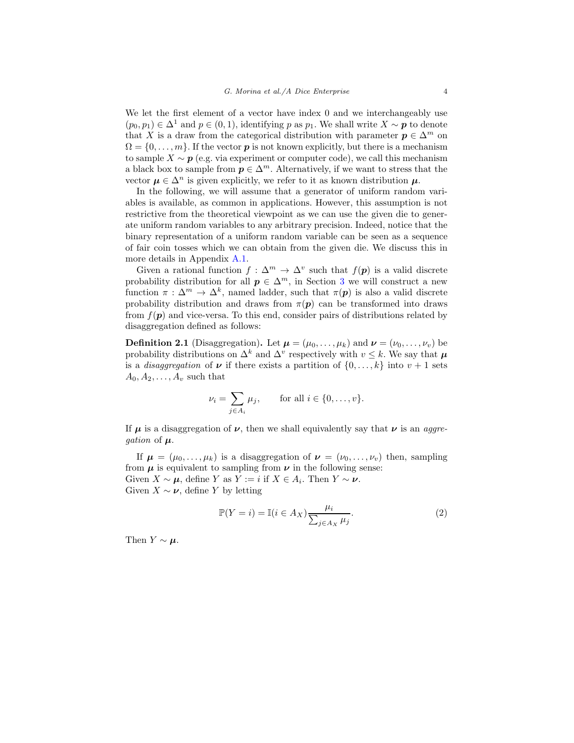We let the first element of a vector have index 0 and we interchangeably use $(p_0, p_1) \in \Delta^1$ and $p \in (0, 1)$, identifying $p$ as $p_1$. We shall write $X \sim \boldsymbol{p}$ to denote that $X$ is a draw from the categorical distribution with parameter $\boldsymbol{p} \in \Delta^m$ on $\Omega = \{0, \ldots, m\}$. If the vector $\boldsymbol{p}$ is not known explicitly, but there is a mechanism to sample $X \sim \boldsymbol{p}$ (e.g. via experiment or computer code), we call this mechanism a black box to sample from $\boldsymbol{p} \in \Delta^m$. Alternatively, if we want to stress that the vector $\boldsymbol{\mu} \in \Delta^n$ is given explicitly, we refer to it as known distribution $\boldsymbol{\mu}$.

In the following, we will assume that a generator of uniform random variables is available, as common in applications. However, this assumption is not restrictive from the theoretical viewpoint as we can use the given die to generate uniform random variables to any arbitrary precision. Indeed, notice that the binary representation of a uniform random variable can be seen as a sequence of fair coin tosses which we can obtain from the given die. We discuss this in more details in Appendix A.1.

Given a rational function $f : \Delta^m \to \Delta^v$ such that $f(\boldsymbol{p})$ is a valid discrete probability distribution for all $\boldsymbol{p} \in \Delta^m$, in Section 3 we will construct a new function $\pi : \Delta^m \to \Delta^k$, named ladder, such that $\pi(\boldsymbol{p})$ is also a valid discrete probability distribution and draws from $\pi(\boldsymbol{p})$ can be transformed into draws from $f(\boldsymbol{p})$ and vice-versa. To this end, consider pairs of distributions related by disaggregation defined as follows:

**Definition 2.1** (Disaggregation)**.** Let $\boldsymbol{\mu} = (\mu_0, \ldots, \mu_k)$ and $\boldsymbol{\nu} = (\nu_0, \ldots, \nu_v)$ be probability distributions on $\Delta^k$ and $\Delta^v$ respectively with $v \leq k$. We say that $\boldsymbol{\mu}$ is a *disaggregation* of $\boldsymbol{\nu}$ if there exists a partition of $\{0, \ldots, k\}$ into $v + 1$ sets $A_0, A_2, \ldots, A_v$ such that

$$\nu_i = \sum_{j \in A_i} \mu_j, \qquad \text{for all } i \in \{0, \ldots, v\}.$$

If $\boldsymbol{\mu}$ is a disaggregation of $\boldsymbol{\nu}$, then we shall equivalently say that $\boldsymbol{\nu}$ is an *aggregation* of $\boldsymbol{\mu}$.

If $\boldsymbol{\mu} = (\mu_0, \ldots, \mu_k)$ is a disaggregation of $\boldsymbol{\nu} = (\nu_0, \ldots, \nu_v)$ then, sampling from $\boldsymbol{\mu}$ is equivalent to sampling from $\boldsymbol{\nu}$ in the following sense:
Given $X \sim \boldsymbol{\mu}$, define $Y$ as $Y := i$ if $X \in A_i$. Then $Y \sim \boldsymbol{\nu}$.
Given $X \sim \boldsymbol{\nu}$, define $Y$ by letting

$$\mathbb{P}(Y = i) = \mathbb{I}(i \in A_X) \frac{\mu_i}{\sum_{j \in A_X} \mu_j}. \tag{2}$$

Then $Y \sim \boldsymbol{\mu}$.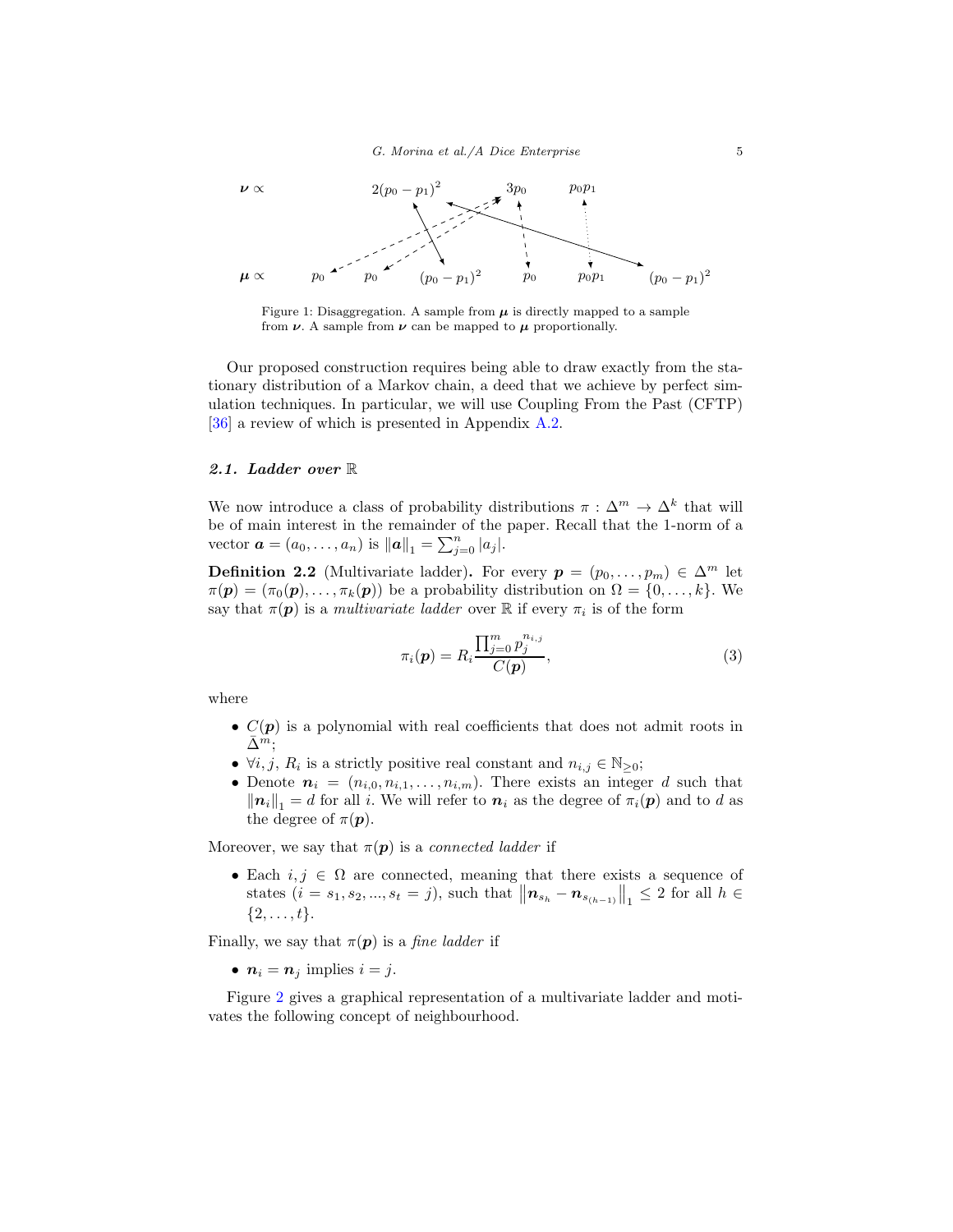$\boldsymbol{\nu} \propto$ $2(p_0 - p_1)^2$ $3p_0$ $p_0 p_1$

$\boldsymbol{\mu} \propto$ $p_0$ $p_0$ $(p_0 - p_1)^2$ $p_0$ $p_0 p_1$ $(p_0 - p_1)^2$

Figure 1: Disaggregation. A sample from $\boldsymbol{\mu}$ is directly mapped to a sample from $\boldsymbol{\nu}$. A sample from $\boldsymbol{\nu}$ can be mapped to $\boldsymbol{\mu}$ proportionally.

Our proposed construction requires being able to draw exactly from the stationary distribution of a Markov chain, a deed that we achieve by perfect simulation techniques. In particular, we will use Coupling From the Past (CFTP) [36] a review of which is presented in Appendix A.2.

### 2.1. Ladder over $\mathbb{R}$

We now introduce a class of probability distributions $\pi : \Delta^m \to \Delta^k$ that will be of main interest in the remainder of the paper. Recall that the 1-norm of a vector $\boldsymbol{a} = (a_0, \ldots, a_n)$ is $\|\boldsymbol{a}\|_1 = \sum_{j=0}^{n} |a_j|$.

**Definition 2.2** (Multivariate ladder)**.** For every $\boldsymbol{p} = (p_0, \ldots, p_m) \in \Delta^m$ let $\pi(\boldsymbol{p}) = (\pi_0(\boldsymbol{p}), \ldots, \pi_k(\boldsymbol{p}))$ be a probability distribution on $\Omega = \{0, \ldots, k\}$. We say that $\pi(\boldsymbol{p})$ is a *multivariate ladder* over $\mathbb{R}$ if every $\pi_i$ is of the form

$$\pi_i(\boldsymbol{p}) = R_i \frac{\prod_{j=0}^{m} p_j^{n_{i,j}}}{C(\boldsymbol{p})}, \tag{3}$$

where

- $C(\boldsymbol{p})$ is a polynomial with real coefficients that does not admit roots in $\bar{\Delta}^m$;
- $\forall i, j$, $R_i$ is a strictly positive real constant and $n_{i,j} \in \mathbb{N}_{\geq 0}$;
- Denote $\boldsymbol{n}_i = (n_{i,0}, n_{i,1}, \ldots, n_{i,m})$. There exists an integer $d$ such that $\|\boldsymbol{n}_i\|_1 = d$ for all $i$. We will refer to $\boldsymbol{n}_i$ as the degree of $\pi_i(\boldsymbol{p})$ and to $d$ as the degree of $\pi(\boldsymbol{p})$.

Moreover, we say that $\pi(\boldsymbol{p})$ is a *connected ladder* if

- Each $i, j \in \Omega$ are connected, meaning that there exists a sequence of states $(i = s_1, s_2, ..., s_t = j)$, such that $\left\|\boldsymbol{n}_{s_h} - \boldsymbol{n}_{s_{(h-1)}}\right\|_1 \leq 2$ for all $h \in \{2, \ldots, t\}$.

Finally, we say that $\pi(\boldsymbol{p})$ is a *fine ladder* if

- $\boldsymbol{n}_i = \boldsymbol{n}_j$ implies $i = j$.

Figure 2 gives a graphical representation of a multivariate ladder and motivates the following concept of neighbourhood.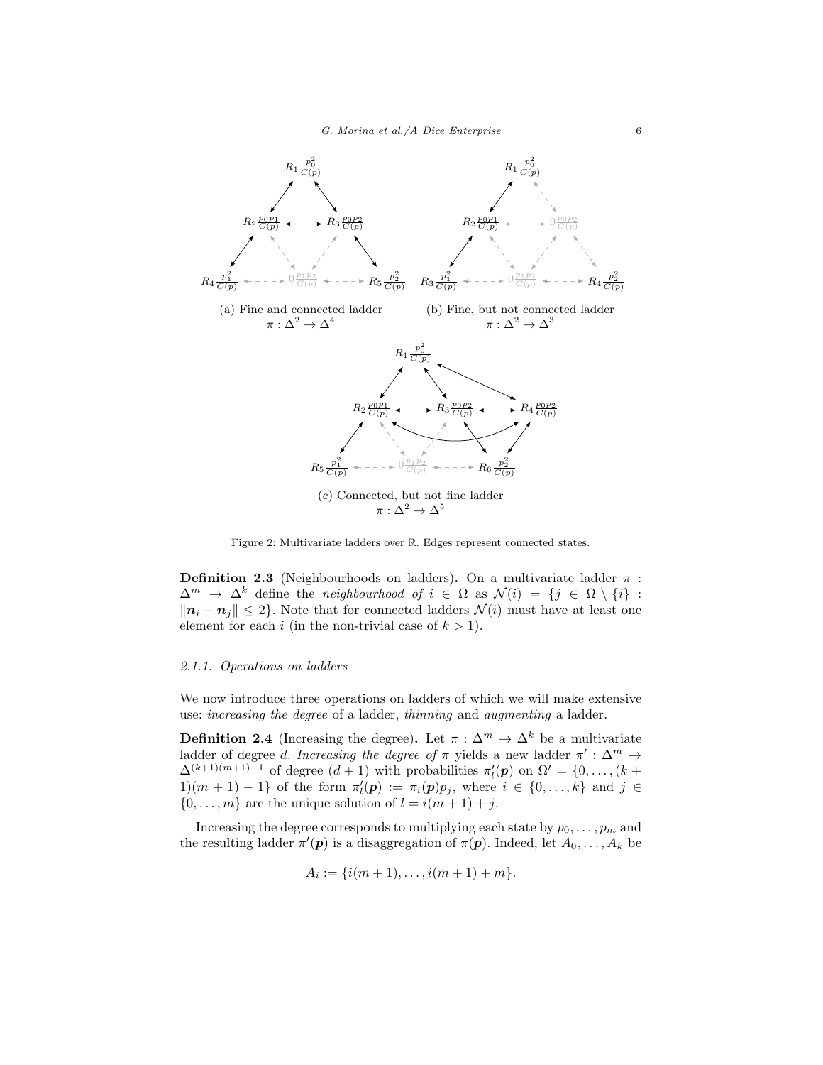(a) Fine and connected ladder $\pi : \Delta^2 \to \Delta^4$

(b) Fine, but not connected ladder $\pi : \Delta^2 \to \Delta^3$

(c) Connected, but not fine ladder $\pi : \Delta^2 \to \Delta^5$

Figure 2: Multivariate ladders over $\mathbb{R}$. Edges represent connected states.

**Definition 2.3** (Neighbourhoods on ladders)**.** On a multivariate ladder $\pi : \Delta^m \to \Delta^k$ define the *neighbourhood of* $i \in \Omega$ as $\mathcal{N}(i) = \{j \in \Omega \setminus \{i\} : \|\boldsymbol{n}_i - \boldsymbol{n}_j\| \leq 2\}$. Note that for connected ladders $\mathcal{N}(i)$ must have at least one element for each $i$ (in the non-trivial case of $k > 1$).

### 2.1.1. Operations on ladders

We now introduce three operations on ladders of which we will make extensive use: *increasing the degree* of a ladder, *thinning* and *augmenting* a ladder.

**Definition 2.4** (Increasing the degree)**.** Let $\pi : \Delta^m \to \Delta^k$ be a multivariate ladder of degree $d$. *Increasing the degree of* $\pi$ yields a new ladder $\pi' : \Delta^m \to \Delta^{(k+1)(m+1)-1}$ of degree $(d+1)$ with probabilities $\pi'_l(\boldsymbol{p})$ on $\Omega' = \{0, \ldots, (k+1)(m+1)-1\}$ of the form $\pi'_l(\boldsymbol{p}) := \pi_i(\boldsymbol{p})p_j$, where $i \in \{0, \ldots, k\}$ and $j \in \{0, \ldots, m\}$ are the unique solution of $l = i(m+1) + j$.

Increasing the degree corresponds to multiplying each state by $p_0, \ldots, p_m$ and the resulting ladder $\pi'(\boldsymbol{p})$ is a disaggregation of $\pi(\boldsymbol{p})$. Indeed, let $A_0, \ldots, A_k$ be

$$A_i := \{i(m+1), \ldots, i(m+1) + m\}.$$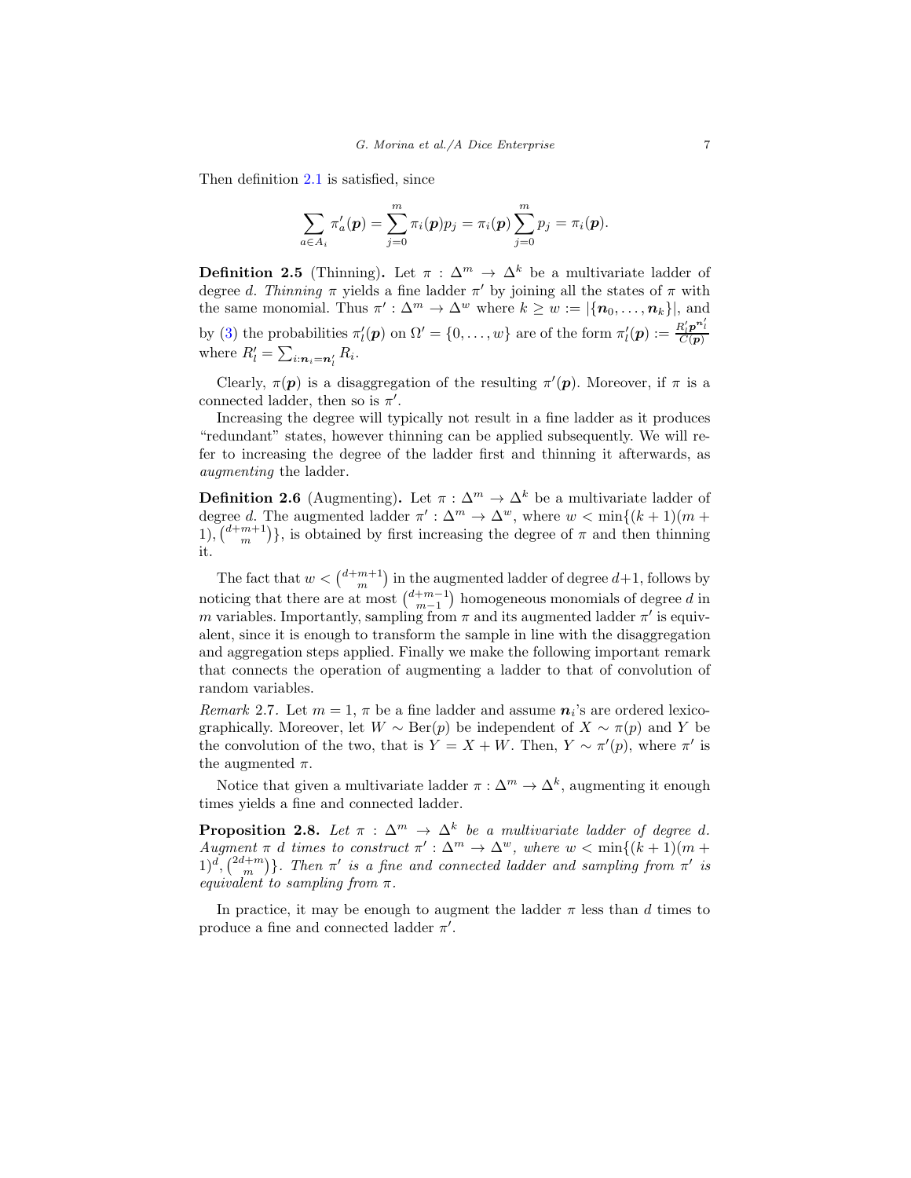Then definition 2.1 is satisfied, since

$$\sum_{a \in A_i} \pi'_a(\boldsymbol{p}) = \sum_{j=0}^{m} \pi_i(\boldsymbol{p}) p_j = \pi_i(\boldsymbol{p}) \sum_{j=0}^{m} p_j = \pi_i(\boldsymbol{p}).$$

**Definition 2.5** (Thinning)**.** Let $\pi : \Delta^m \to \Delta^k$ be a multivariate ladder of degree $d$. *Thinning* $\pi$ yields a fine ladder $\pi'$ by joining all the states of $\pi$ with the same monomial. Thus $\pi' : \Delta^m \to \Delta^w$ where $k \geq w := |\{\boldsymbol{n}_0, \dots, \boldsymbol{n}_k\}|$, and by (3) the probabilities $\pi'_l(\boldsymbol{p})$ on $\Omega' = \{0, \dots, w\}$ are of the form $\pi'_l(\boldsymbol{p}) := \frac{R'_l \boldsymbol{p}^{\boldsymbol{n}'_l}}{C(\boldsymbol{p})}$ where $R'_l = \sum_{i: \boldsymbol{n}_i = \boldsymbol{n}'_l} R_i$.

Clearly, $\pi(\boldsymbol{p})$ is a disaggregation of the resulting $\pi'(\boldsymbol{p})$. Moreover, if $\pi$ is a connected ladder, then so is $\pi'$.

Increasing the degree will typically not result in a fine ladder as it produces "redundant" states, however thinning can be applied subsequently. We will refer to increasing the degree of the ladder first and thinning it afterwards, as *augmenting* the ladder.

**Definition 2.6** (Augmenting)**.** Let $\pi : \Delta^m \to \Delta^k$ be a multivariate ladder of degree $d$. The augmented ladder $\pi' : \Delta^m \to \Delta^w$, where $w < \min\{(k+1)(m+1), \binom{d+m+1}{m}\}$, is obtained by first increasing the degree of $\pi$ and then thinning it.

The fact that $w < \binom{d+m+1}{m}$ in the augmented ladder of degree $d+1$, follows by noticing that there are at most $\binom{d+m-1}{m-1}$ homogeneous monomials of degree $d$ in $m$ variables. Importantly, sampling from $\pi$ and its augmented ladder $\pi'$ is equivalent, since it is enough to transform the sample in line with the disaggregation and aggregation steps applied. Finally we make the following important remark that connects the operation of augmenting a ladder to that of convolution of random variables.

*Remark* 2.7. Let $m = 1$, $\pi$ be a fine ladder and assume $\boldsymbol{n}_i$'s are ordered lexicographically. Moreover, let $W \sim \text{Ber}(p)$ be independent of $X \sim \pi(p)$ and $Y$ be the convolution of the two, that is $Y = X + W$. Then, $Y \sim \pi'(p)$, where $\pi'$ is the augmented $\pi$.

Notice that given a multivariate ladder $\pi : \Delta^m \to \Delta^k$, augmenting it enough times yields a fine and connected ladder.

**Proposition 2.8.** *Let $\pi : \Delta^m \to \Delta^k$ be a multivariate ladder of degree $d$. Augment $\pi$ $d$ times to construct $\pi' : \Delta^m \to \Delta^w$, where $w < \min\{(k+1)(m+1)^d, \binom{2d+m}{m}\}$. Then $\pi'$ is a fine and connected ladder and sampling from $\pi'$ is equivalent to sampling from $\pi$.*

In practice, it may be enough to augment the ladder $\pi$ less than $d$ times to produce a fine and connected ladder $\pi'$.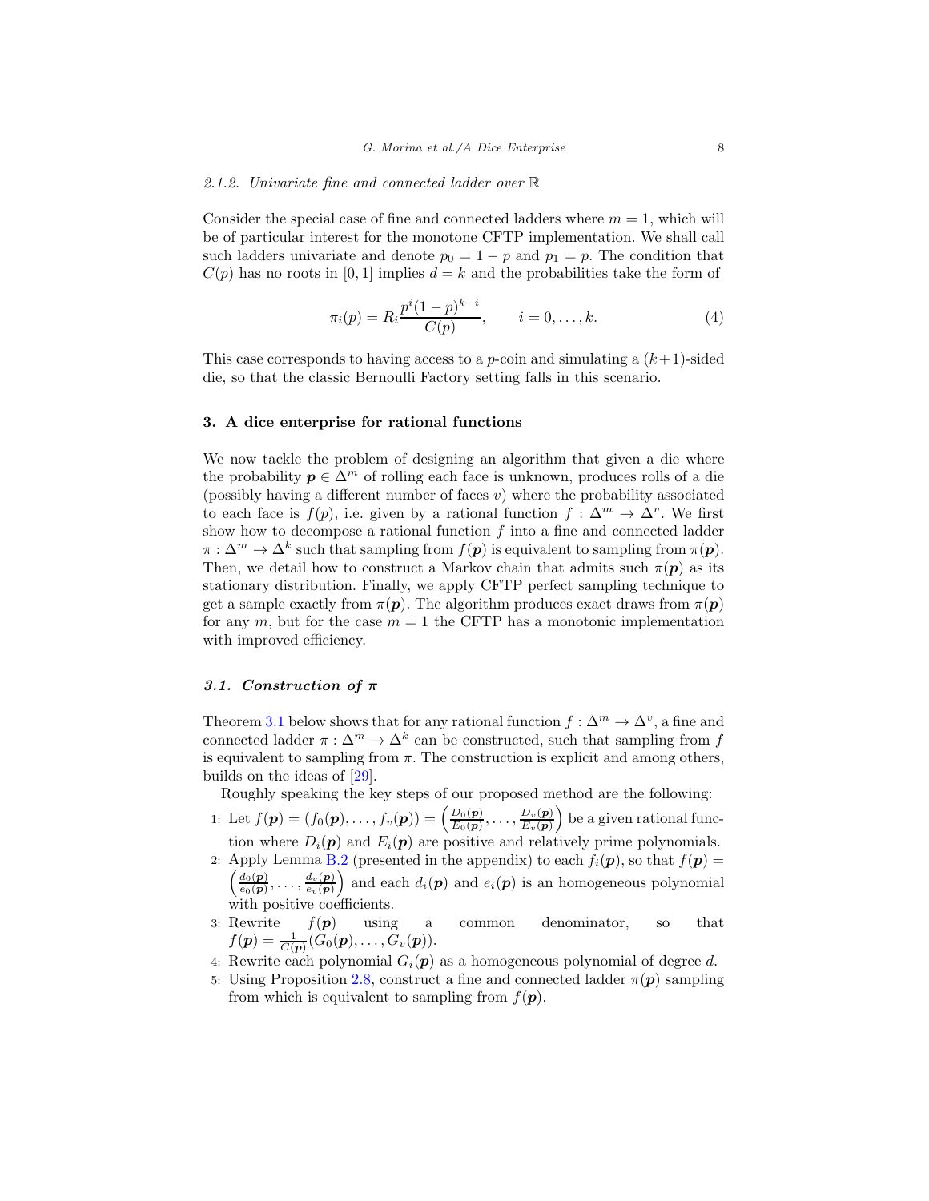#### 2.1.2. Univariate fine and connected ladder over $\mathbb{R}$

Consider the special case of fine and connected ladders where $m = 1$, which will be of particular interest for the monotone CFTP implementation. We shall call such ladders univariate and denote $p_0 = 1 - p$ and $p_1 = p$. The condition that $C(p)$ has no roots in $[0, 1]$ implies $d = k$ and the probabilities take the form of

$$\pi_i(p) = R_i \frac{p^i(1-p)^{k-i}}{C(p)}, \qquad i = 0, \ldots, k. \tag{4}$$

This case corresponds to having access to a $p$-coin and simulating a $(k+1)$-sided die, so that the classic Bernoulli Factory setting falls in this scenario.

## 3. A dice enterprise for rational functions

We now tackle the problem of designing an algorithm that given a die where the probability $\boldsymbol{p} \in \Delta^m$ of rolling each face is unknown, produces rolls of a die (possibly having a different number of faces $v$) where the probability associated to each face is $f(p)$, i.e. given by a rational function $f : \Delta^m \to \Delta^v$. We first show how to decompose a rational function $f$ into a fine and connected ladder $\pi : \Delta^m \to \Delta^k$ such that sampling from $f(\boldsymbol{p})$ is equivalent to sampling from $\pi(\boldsymbol{p})$. Then, we detail how to construct a Markov chain that admits such $\pi(\boldsymbol{p})$ as its stationary distribution. Finally, we apply CFTP perfect sampling technique to get a sample exactly from $\pi(\boldsymbol{p})$. The algorithm produces exact draws from $\pi(\boldsymbol{p})$ for any $m$, but for the case $m = 1$ the CFTP has a monotonic implementation with improved efficiency.

### 3.1. Construction of $\boldsymbol{\pi}$

Theorem 3.1 below shows that for any rational function $f : \Delta^m \to \Delta^v$, a fine and connected ladder $\pi : \Delta^m \to \Delta^k$ can be constructed, such that sampling from $f$ is equivalent to sampling from $\pi$. The construction is explicit and among others, builds on the ideas of [29].

Roughly speaking the key steps of our proposed method are the following:

1. Let $f(\boldsymbol{p}) = (f_0(\boldsymbol{p}), \ldots, f_v(\boldsymbol{p})) = \left(\frac{D_0(\boldsymbol{p})}{E_0(\boldsymbol{p})}, \ldots, \frac{D_v(\boldsymbol{p})}{E_v(\boldsymbol{p})}\right)$ be a given rational function where $D_i(\boldsymbol{p})$ and $E_i(\boldsymbol{p})$ are positive and relatively prime polynomials.
2. Apply Lemma B.2 (presented in the appendix) to each $f_i(\boldsymbol{p})$, so that $f(\boldsymbol{p}) = \left(\frac{d_0(\boldsymbol{p})}{e_0(\boldsymbol{p})}, \ldots, \frac{d_v(\boldsymbol{p})}{e_v(\boldsymbol{p})}\right)$ and each $d_i(\boldsymbol{p})$ and $e_i(\boldsymbol{p})$ is an homogeneous polynomial with positive coefficients.
3. Rewrite $f(\boldsymbol{p})$ using a common denominator, so that $f(\boldsymbol{p}) = \frac{1}{C(\boldsymbol{p})}(G_0(\boldsymbol{p}), \ldots, G_v(\boldsymbol{p}))$.
4. Rewrite each polynomial $G_i(\boldsymbol{p})$ as a homogeneous polynomial of degree $d$.
5. Using Proposition 2.8, construct a fine and connected ladder $\pi(\boldsymbol{p})$ sampling from which is equivalent to sampling from $f(\boldsymbol{p})$.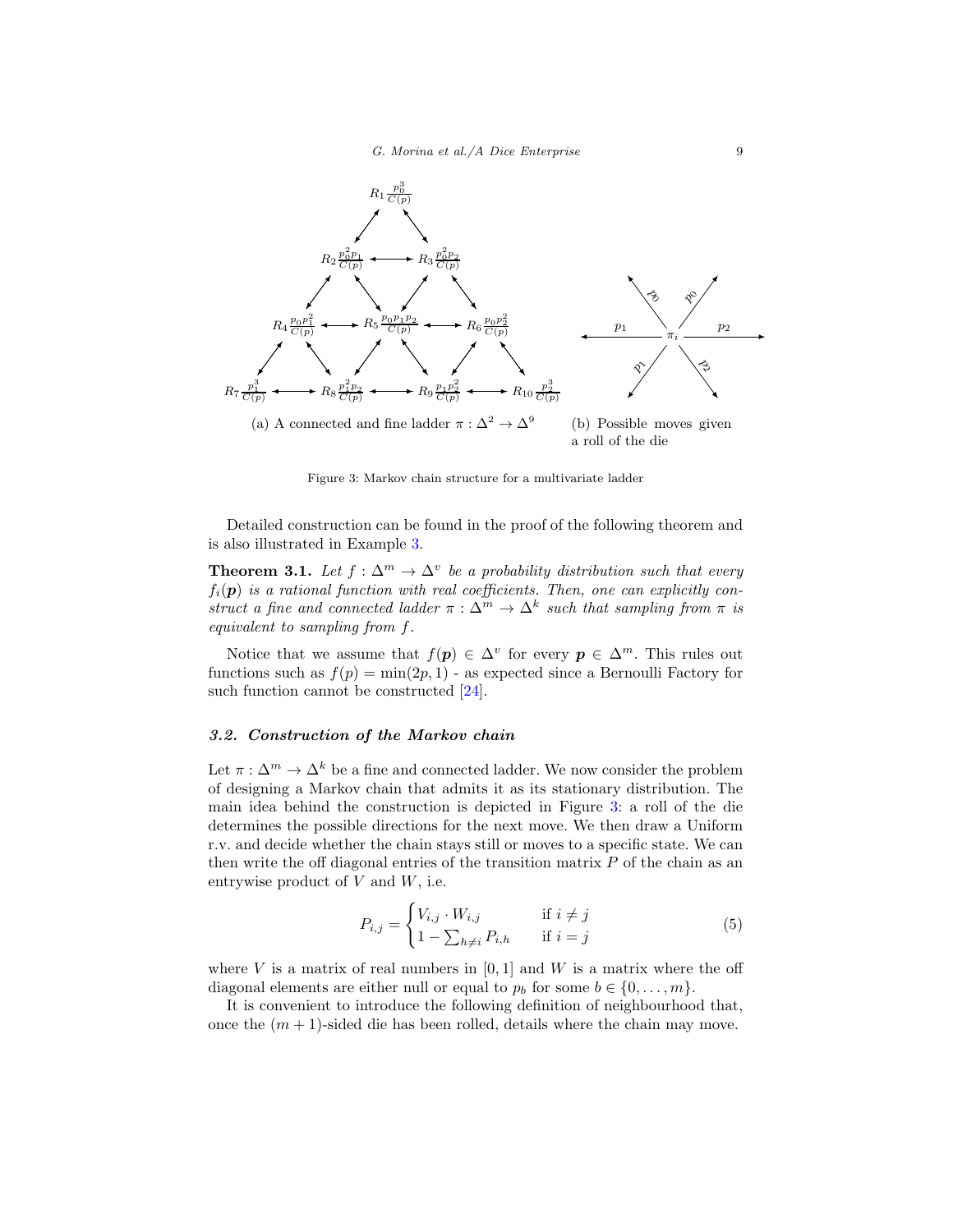(a) A connected and fine ladder $\pi : \Delta^2 \to \Delta^9$

(b) Possible moves given a roll of the die

Figure 3: Markov chain structure for a multivariate ladder

Detailed construction can be found in the proof of the following theorem and is also illustrated in Example 3.

**Theorem 3.1.** *Let $f : \Delta^m \to \Delta^v$ be a probability distribution such that every $f_i(\boldsymbol{p})$ is a rational function with real coefficients. Then, one can explicitly construct a fine and connected ladder $\pi : \Delta^m \to \Delta^k$ such that sampling from $\pi$ is equivalent to sampling from $f$.*

Notice that we assume that $f(\boldsymbol{p}) \in \Delta^v$ for every $\boldsymbol{p} \in \Delta^m$. This rules out functions such as $f(p) = \min(2p, 1)$ - as expected since a Bernoulli Factory for such function cannot be constructed [24].

### *3.2. Construction of the Markov chain*

Let $\pi : \Delta^m \to \Delta^k$ be a fine and connected ladder. We now consider the problem of designing a Markov chain that admits it as its stationary distribution. The main idea behind the construction is depicted in Figure 3: a roll of the die determines the possible directions for the next move. We then draw a Uniform r.v. and decide whether the chain stays still or moves to a specific state. We can then write the off diagonal entries of the transition matrix $P$ of the chain as an entrywise product of $V$ and $W$, i.e.

$$P_{i,j} = \begin{cases} V_{i,j} \cdot W_{i,j} & \text{if } i \neq j \\ 1 - \sum_{h \neq i} P_{i,h} & \text{if } i = j \end{cases} \tag{5}$$

where $V$ is a matrix of real numbers in $[0, 1]$ and $W$ is a matrix where the off diagonal elements are either null or equal to $p_b$ for some $b \in \{0, \ldots, m\}$.

It is convenient to introduce the following definition of neighbourhood that, once the $(m + 1)$-sided die has been rolled, details where the chain may move.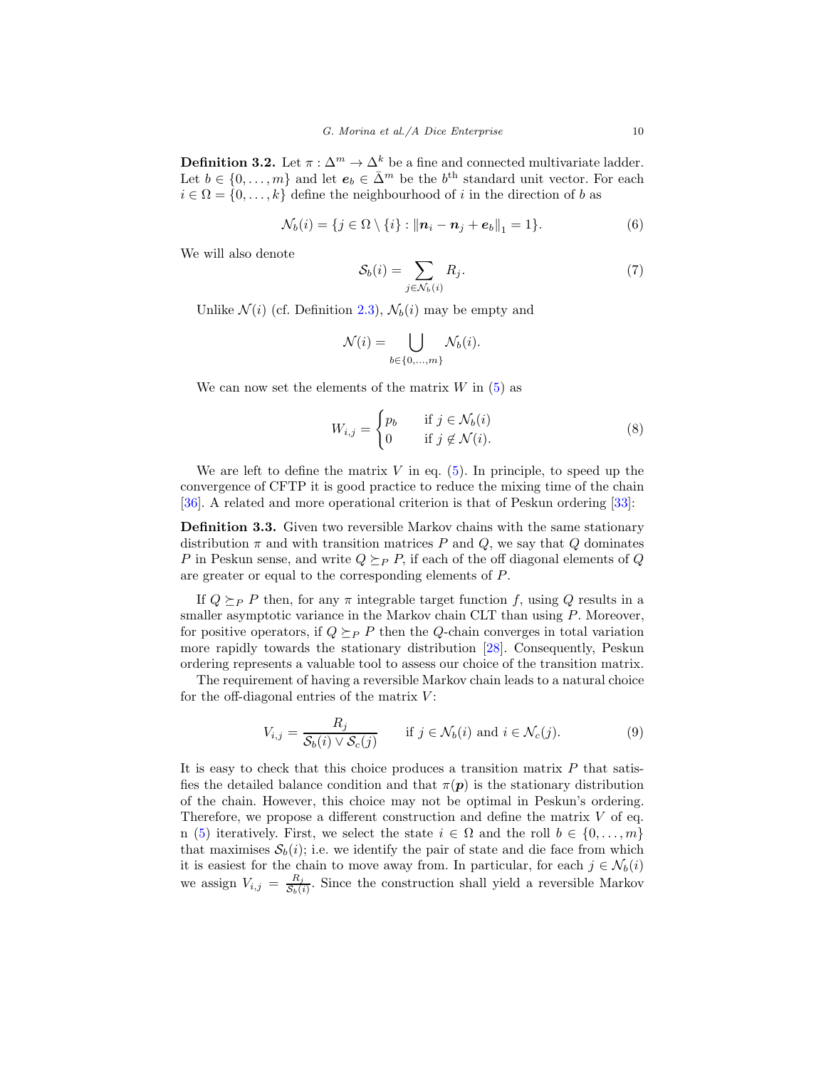**Definition 3.2.** Let $\pi : \Delta^m \to \Delta^k$ be a fine and connected multivariate ladder. Let $b \in \{0, \ldots, m\}$ and let $\boldsymbol{e}_b \in \bar{\Delta}^m$ be the $b^{\text{th}}$ standard unit vector. For each $i \in \Omega = \{0, \ldots, k\}$ define the neighbourhood of $i$ in the direction of $b$ as

$$\mathcal{N}_b(i) = \{j \in \Omega \setminus \{i\} : \|\boldsymbol{n}_i - \boldsymbol{n}_j + \boldsymbol{e}_b\|_1 = 1\}. \tag{6}$$

We will also denote

$$\mathcal{S}_b(i) = \sum_{j \in \mathcal{N}_b(i)} R_j. \tag{7}$$

Unlike $\mathcal{N}(i)$ (cf. Definition 2.3), $\mathcal{N}_b(i)$ may be empty and

$$\mathcal{N}(i) = \bigcup_{b \in \{0,\ldots,m\}} \mathcal{N}_b(i).$$

We can now set the elements of the matrix $W$ in (5) as

$$W_{i,j} = \begin{cases} p_b & \text{if } j \in \mathcal{N}_b(i) \\ 0 & \text{if } j \notin \mathcal{N}(i). \end{cases} \tag{8}$$

We are left to define the matrix $V$ in eq. (5). In principle, to speed up the convergence of CFTP it is good practice to reduce the mixing time of the chain [36]. A related and more operational criterion is that of Peskun ordering [33]:

**Definition 3.3.** Given two reversible Markov chains with the same stationary distribution $\pi$ and with transition matrices $P$ and $Q$, we say that $Q$ dominates $P$ in Peskun sense, and write $Q \succeq_P P$, if each of the off diagonal elements of $Q$ are greater or equal to the corresponding elements of $P$.

If $Q \succeq_P P$ then, for any $\pi$ integrable target function $f$, using $Q$ results in a smaller asymptotic variance in the Markov chain CLT than using $P$. Moreover, for positive operators, if $Q \succeq_P P$ then the $Q$-chain converges in total variation more rapidly towards the stationary distribution [28]. Consequently, Peskun ordering represents a valuable tool to assess our choice of the transition matrix.

The requirement of having a reversible Markov chain leads to a natural choice for the off-diagonal entries of the matrix $V$:

$$V_{i,j} = \frac{R_j}{\mathcal{S}_b(i) \vee \mathcal{S}_c(j)} \qquad \text{if } j \in \mathcal{N}_b(i) \text{ and } i \in \mathcal{N}_c(j). \tag{9}$$

It is easy to check that this choice produces a transition matrix $P$ that satisfies the detailed balance condition and that $\pi(\boldsymbol{p})$ is the stationary distribution of the chain. However, this choice may not be optimal in Peskun's ordering. Therefore, we propose a different construction and define the matrix $V$ of eq. n (5) iteratively. First, we select the state $i \in \Omega$ and the roll $b \in \{0, \ldots, m\}$ that maximises $\mathcal{S}_b(i)$; i.e. we identify the pair of state and die face from which it is easiest for the chain to move away from. In particular, for each $j \in \mathcal{N}_b(i)$ we assign $V_{i,j} = \frac{R_j}{\mathcal{S}_b(i)}$. Since the construction shall yield a reversible Markov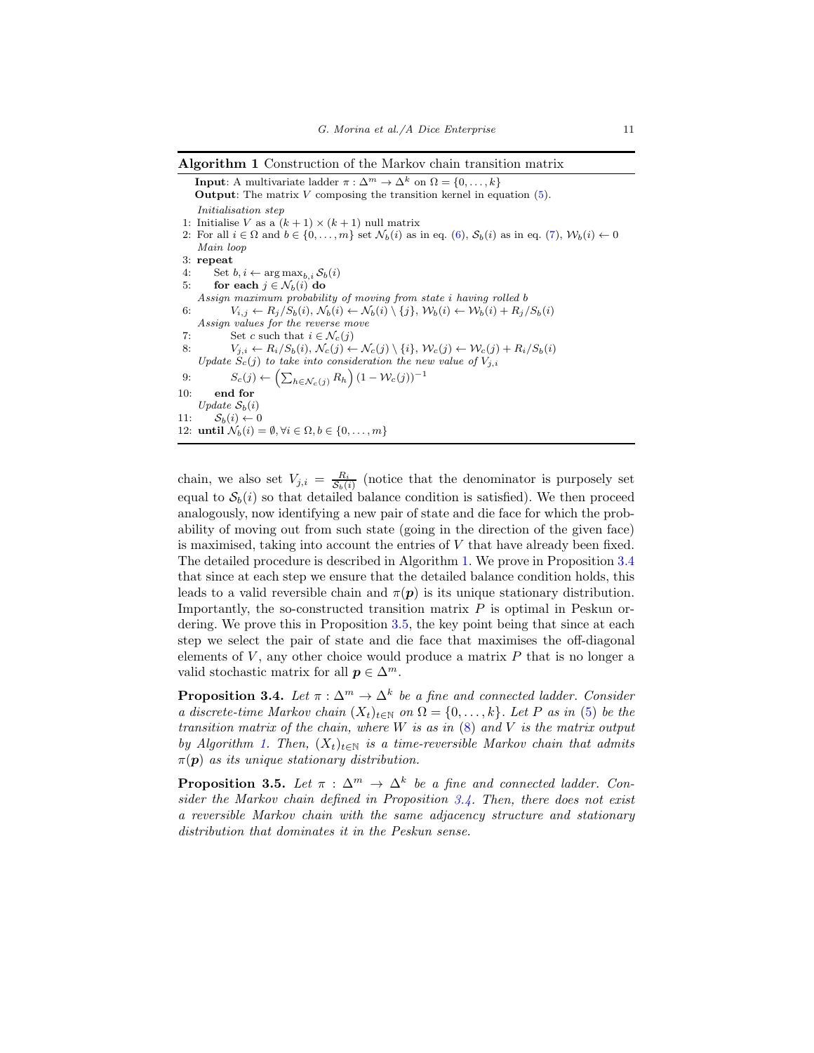**Algorithm 1** Construction of the Markov chain transition matrix

```
Input: A multivariate ladder π : Δ^m → Δ^k on Ω = {0, ..., k}
Output: The matrix V composing the transition kernel in equation (5).
  Initialisation step
 1: Initialise V as a (k+1) × (k+1) null matrix
 2: For all i ∈ Ω and b ∈ {0, ..., m} set N_b(i) as in eq. (6), S_b(i) as in eq. (7), W_b(i) ← 0
  Main loop
 3: repeat
 4:     Set b, i ← arg max_{b,i} S_b(i)
 5:     for each j ∈ N_b(i) do
  Assign maximum probability of moving from state i having rolled b
 6:         V_{i,j} ← R_j / S_b(i), N_b(i) ← N_b(i) \ {j}, W_b(i) ← W_b(i) + R_j / S_b(i)
  Assign values for the reverse move
 7:         Set c such that i ∈ N_c(j)
 8:         V_{j,i} ← R_i / S_b(i), N_c(j) ← N_c(j) \ {i}, W_c(j) ← W_c(j) + R_i / S_b(i)
  Update S_c(j) to take into consideration the new value of V_{j,i}
 9:         S_c(j) ← (Σ_{h ∈ N_c(j)} R_h) (1 − W_c(j))^{-1}
10:     end for
  Update S_b(i)
11:     S_b(i) ← 0
12: until N_b(i) = ∅, ∀i ∈ Ω, b ∈ {0, ..., m}
```

chain, we also set $V_{j,i} = \frac{R_i}{\mathcal{S}_b(i)}$ (notice that the denominator is purposely set equal to $\mathcal{S}_b(i)$ so that detailed balance condition is satisfied). We then proceed analogously, now identifying a new pair of state and die face for which the probability of moving out from such state (going in the direction of the given face) is maximised, taking into account the entries of $V$ that have already been fixed. The detailed procedure is described in Algorithm 1. We prove in Proposition 3.4 that since at each step we ensure that the detailed balance condition holds, this leads to a valid reversible chain and $\pi(\boldsymbol{p})$ is its unique stationary distribution. Importantly, the so-constructed transition matrix $P$ is optimal in Peskun ordering. We prove this in Proposition 3.5, the key point being that since at each step we select the pair of state and die face that maximises the off-diagonal elements of $V$, any other choice would produce a matrix $P$ that is no longer a valid stochastic matrix for all $\boldsymbol{p} \in \Delta^m$.

**Proposition 3.4.** *Let $\pi : \Delta^m \to \Delta^k$ be a fine and connected ladder. Consider a discrete-time Markov chain $(X_t)_{t\in\mathbb{N}}$ on $\Omega = \{0, \ldots, k\}$. Let $P$ as in (5) be the transition matrix of the chain, where $W$ is as in (8) and $V$ is the matrix output by Algorithm 1. Then, $(X_t)_{t\in\mathbb{N}}$ is a time-reversible Markov chain that admits $\pi(\boldsymbol{p})$ as its unique stationary distribution.*

**Proposition 3.5.** *Let $\pi : \Delta^m \to \Delta^k$ be a fine and connected ladder. Consider the Markov chain defined in Proposition 3.4. Then, there does not exist a reversible Markov chain with the same adjacency structure and stationary distribution that dominates it in the Peskun sense.*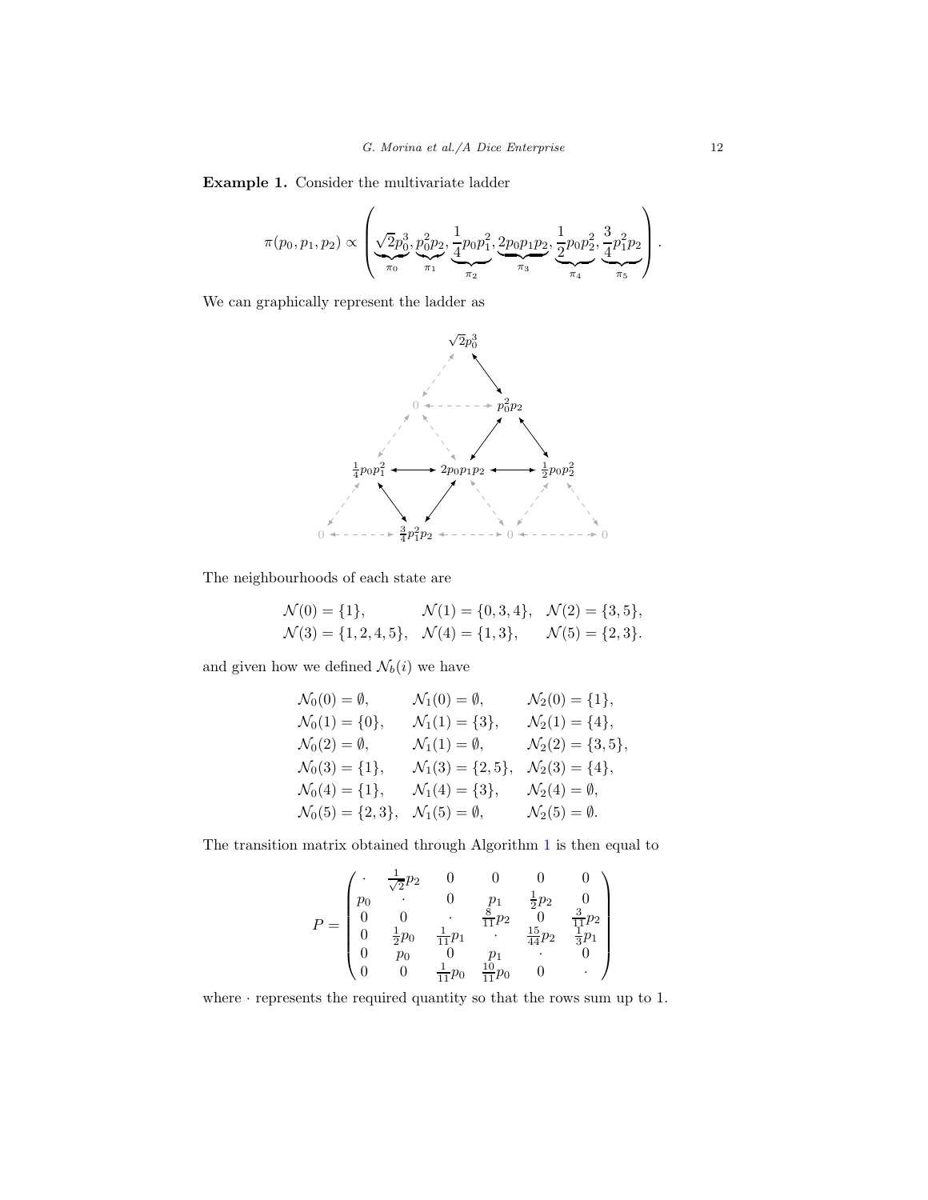**Example 1.** Consider the multivariate ladder

$$\pi(p_0, p_1, p_2) \propto \left( \underbrace{\sqrt{2}p_0^3}_{\pi_0}, \underbrace{p_0^2 p_2}_{\pi_1}, \underbrace{\frac{1}{4}p_0 p_1^2}_{\pi_2}, \underbrace{2p_0 p_1 p_2}_{\pi_3}, \underbrace{\frac{1}{2}p_0 p_2^2}_{\pi_4}, \underbrace{\frac{3}{4}p_1^2 p_2}_{\pi_5} \right).$$

We can graphically represent the ladder as

$\sqrt{2}p_0^3$

$0 \quad p_0^2 p_2$

$\frac{1}{4}p_0 p_1^2 \longleftrightarrow 2p_0 p_1 p_2 \longleftrightarrow \frac{1}{2}p_0 p_2^2$

$0 \quad \frac{3}{4}p_1^2 p_2 \quad 0 \quad 0$

The neighbourhoods of each state are

$$\begin{aligned} &\mathcal{N}(0) = \{1\}, && \mathcal{N}(1) = \{0, 3, 4\}, && \mathcal{N}(2) = \{3, 5\}, \\ &\mathcal{N}(3) = \{1, 2, 4, 5\}, && \mathcal{N}(4) = \{1, 3\}, && \mathcal{N}(5) = \{2, 3\}. \end{aligned}$$

and given how we defined $\mathcal{N}_b(i)$ we have

$$\begin{aligned} &\mathcal{N}_0(0) = \emptyset, && \mathcal{N}_1(0) = \emptyset, && \mathcal{N}_2(0) = \{1\}, \\ &\mathcal{N}_0(1) = \{0\}, && \mathcal{N}_1(1) = \{3\}, && \mathcal{N}_2(1) = \{4\}, \\ &\mathcal{N}_0(2) = \emptyset, && \mathcal{N}_1(1) = \emptyset, && \mathcal{N}_2(2) = \{3, 5\}, \\ &\mathcal{N}_0(3) = \{1\}, && \mathcal{N}_1(3) = \{2, 5\}, && \mathcal{N}_2(3) = \{4\}, \\ &\mathcal{N}_0(4) = \{1\}, && \mathcal{N}_1(4) = \{3\}, && \mathcal{N}_2(4) = \emptyset, \\ &\mathcal{N}_0(5) = \{2, 3\}, && \mathcal{N}_1(5) = \emptyset, && \mathcal{N}_2(5) = \emptyset. \end{aligned}$$

The transition matrix obtained through Algorithm 1 is then equal to

$$P = \begin{pmatrix} \cdot & \frac{1}{\sqrt{2}}p_2 & 0 & 0 & 0 & 0 \\ p_0 & \cdot & 0 & p_1 & \frac{1}{2}p_2 & 0 \\ 0 & 0 & \cdot & \frac{8}{11}p_2 & 0 & \frac{3}{11}p_2 \\ 0 & \frac{1}{2}p_0 & \frac{1}{11}p_1 & \cdot & \frac{15}{44}p_2 & \frac{1}{3}p_1 \\ 0 & p_0 & 0 & p_1 & \cdot & 0 \\ 0 & 0 & \frac{1}{11}p_0 & \frac{10}{11}p_0 & 0 & \cdot \end{pmatrix}$$

where $\cdot$ represents the required quantity so that the rows sum up to 1.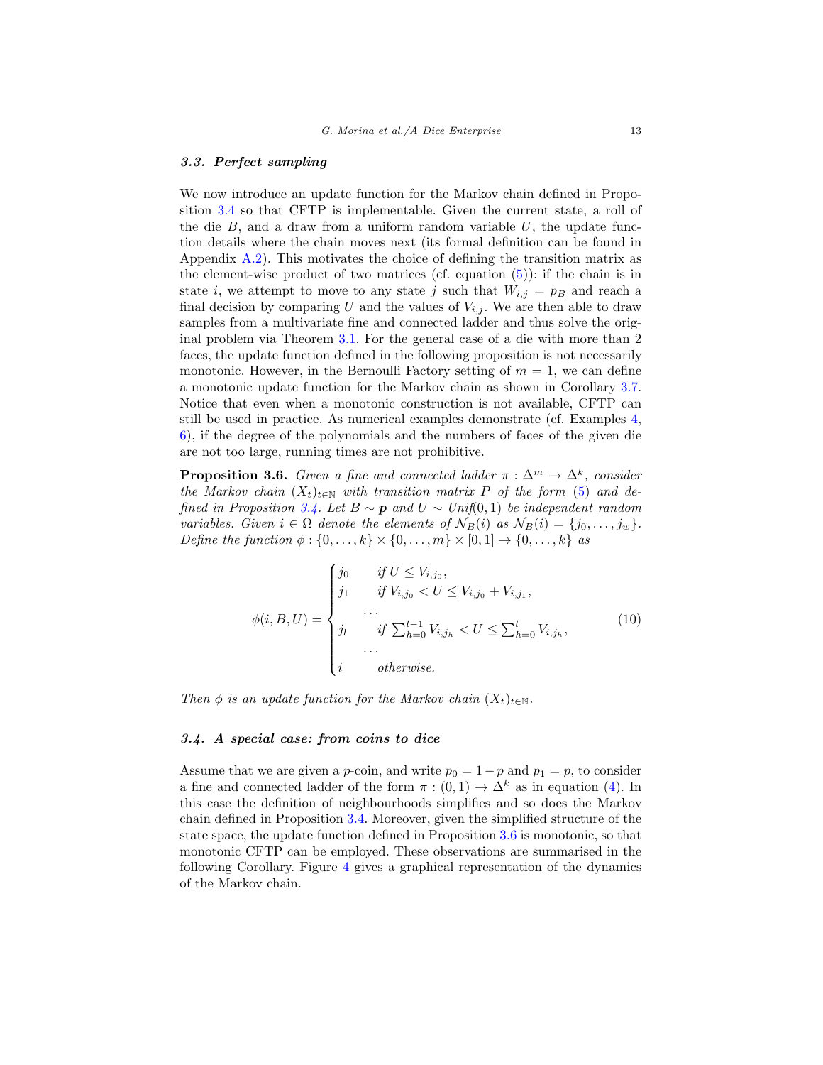### 3.3. Perfect sampling

We now introduce an update function for the Markov chain defined in Proposition 3.4 so that CFTP is implementable. Given the current state, a roll of the die $B$, and a draw from a uniform random variable $U$, the update function details where the chain moves next (its formal definition can be found in Appendix A.2). This motivates the choice of defining the transition matrix as the element-wise product of two matrices (cf. equation (5)): if the chain is in state $i$, we attempt to move to any state $j$ such that $W_{i,j} = p_B$ and reach a final decision by comparing $U$ and the values of $V_{i,j}$. We are then able to draw samples from a multivariate fine and connected ladder and thus solve the original problem via Theorem 3.1. For the general case of a die with more than 2 faces, the update function defined in the following proposition is not necessarily monotonic. However, in the Bernoulli Factory setting of $m = 1$, we can define a monotonic update function for the Markov chain as shown in Corollary 3.7. Notice that even when a monotonic construction is not available, CFTP can still be used in practice. As numerical examples demonstrate (cf. Examples 4, 6), if the degree of the polynomials and the numbers of faces of the given die are not too large, running times are not prohibitive.

**Proposition 3.6.** *Given a fine and connected ladder $\pi : \Delta^m \to \Delta^k$, consider the Markov chain $(X_t)_{t\in\mathbb{N}}$ with transition matrix $P$ of the form (5) and defined in Proposition 3.4. Let $B \sim \boldsymbol{p}$ and $U \sim Unif(0,1)$ be independent random variables. Given $i \in \Omega$ denote the elements of $\mathcal{N}_B(i)$ as $\mathcal{N}_B(i) = \{j_0, \dots, j_w\}$. Define the function $\phi : \{0,\dots,k\} \times \{0,\dots,m\} \times [0,1] \to \{0,\dots,k\}$ as*

$$
\phi(i, B, U) = \begin{cases} j_0 & \text{if } U \leq V_{i,j_0}, \\ j_1 & \text{if } V_{i,j_0} < U \leq V_{i,j_0} + V_{i,j_1}, \\ \quad \dots & \\ j_l & \text{if } \sum_{h=0}^{l-1} V_{i,j_h} < U \leq \sum_{h=0}^{l} V_{i,j_h}, \\ \quad \dots & \\ i & \text{otherwise.} \end{cases} \tag{10}
$$

*Then $\phi$ is an update function for the Markov chain $(X_t)_{t\in\mathbb{N}}$.*

### 3.4. A special case: from coins to dice

Assume that we are given a $p$-coin, and write $p_0 = 1 - p$ and $p_1 = p$, to consider a fine and connected ladder of the form $\pi : (0,1) \to \Delta^k$ as in equation (4). In this case the definition of neighbourhoods simplifies and so does the Markov chain defined in Proposition 3.4. Moreover, given the simplified structure of the state space, the update function defined in Proposition 3.6 is monotonic, so that monotonic CFTP can be employed. These observations are summarised in the following Corollary. Figure 4 gives a graphical representation of the dynamics of the Markov chain.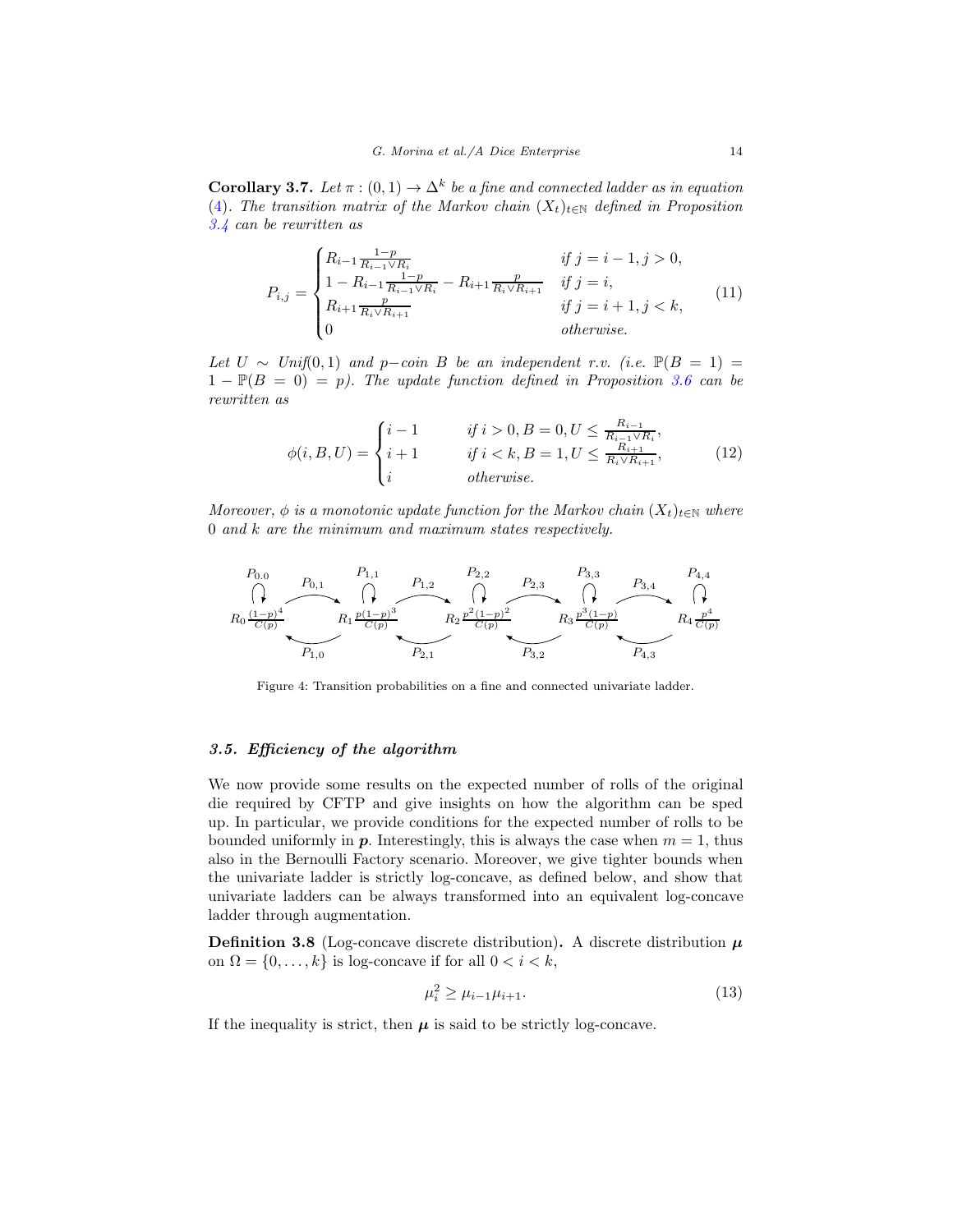**Corollary 3.7.** *Let $\pi : (0,1) \to \Delta^k$ be a fine and connected ladder as in equation (4). The transition matrix of the Markov chain $(X_t)_{t\in\mathbb{N}}$ defined in Proposition 3.4 can be rewritten as*

$$
P_{i,j} = \begin{cases} R_{i-1}\frac{1-p}{R_{i-1}\vee R_i} & \text{if } j = i-1, j > 0, \\ 1 - R_{i-1}\frac{1-p}{R_{i-1}\vee R_i} - R_{i+1}\frac{p}{R_i \vee R_{i+1}} & \text{if } j = i, \\ R_{i+1}\frac{p}{R_i\vee R_{i+1}} & \text{if } j = i+1, j < k, \\ 0 & \text{otherwise.} \end{cases} \tag{11}
$$

*Let $U \sim Unif(0,1)$ and $p-$coin $B$ be an independent r.v. (i.e. $\mathbb{P}(B = 1) = 1 - \mathbb{P}(B = 0) = p$). The update function defined in Proposition 3.6 can be rewritten as*

$$
\phi(i, B, U) = \begin{cases} i-1 & \text{if } i > 0, B = 0, U \le \frac{R_{i-1}}{R_{i-1}\vee R_i}, \\ i+1 & \text{if } i < k, B = 1, U \le \frac{R_{i+1}}{R_i \vee R_{i+1}}, \\ i & \text{otherwise.} \end{cases} \tag{12}
$$

*Moreover, $\phi$ is a monotonic update function for the Markov chain $(X_t)_{t\in\mathbb{N}}$ where $0$ and $k$ are the minimum and maximum states respectively.*

Figure 4: Transition probabilities on a fine and connected univariate ladder.

### 3.5. *Efficiency of the algorithm*

We now provide some results on the expected number of rolls of the original die required by CFTP and give insights on how the algorithm can be sped up. In particular, we provide conditions for the expected number of rolls to be bounded uniformly in $\boldsymbol{p}$. Interestingly, this is always the case when $m = 1$, thus also in the Bernoulli Factory scenario. Moreover, we give tighter bounds when the univariate ladder is strictly log-concave, as defined below, and show that univariate ladders can be always transformed into an equivalent log-concave ladder through augmentation.

**Definition 3.8** (Log-concave discrete distribution)**.** A discrete distribution $\boldsymbol{\mu}$ on $\Omega = \{0, \ldots, k\}$ is log-concave if for all $0 < i < k$,

$$
\mu_i^2 \ge \mu_{i-1}\mu_{i+1}. \tag{13}
$$

If the inequality is strict, then $\boldsymbol{\mu}$ is said to be strictly log-concave.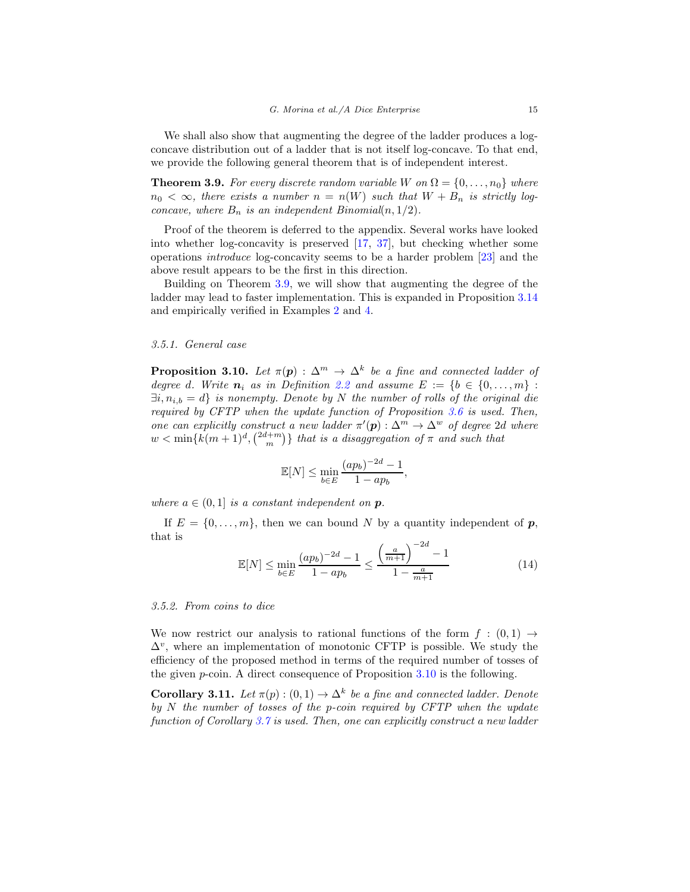We shall also show that augmenting the degree of the ladder produces a log-concave distribution out of a ladder that is not itself log-concave. To that end, we provide the following general theorem that is of independent interest.

**Theorem 3.9.** *For every discrete random variable $W$ on $\Omega = \{0, \dots, n_0\}$ where $n_0 < \infty$, there exists a number $n = n(W)$ such that $W + B_n$ is strictly log-concave, where $B_n$ is an independent Binomial$(n, 1/2)$.*

Proof of the theorem is deferred to the appendix. Several works have looked into whether log-concavity is preserved [17, 37], but checking whether some operations *introduce* log-concavity seems to be a harder problem [23] and the above result appears to be the first in this direction.

Building on Theorem 3.9, we will show that augmenting the degree of the ladder may lead to faster implementation. This is expanded in Proposition 3.14 and empirically verified in Examples 2 and 4.

### 3.5.1. General case

**Proposition 3.10.** *Let $\pi(\boldsymbol{p}) : \Delta^m \to \Delta^k$ be a fine and connected ladder of degree $d$. Write $\boldsymbol{n}_i$ as in Definition 2.2 and assume $E := \{b \in \{0, \dots, m\} : \exists i, n_{i,b} = d\}$ is nonempty. Denote by $N$ the number of rolls of the original die required by CFTP when the update function of Proposition 3.6 is used. Then, one can explicitly construct a new ladder $\pi'(\boldsymbol{p}) : \Delta^m \to \Delta^w$ of degree $2d$ where $w < \min\{k(m+1)^d, \binom{2d+m}{m}\}$ that is a disaggregation of $\pi$ and such that*

$$\mathbb{E}[N] \leq \min_{b \in E} \frac{(ap_b)^{-2d} - 1}{1 - ap_b},$$

*where $a \in (0, 1]$ is a constant independent on $\boldsymbol{p}$.*

If $E = \{0, \dots, m\}$, then we can bound $N$ by a quantity independent of $\boldsymbol{p}$, that is

$$\mathbb{E}[N] \leq \min_{b \in E} \frac{(ap_b)^{-2d} - 1}{1 - ap_b} \leq \frac{\left(\frac{a}{m+1}\right)^{-2d} - 1}{1 - \frac{a}{m+1}} \tag{14}$$

### 3.5.2. From coins to dice

We now restrict our analysis to rational functions of the form $f : (0, 1) \to \Delta^v$, where an implementation of monotonic CFTP is possible. We study the efficiency of the proposed method in terms of the required number of tosses of the given $p$-coin. A direct consequence of Proposition 3.10 is the following.

**Corollary 3.11.** *Let $\pi(p) : (0, 1) \to \Delta^k$ be a fine and connected ladder. Denote by $N$ the number of tosses of the $p$-coin required by CFTP when the update function of Corollary 3.7 is used. Then, one can explicitly construct a new ladder*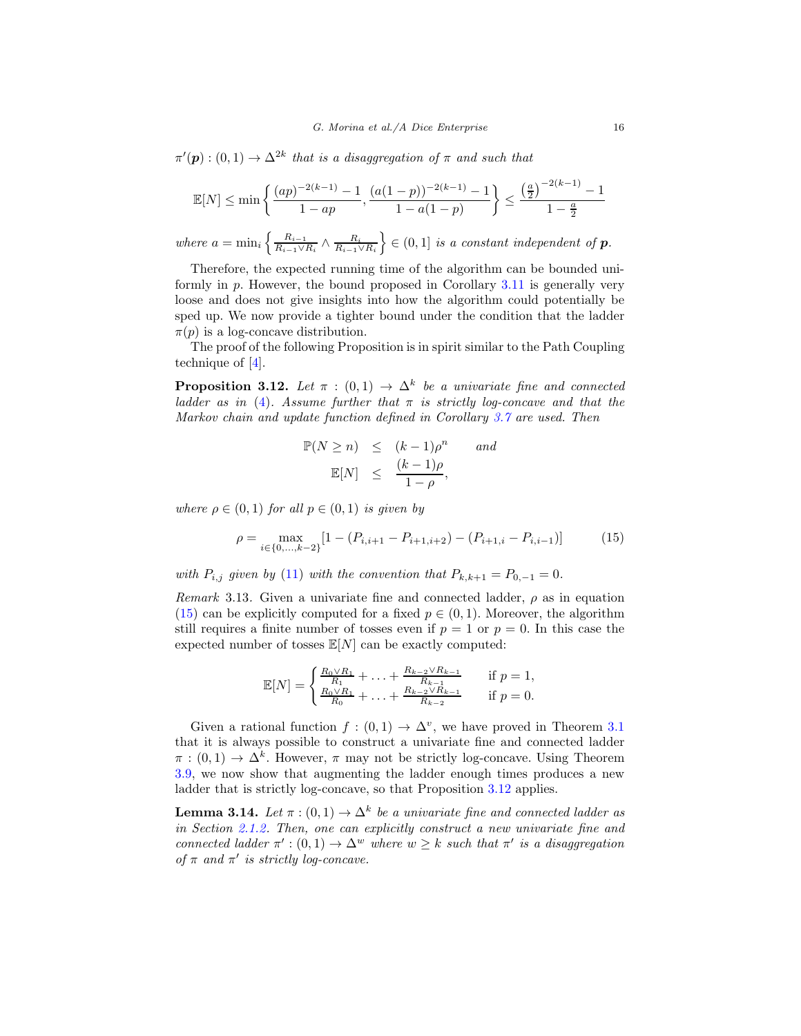$\pi'(\boldsymbol{p}) : (0,1) \to \Delta^{2k}$ *that is a disaggregation of* $\pi$ *and such that*

$$\mathbb{E}[N] \leq \min\left\{\frac{(ap)^{-2(k-1)}-1}{1-ap}, \frac{(a(1-p))^{-2(k-1)}-1}{1-a(1-p)}\right\} \leq \frac{\left(\frac{a}{2}\right)^{-2(k-1)}-1}{1-\frac{a}{2}}$$

*where* $a = \min_i \left\{\frac{R_{i-1}}{R_{i-1}\vee R_i} \wedge \frac{R_i}{R_{i-1}\vee R_i}\right\} \in (0,1]$ *is a constant independent of* $\boldsymbol{p}$*.*

Therefore, the expected running time of the algorithm can be bounded uniformly in $p$. However, the bound proposed in Corollary 3.11 is generally very loose and does not give insights into how the algorithm could potentially be sped up. We now provide a tighter bound under the condition that the ladder $\pi(p)$ is a log-concave distribution.

The proof of the following Proposition is in spirit similar to the Path Coupling technique of [4].

**Proposition 3.12.** *Let* $\pi : (0,1) \to \Delta^k$ *be a univariate fine and connected ladder as in* (4)*. Assume further that* $\pi$ *is strictly log-concave and that the Markov chain and update function defined in Corollary 3.7 are used. Then*

$$\begin{aligned}
\mathbb{P}(N \geq n) &\leq (k-1)\rho^n \qquad \textit{and} \\
\mathbb{E}[N] &\leq \frac{(k-1)\rho}{1-\rho},
\end{aligned}$$

*where* $\rho \in (0,1)$ *for all* $p \in (0,1)$ *is given by*

$$\rho = \max_{i \in \{0,\ldots,k-2\}} [1 - (P_{i,i+1} - P_{i+1,i+2}) - (P_{i+1,i} - P_{i,i-1})] \tag{15}$$

*with* $P_{i,j}$ *given by* (11) *with the convention that* $P_{k,k+1} = P_{0,-1} = 0$*.*

*Remark* 3.13. Given a univariate fine and connected ladder, $\rho$ as in equation (15) can be explicitly computed for a fixed $p \in (0,1)$. Moreover, the algorithm still requires a finite number of tosses even if $p = 1$ or $p = 0$. In this case the expected number of tosses $\mathbb{E}[N]$ can be exactly computed:

$$\mathbb{E}[N] = \begin{cases} \frac{R_0 \vee R_1}{R_1} + \ldots + \frac{R_{k-2}\vee R_{k-1}}{R_{k-1}} & \text{if } p = 1, \\ \frac{R_0 \vee R_1}{R_0} + \ldots + \frac{R_{k-2}\vee R_{k-1}}{R_{k-2}} & \text{if } p = 0. \end{cases}$$

Given a rational function $f : (0,1) \to \Delta^v$, we have proved in Theorem 3.1 that it is always possible to construct a univariate fine and connected ladder $\pi : (0,1) \to \Delta^k$. However, $\pi$ may not be strictly log-concave. Using Theorem 3.9, we now show that augmenting the ladder enough times produces a new ladder that is strictly log-concave, so that Proposition 3.12 applies.

**Lemma 3.14.** *Let* $\pi : (0,1) \to \Delta^k$ *be a univariate fine and connected ladder as in Section 2.1.2. Then, one can explicitly construct a new univariate fine and connected ladder* $\pi' : (0,1) \to \Delta^w$ *where* $w \geq k$ *such that* $\pi'$ *is a disaggregation of* $\pi$ *and* $\pi'$ *is strictly log-concave.*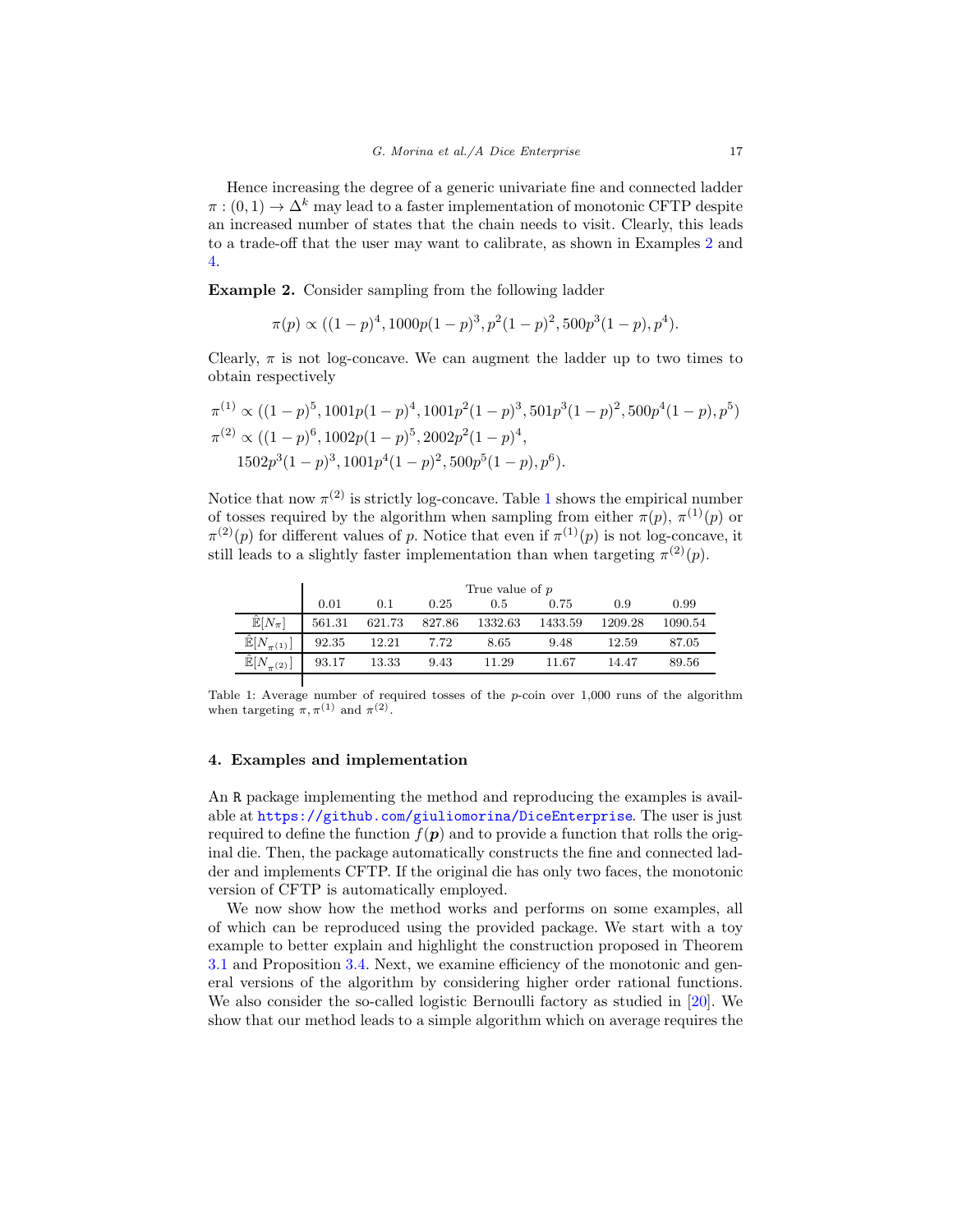Hence increasing the degree of a generic univariate fine and connected ladder $\pi : (0,1) \to \Delta^k$ may lead to a faster implementation of monotonic CFTP despite an increased number of states that the chain needs to visit. Clearly, this leads to a trade-off that the user may want to calibrate, as shown in Examples 2 and 4.

**Example 2.** Consider sampling from the following ladder

$$\pi(p) \propto ((1-p)^4, 1000p(1-p)^3, p^2(1-p)^2, 500p^3(1-p), p^4).$$

Clearly, $\pi$ is not log-concave. We can augment the ladder up to two times to obtain respectively

$$\pi^{(1)} \propto ((1-p)^5, 1001p(1-p)^4, 1001p^2(1-p)^3, 501p^3(1-p)^2, 500p^4(1-p), p^5)$$
$$\pi^{(2)} \propto ((1-p)^6, 1002p(1-p)^5, 2002p^2(1-p)^4,$$
$$1502p^3(1-p)^3, 1001p^4(1-p)^2, 500p^5(1-p), p^6).$$

Notice that now $\pi^{(2)}$ is strictly log-concave. Table 1 shows the empirical number of tosses required by the algorithm when sampling from either $\pi(p)$, $\pi^{(1)}(p)$ or $\pi^{(2)}(p)$ for different values of $p$. Notice that even if $\pi^{(1)}(p)$ is not log-concave, it still leads to a slightly faster implementation than when targeting $\pi^{(2)}(p)$.

| | True value of $p$ | | | | | | |
|---|---|---|---|---|---|---|---|
| | 0.01 | 0.1 | 0.25 | 0.5 | 0.75 | 0.9 | 0.99 |
| $\hat{\mathbb{E}}[N_{\pi}]$ | 561.31 | 621.73 | 827.86 | 1332.63 | 1433.59 | 1209.28 | 1090.54 |
| $\hat{\mathbb{E}}[N_{\pi^{(1)}}]$ | 92.35 | 12.21 | 7.72 | 8.65 | 9.48 | 12.59 | 87.05 |
| $\hat{\mathbb{E}}[N_{\pi^{(2)}}]$ | 93.17 | 13.33 | 9.43 | 11.29 | 11.67 | 14.47 | 89.56 |

Table 1: Average number of required tosses of the $p$-coin over 1,000 runs of the algorithm when targeting $\pi, \pi^{(1)}$ and $\pi^{(2)}$.

## 4. Examples and implementation

An R package implementing the method and reproducing the examples is available at https://github.com/giuliomorina/DiceEnterprise. The user is just required to define the function $f(\boldsymbol{p})$ and to provide a function that rolls the original die. Then, the package automatically constructs the fine and connected ladder and implements CFTP. If the original die has only two faces, the monotonic version of CFTP is automatically employed.

We now show how the method works and performs on some examples, all of which can be reproduced using the provided package. We start with a toy example to better explain and highlight the construction proposed in Theorem 3.1 and Proposition 3.4. Next, we examine efficiency of the monotonic and general versions of the algorithm by considering higher order rational functions. We also consider the so-called logistic Bernoulli factory as studied in [20]. We show that our method leads to a simple algorithm which on average requires the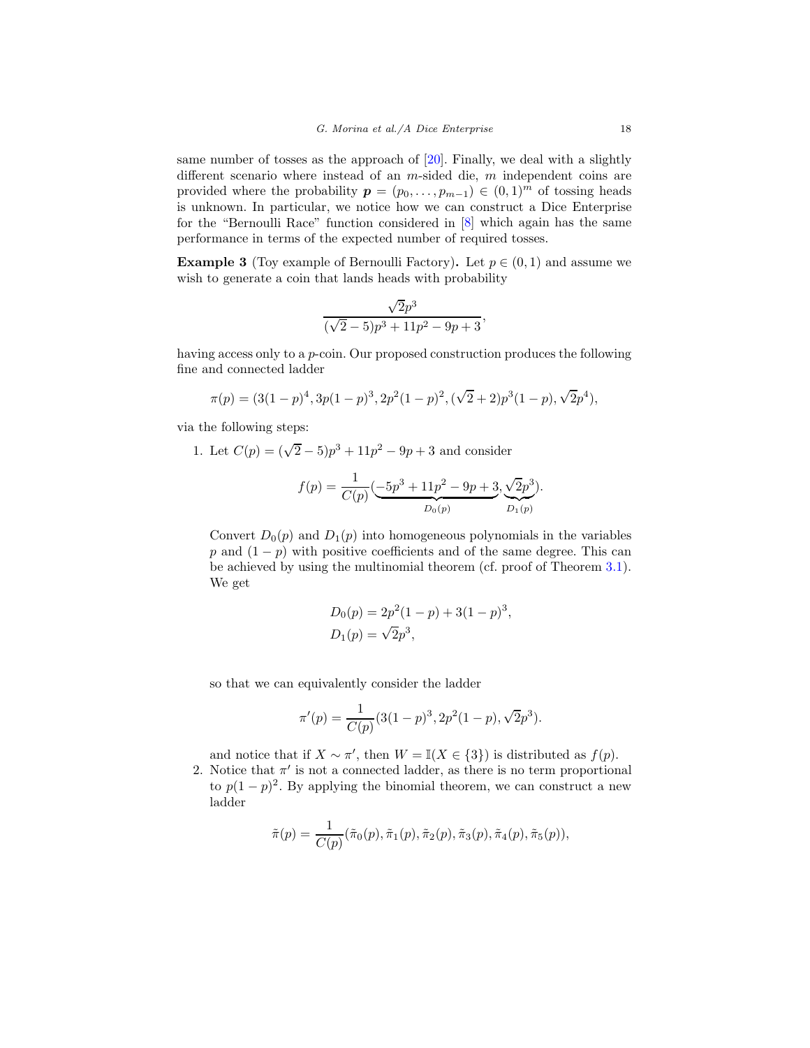same number of tosses as the approach of [20]. Finally, we deal with a slightly different scenario where instead of an $m$-sided die, $m$ independent coins are provided where the probability $\boldsymbol{p} = (p_0, \dots, p_{m-1}) \in (0,1)^m$ of tossing heads is unknown. In particular, we notice how we can construct a Dice Enterprise for the "Bernoulli Race" function considered in [8] which again has the same performance in terms of the expected number of required tosses.

**Example 3** (Toy example of Bernoulli Factory)**.** Let $p \in (0,1)$ and assume we wish to generate a coin that lands heads with probability

$$\frac{\sqrt{2}p^3}{(\sqrt{2}-5)p^3 + 11p^2 - 9p + 3},$$

having access only to a $p$-coin. Our proposed construction produces the following fine and connected ladder

$$\pi(p) = (3(1-p)^4, 3p(1-p)^3, 2p^2(1-p)^2, (\sqrt{2}+2)p^3(1-p), \sqrt{2}p^4),$$

via the following steps:

1. Let $C(p) = (\sqrt{2}-5)p^3 + 11p^2 - 9p + 3$ and consider

$$f(p) = \frac{1}{C(p)}(\underbrace{-5p^3 + 11p^2 - 9p + 3}_{D_0(p)}, \underbrace{\sqrt{2}p^3}_{D_1(p)}).$$

   Convert $D_0(p)$ and $D_1(p)$ into homogeneous polynomials in the variables $p$ and $(1-p)$ with positive coefficients and of the same degree. This can be achieved by using the multinomial theorem (cf. proof of Theorem 3.1). We get

$$D_0(p) = 2p^2(1-p) + 3(1-p)^3,$$
$$D_1(p) = \sqrt{2}p^3,$$

   so that we can equivalently consider the ladder

$$\pi'(p) = \frac{1}{C(p)}(3(1-p)^3, 2p^2(1-p), \sqrt{2}p^3).$$

   and notice that if $X \sim \pi'$, then $W = \mathbb{I}(X \in \{3\})$ is distributed as $f(p)$.

2. Notice that $\pi'$ is not a connected ladder, as there is no term proportional to $p(1-p)^2$. By applying the binomial theorem, we can construct a new ladder

$$\tilde{\pi}(p) = \frac{1}{C(p)}(\tilde{\pi}_0(p), \tilde{\pi}_1(p), \tilde{\pi}_2(p), \tilde{\pi}_3(p), \tilde{\pi}_4(p), \tilde{\pi}_5(p)),$$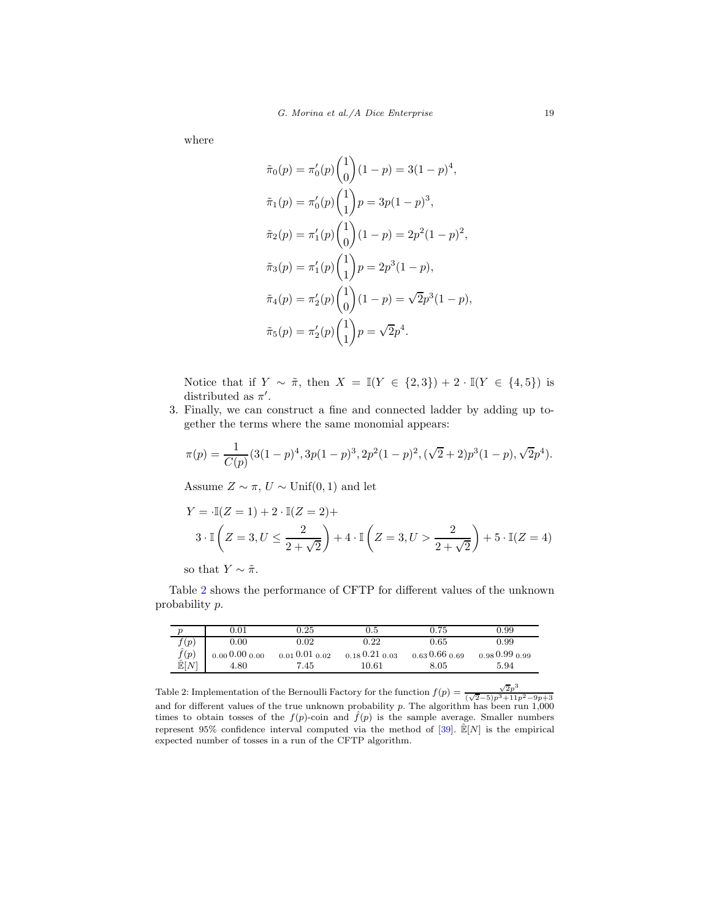where

$$
\begin{aligned}
\tilde{\pi}_0(p) &= \pi'_0(p)\binom{1}{0}(1-p) = 3(1-p)^4, \\
\tilde{\pi}_1(p) &= \pi'_0(p)\binom{1}{1}p = 3p(1-p)^3, \\
\tilde{\pi}_2(p) &= \pi'_1(p)\binom{1}{0}(1-p) = 2p^2(1-p)^2, \\
\tilde{\pi}_3(p) &= \pi'_1(p)\binom{1}{1}p = 2p^3(1-p), \\
\tilde{\pi}_4(p) &= \pi'_2(p)\binom{1}{0}(1-p) = \sqrt{2}p^3(1-p), \\
\tilde{\pi}_5(p) &= \pi'_2(p)\binom{1}{1}p = \sqrt{2}p^4.
\end{aligned}
$$

Notice that if $Y \sim \tilde{\pi}$, then $X = \mathbb{I}(Y \in \{2,3\}) + 2 \cdot \mathbb{I}(Y \in \{4,5\})$ is distributed as $\pi'$.

3. Finally, we can construct a fine and connected ladder by adding up together the terms where the same monomial appears:

$$
\pi(p) = \frac{1}{C(p)}(3(1-p)^4, 3p(1-p)^3, 2p^2(1-p)^2, (\sqrt{2}+2)p^3(1-p), \sqrt{2}p^4).
$$

Assume $Z \sim \pi$, $U \sim \mathrm{Unif}(0,1)$ and let

$$
\begin{aligned}
Y = &\cdot\mathbb{I}(Z=1) + 2 \cdot \mathbb{I}(Z=2) + \\
&3 \cdot \mathbb{I}\left(Z=3, U \leq \frac{2}{2+\sqrt{2}}\right) + 4 \cdot \mathbb{I}\left(Z=3, U > \frac{2}{2+\sqrt{2}}\right) + 5 \cdot \mathbb{I}(Z=4)
\end{aligned}
$$

so that $Y \sim \tilde{\pi}$.

Table 2 shows the performance of CFTP for different values of the unknown probability $p$.

| $p$ | 0.01 | 0.25 | 0.5 | 0.75 | 0.99 |
|---|---|---|---|---|---|
| $f(p)$ | 0.00 | 0.02 | 0.22 | 0.65 | 0.99 |
| $\hat{f}(p)$ | $_{0.00}\,0.00\,_{0.00}$ | $_{0.01}\,0.01\,_{0.02}$ | $_{0.18}\,0.21\,_{0.03}$ | $_{0.63}\,0.66\,_{0.69}$ | $_{0.98}\,0.99\,_{0.99}$ |
| $\hat{\mathbb{E}}[N]$ | 4.80 | 7.45 | 10.61 | 8.05 | 5.94 |

Table 2: Implementation of the Bernoulli Factory for the function $f(p) = \frac{\sqrt{2}p^3}{(\sqrt{2}-5)p^3+11p^2-9p+3}$ and for different values of the true unknown probability $p$. The algorithm has been run 1,000 times to obtain tosses of the $f(p)$-coin and $\hat{f}(p)$ is the sample average. Smaller numbers represent 95% confidence interval computed via the method of [39]. $\hat{\mathbb{E}}[N]$ is the empirical expected number of tosses in a run of the CFTP algorithm.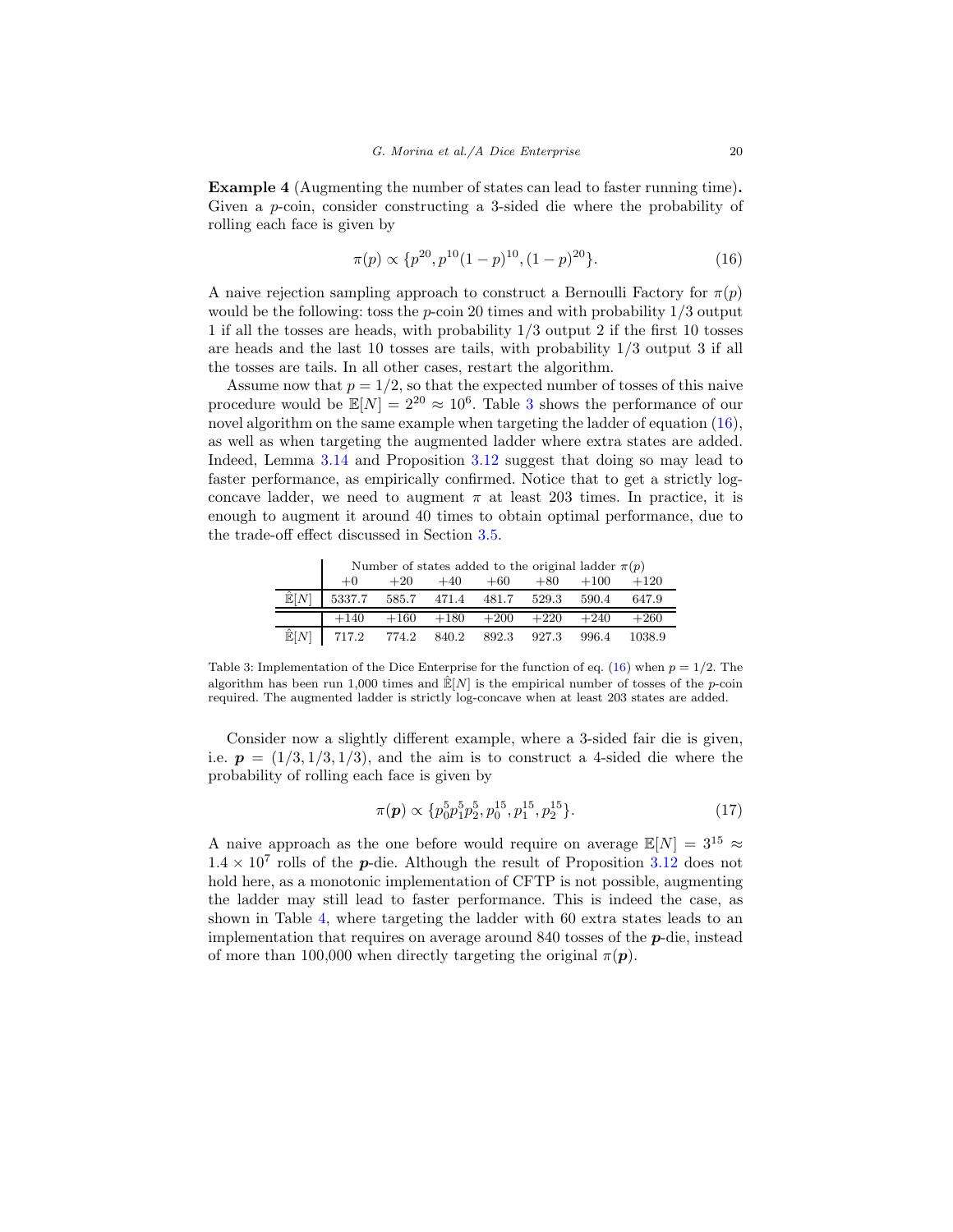**Example 4** (Augmenting the number of states can lead to faster running time)**.** Given a $p$-coin, consider constructing a 3-sided die where the probability of rolling each face is given by

$$\pi(p) \propto \{p^{20}, p^{10}(1-p)^{10}, (1-p)^{20}\}. \tag{16}$$

A naive rejection sampling approach to construct a Bernoulli Factory for $\pi(p)$ would be the following: toss the $p$-coin 20 times and with probability $1/3$ output 1 if all the tosses are heads, with probability $1/3$ output 2 if the first 10 tosses are heads and the last 10 tosses are tails, with probability $1/3$ output 3 if all the tosses are tails. In all other cases, restart the algorithm.

Assume now that $p = 1/2$, so that the expected number of tosses of this naive procedure would be $\mathbb{E}[N] = 2^{20} \approx 10^6$. Table 3 shows the performance of our novel algorithm on the same example when targeting the ladder of equation (16), as well as when targeting the augmented ladder where extra states are added. Indeed, Lemma 3.14 and Proposition 3.12 suggest that doing so may lead to faster performance, as empirically confirmed. Notice that to get a strictly log-concave ladder, we need to augment $\pi$ at least 203 times. In practice, it is enough to augment it around 40 times to obtain optimal performance, due to the trade-off effect discussed in Section 3.5.

| | Number of states added to the original ladder $\pi(p)$ | | | | | | |
|---|---|---|---|---|---|---|---|
| | $+0$ | $+20$ | $+40$ | $+60$ | $+80$ | $+100$ | $+120$ |
| $\hat{\mathbb{E}}[N]$ | 5337.7 | 585.7 | 471.4 | 481.7 | 529.3 | 590.4 | 647.9 |
| | $+140$ | $+160$ | $+180$ | $+200$ | $+220$ | $+240$ | $+260$ |
| $\hat{\mathbb{E}}[N]$ | 717.2 | 774.2 | 840.2 | 892.3 | 927.3 | 996.4 | 1038.9 |

Table 3: Implementation of the Dice Enterprise for the function of eq. (16) when $p = 1/2$. The algorithm has been run 1,000 times and $\hat{\mathbb{E}}[N]$ is the empirical number of tosses of the $p$-coin required. The augmented ladder is strictly log-concave when at least 203 states are added.

Consider now a slightly different example, where a 3-sided fair die is given, i.e. $\boldsymbol{p} = (1/3, 1/3, 1/3)$, and the aim is to construct a 4-sided die where the probability of rolling each face is given by

$$\pi(\boldsymbol{p}) \propto \{p_0^5 p_1^5 p_2^5, p_0^{15}, p_1^{15}, p_2^{15}\}. \tag{17}$$

A naive approach as the one before would require on average $\mathbb{E}[N] = 3^{15} \approx 1.4 \times 10^7$ rolls of the $\boldsymbol{p}$-die. Although the result of Proposition 3.12 does not hold here, as a monotonic implementation of CFTP is not possible, augmenting the ladder may still lead to faster performance. This is indeed the case, as shown in Table 4, where targeting the ladder with 60 extra states leads to an implementation that requires on average around 840 tosses of the $\boldsymbol{p}$-die, instead of more than 100,000 when directly targeting the original $\pi(\boldsymbol{p})$.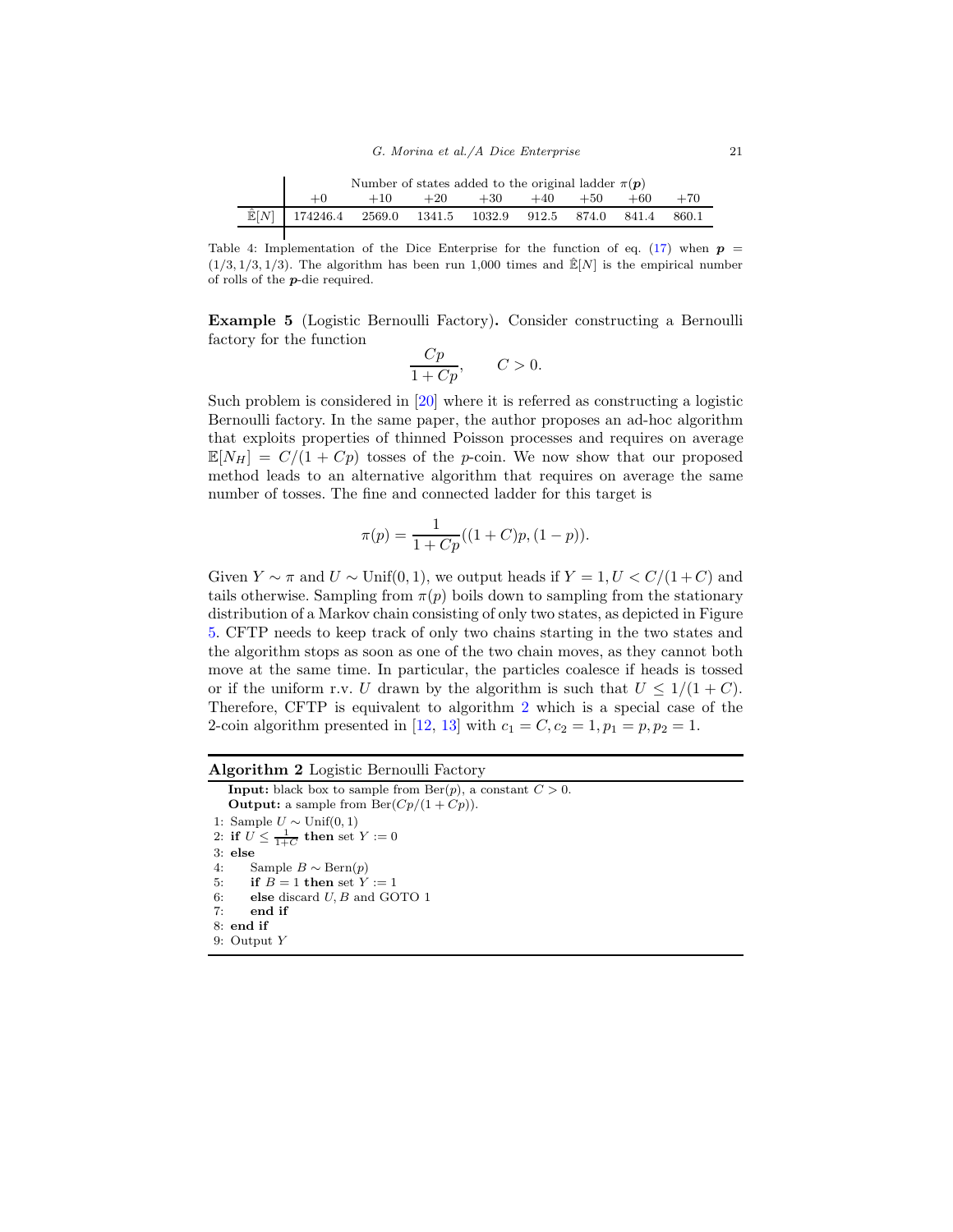| | Number of states added to the original ladder $\pi(\boldsymbol{p})$ | | | | | | | |
|---|---|---|---|---|---|---|---|---|
| | +0 | +10 | +20 | +30 | +40 | +50 | +60 | +70 |
| $\hat{\mathbb{E}}[N]$ | 174246.4 | 2569.0 | 1341.5 | 1032.9 | 912.5 | 874.0 | 841.4 | 860.1 |

Table 4: Implementation of the Dice Enterprise for the function of eq. (17) when $\boldsymbol{p} = (1/3, 1/3, 1/3)$. The algorithm has been run 1,000 times and $\hat{\mathbb{E}}[N]$ is the empirical number of rolls of the $\boldsymbol{p}$-die required.

**Example 5** (Logistic Bernoulli Factory)**.** Consider constructing a Bernoulli factory for the function

$$\frac{Cp}{1+Cp}, \qquad C > 0.$$

Such problem is considered in [20] where it is referred as constructing a logistic Bernoulli factory. In the same paper, the author proposes an ad-hoc algorithm that exploits properties of thinned Poisson processes and requires on average $\mathbb{E}[N_H] = C/(1 + Cp)$ tosses of the $p$-coin. We now show that our proposed method leads to an alternative algorithm that requires on average the same number of tosses. The fine and connected ladder for this target is

$$\pi(p) = \frac{1}{1+Cp}((1 + C)p, (1 - p)).$$

Given $Y \sim \pi$ and $U \sim \text{Unif}(0, 1)$, we output heads if $Y = 1, U < C/(1+C)$ and tails otherwise. Sampling from $\pi(p)$ boils down to sampling from the stationary distribution of a Markov chain consisting of only two states, as depicted in Figure 5. CFTP needs to keep track of only two chains starting in the two states and the algorithm stops as soon as one of the two chain moves, as they cannot both move at the same time. In particular, the particles coalesce if heads is tossed or if the uniform r.v. $U$ drawn by the algorithm is such that $U \leq 1/(1 + C)$. Therefore, CFTP is equivalent to algorithm 2 which is a special case of the 2-coin algorithm presented in [12, 13] with $c_1 = C, c_2 = 1, p_1 = p, p_2 = 1$.

**Algorithm 2** Logistic Bernoulli Factory

**Input:** black box to sample from $\text{Ber}(p)$, a constant $C > 0$.
**Output:** a sample from $\text{Ber}(Cp/(1 + Cp))$.

```
1: Sample U ~ Unif(0, 1)
2: if U ≤ 1/(1+C) then set Y := 0
3: else
4:     Sample B ~ Bern(p)
5:     if B = 1 then set Y := 1
6:     else discard U, B and GOTO 1
7:     end if
8: end if
9: Output Y
```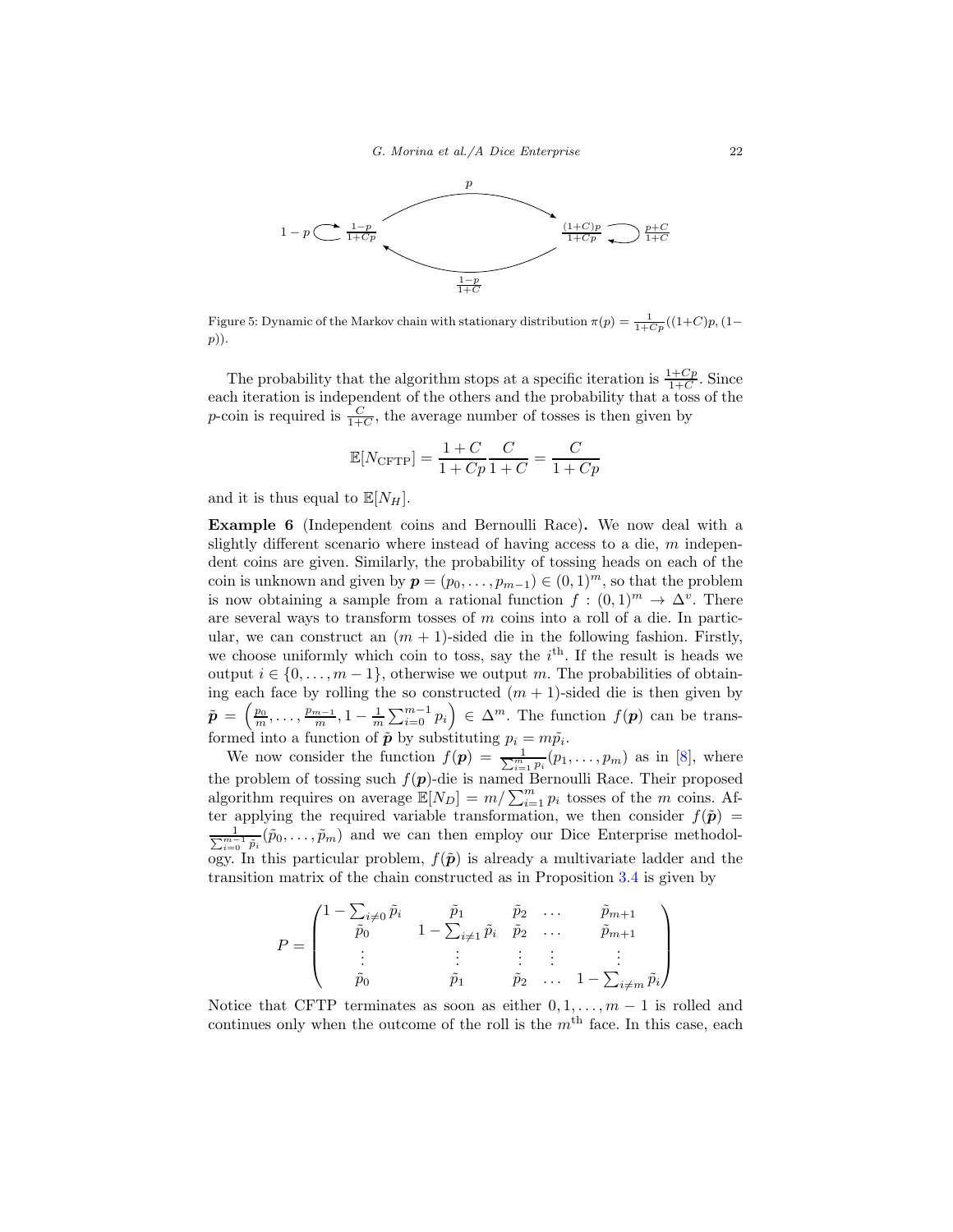Figure 5: Dynamic of the Markov chain with stationary distribution $\pi(p) = \frac{1}{1+Cp}((1+C)p, (1-p))$.

The probability that the algorithm stops at a specific iteration is $\frac{1+Cp}{1+C}$. Since each iteration is independent of the others and the probability that a toss of the $p$-coin is required is $\frac{C}{1+C}$, the average number of tosses is then given by

$$\mathbb{E}[N_{\text{CFTP}}] = \frac{1+C}{1+Cp}\frac{C}{1+C} = \frac{C}{1+Cp}$$

and it is thus equal to $\mathbb{E}[N_H]$.

**Example 6** (Independent coins and Bernoulli Race)**.** We now deal with a slightly different scenario where instead of having access to a die, $m$ independent coins are given. Similarly, the probability of tossing heads on each of the coin is unknown and given by $\boldsymbol{p} = (p_0, \dots, p_{m-1}) \in (0,1)^m$, so that the problem is now obtaining a sample from a rational function $f : (0,1)^m \to \Delta^v$. There are several ways to transform tosses of $m$ coins into a roll of a die. In particular, we can construct an $(m+1)$-sided die in the following fashion. Firstly, we choose uniformly which coin to toss, say the $i^{\text{th}}$. If the result is heads we output $i \in \{0, \dots, m-1\}$, otherwise we output $m$. The probabilities of obtaining each face by rolling the so constructed $(m+1)$-sided die is then given by $\tilde{\boldsymbol{p}} = \left(\frac{p_0}{m}, \dots, \frac{p_{m-1}}{m}, 1 - \frac{1}{m}\sum_{i=0}^{m-1} p_i\right) \in \Delta^m$. The function $f(\boldsymbol{p})$ can be transformed into a function of $\tilde{\boldsymbol{p}}$ by substituting $p_i = m\tilde{p}_i$.

We now consider the function $f(\boldsymbol{p}) = \frac{1}{\sum_{i=1}^m p_i}(p_1, \dots, p_m)$ as in [8], where the problem of tossing such $f(\boldsymbol{p})$-die is named Bernoulli Race. Their proposed algorithm requires on average $\mathbb{E}[N_D] = m/\sum_{i=1}^m p_i$ tosses of the $m$ coins. After applying the required variable transformation, we then consider $f(\tilde{\boldsymbol{p}}) = \frac{1}{\sum_{i=0}^{m-1}\tilde{p}_i}(\tilde{p}_0, \dots, \tilde{p}_m)$ and we can then employ our Dice Enterprise methodology. In this particular problem, $f(\tilde{\boldsymbol{p}})$ is already a multivariate ladder and the transition matrix of the chain constructed as in Proposition 3.4 is given by

$$P = \begin{pmatrix} 1 - \sum_{i \neq 0} \tilde{p}_i & \tilde{p}_1 & \tilde{p}_2 & \dots & \tilde{p}_{m+1} \\ \tilde{p}_0 & 1 - \sum_{i \neq 1} \tilde{p}_i & \tilde{p}_2 & \dots & \tilde{p}_{m+1} \\ \vdots & \vdots & \vdots & \vdots & \vdots \\ \tilde{p}_0 & \tilde{p}_1 & \tilde{p}_2 & \dots & 1 - \sum_{i \neq m} \tilde{p}_i \end{pmatrix}$$

Notice that CFTP terminates as soon as either $0, 1, \dots, m-1$ is rolled and continues only when the outcome of the roll is the $m^{\text{th}}$ face. In this case, each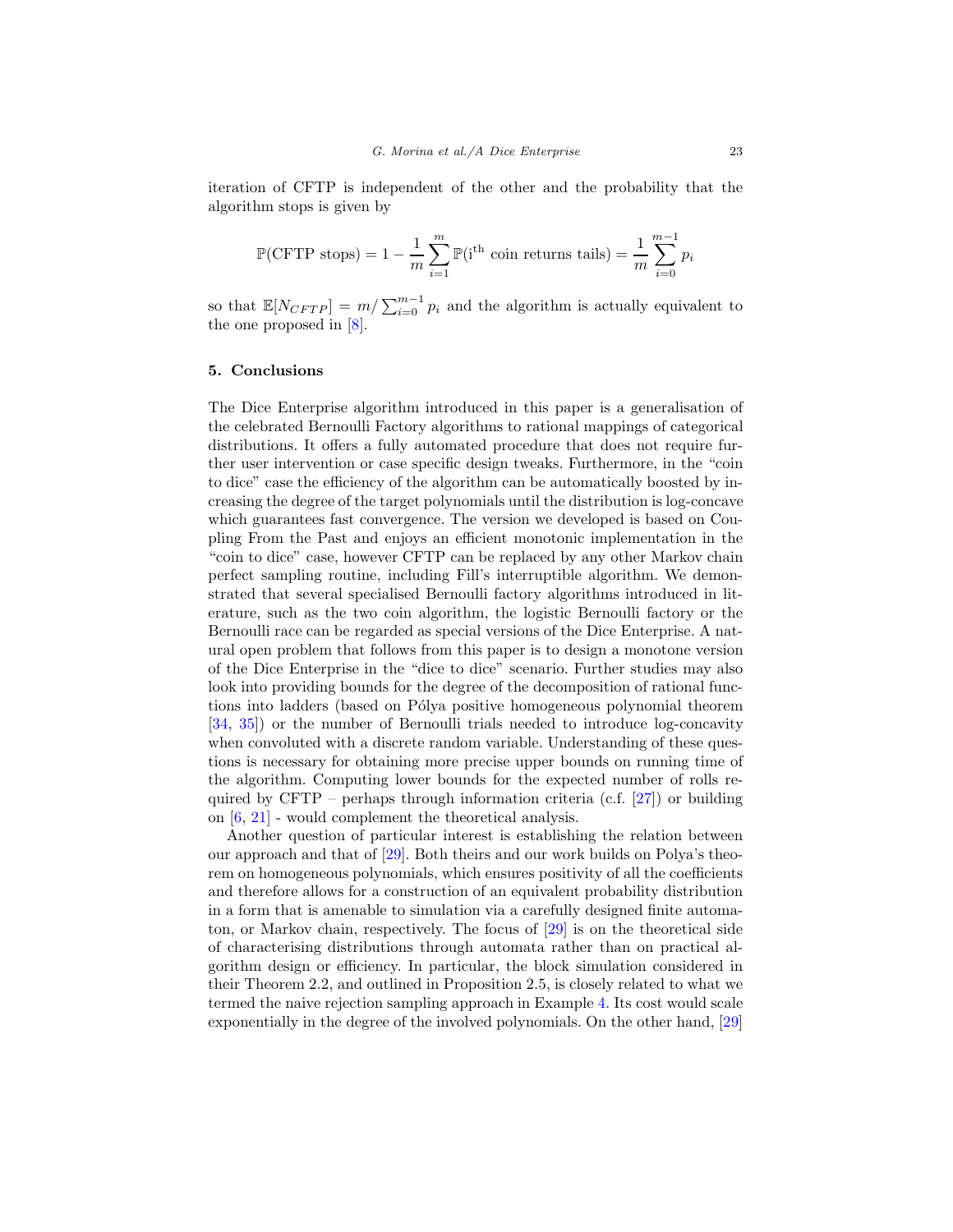iteration of CFTP is independent of the other and the probability that the algorithm stops is given by

$$\mathbb{P}(\text{CFTP stops}) = 1 - \frac{1}{m}\sum_{i=1}^{m}\mathbb{P}(\text{i}^{\text{th}} \text{ coin returns tails}) = \frac{1}{m}\sum_{i=0}^{m-1} p_i$$

so that $\mathbb{E}[N_{CFTP}] = m/\sum_{i=0}^{m-1} p_i$ and the algorithm is actually equivalent to the one proposed in [8].

## 5. Conclusions

The Dice Enterprise algorithm introduced in this paper is a generalisation of the celebrated Bernoulli Factory algorithms to rational mappings of categorical distributions. It offers a fully automated procedure that does not require further user intervention or case specific design tweaks. Furthermore, in the "coin to dice" case the efficiency of the algorithm can be automatically boosted by increasing the degree of the target polynomials until the distribution is log-concave which guarantees fast convergence. The version we developed is based on Coupling From the Past and enjoys an efficient monotonic implementation in the "coin to dice" case, however CFTP can be replaced by any other Markov chain perfect sampling routine, including Fill's interruptible algorithm. We demonstrated that several specialised Bernoulli factory algorithms introduced in literature, such as the two coin algorithm, the logistic Bernoulli factory or the Bernoulli race can be regarded as special versions of the Dice Enterprise. A natural open problem that follows from this paper is to design a monotone version of the Dice Enterprise in the "dice to dice" scenario. Further studies may also look into providing bounds for the degree of the decomposition of rational functions into ladders (based on Pólya positive homogeneous polynomial theorem [34, 35]) or the number of Bernoulli trials needed to introduce log-concavity when convoluted with a discrete random variable. Understanding of these questions is necessary for obtaining more precise upper bounds on running time of the algorithm. Computing lower bounds for the expected number of rolls required by CFTP – perhaps through information criteria (c.f. [27]) or building on [6, 21] - would complement the theoretical analysis.

Another question of particular interest is establishing the relation between our approach and that of [29]. Both theirs and our work builds on Polya's theorem on homogeneous polynomials, which ensures positivity of all the coefficients and therefore allows for a construction of an equivalent probability distribution in a form that is amenable to simulation via a carefully designed finite automaton, or Markov chain, respectively. The focus of [29] is on the theoretical side of characterising distributions through automata rather than on practical algorithm design or efficiency. In particular, the block simulation considered in their Theorem 2.2, and outlined in Proposition 2.5, is closely related to what we termed the naive rejection sampling approach in Example 4. Its cost would scale exponentially in the degree of the involved polynomials. On the other hand, [29]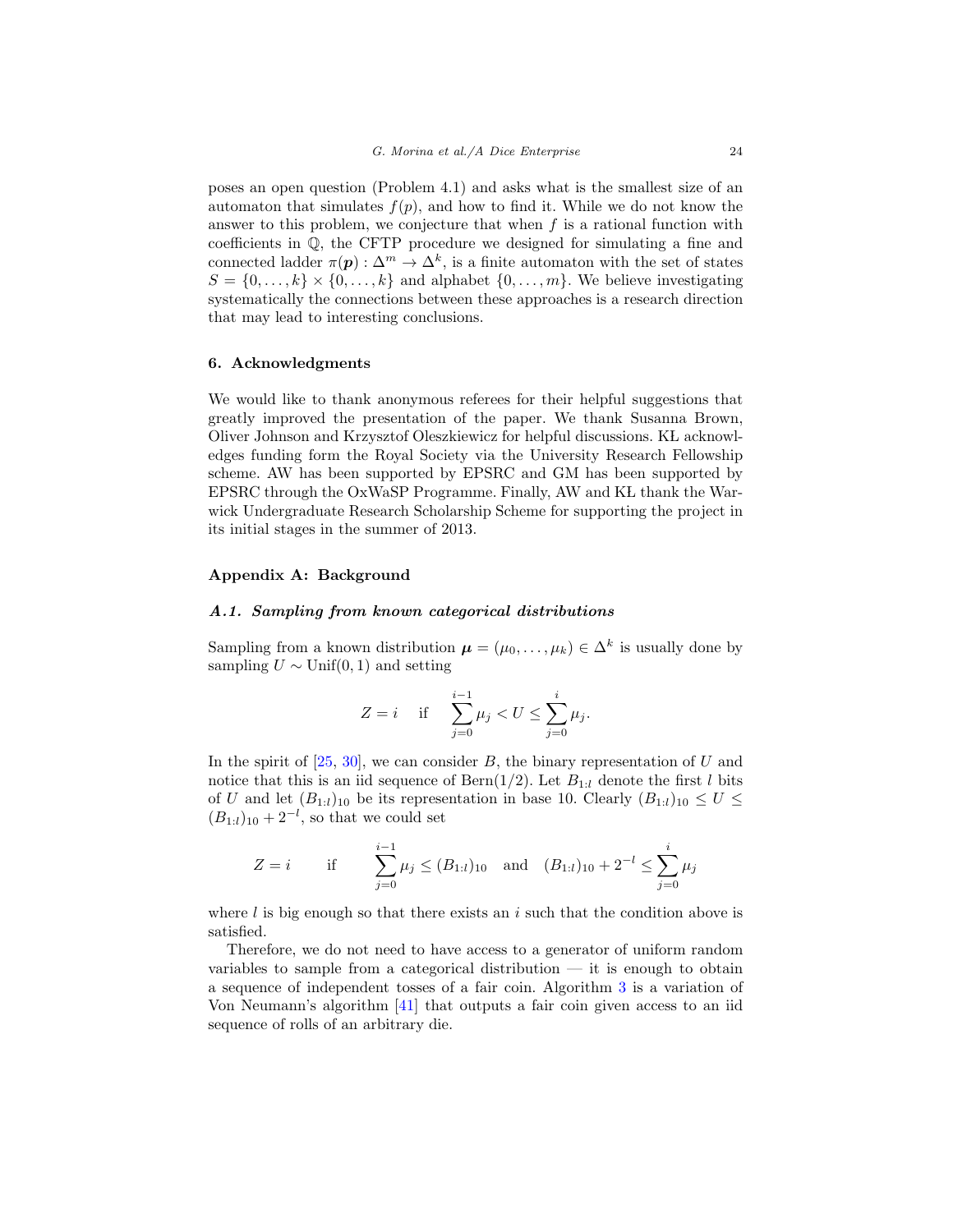poses an open question (Problem 4.1) and asks what is the smallest size of an automaton that simulates $f(p)$, and how to find it. While we do not know the answer to this problem, we conjecture that when $f$ is a rational function with coefficients in $\mathbb{Q}$, the CFTP procedure we designed for simulating a fine and connected ladder $\pi(\boldsymbol{p}) : \Delta^m \to \Delta^k$, is a finite automaton with the set of states $S = \{0, \dots, k\} \times \{0, \dots, k\}$ and alphabet $\{0, \dots, m\}$. We believe investigating systematically the connections between these approaches is a research direction that may lead to interesting conclusions.

## 6. Acknowledgments

We would like to thank anonymous referees for their helpful suggestions that greatly improved the presentation of the paper. We thank Susanna Brown, Oliver Johnson and Krzysztof Oleszkiewicz for helpful discussions. KL acknowledges funding form the Royal Society via the University Research Fellowship scheme. AW has been supported by EPSRC and GM has been supported by EPSRC through the OxWaSP Programme. Finally, AW and KL thank the Warwick Undergraduate Research Scholarship Scheme for supporting the project in its initial stages in the summer of 2013.

## Appendix A: Background

### *A.1. Sampling from known categorical distributions*

Sampling from a known distribution $\boldsymbol{\mu} = (\mu_0, \dots, \mu_k) \in \Delta^k$ is usually done by sampling $U \sim \text{Unif}(0, 1)$ and setting

$$Z = i \quad \text{if} \quad \sum_{j=0}^{i-1} \mu_j < U \leq \sum_{j=0}^{i} \mu_j.$$

In the spirit of [25, 30], we can consider $B$, the binary representation of $U$ and notice that this is an iid sequence of $\text{Bern}(1/2)$. Let $B_{1:l}$ denote the first $l$ bits of $U$ and let $(B_{1:l})_{10}$ be its representation in base 10. Clearly $(B_{1:l})_{10} \leq U \leq (B_{1:l})_{10} + 2^{-l}$, so that we could set

$$Z = i \qquad \text{if} \qquad \sum_{j=0}^{i-1} \mu_j \leq (B_{1:l})_{10} \quad \text{and} \quad (B_{1:l})_{10} + 2^{-l} \leq \sum_{j=0}^{i} \mu_j$$

where $l$ is big enough so that there exists an $i$ such that the condition above is satisfied.

Therefore, we do not need to have access to a generator of uniform random variables to sample from a categorical distribution — it is enough to obtain a sequence of independent tosses of a fair coin. Algorithm 3 is a variation of Von Neumann's algorithm [41] that outputs a fair coin given access to an iid sequence of rolls of an arbitrary die.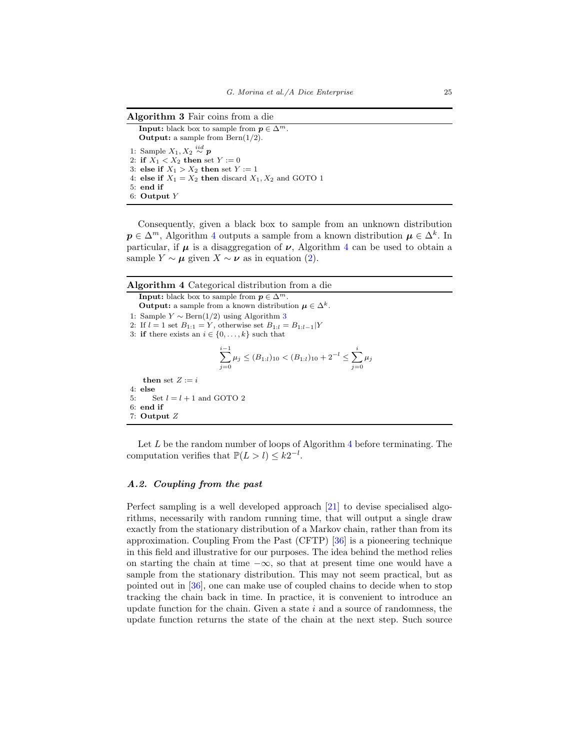**Algorithm 3** Fair coins from a die

**Input:** black box to sample from $\boldsymbol{p} \in \Delta^m$.
**Output:** a sample from $\text{Bern}(1/2)$.

1: Sample $X_1, X_2 \overset{iid}{\sim} \boldsymbol{p}$
2: **if** $X_1 < X_2$ **then** set $Y := 0$
3: **else if** $X_1 > X_2$ **then** set $Y := 1$
4: **else if** $X_1 = X_2$ **then** discard $X_1, X_2$ and GOTO 1
5: **end if**
6: **Output** $Y$

Consequently, given a black box to sample from an unknown distribution $\boldsymbol{p} \in \Delta^m$, Algorithm 4 outputs a sample from a known distribution $\boldsymbol{\mu} \in \Delta^k$. In particular, if $\boldsymbol{\mu}$ is a disaggregation of $\boldsymbol{\nu}$, Algorithm 4 can be used to obtain a sample $Y \sim \boldsymbol{\mu}$ given $X \sim \boldsymbol{\nu}$ as in equation (2).

**Algorithm 4** Categorical distribution from a die

**Input:** black box to sample from $\boldsymbol{p} \in \Delta^m$.
**Output:** a sample from a known distribution $\boldsymbol{\mu} \in \Delta^k$.

1: Sample $Y \sim \text{Bern}(1/2)$ using Algorithm 3
2: If $l = 1$ set $B_{1:1} = Y$, otherwise set $B_{1:l} = B_{1:l-1}|Y$
3: **if** there exists an $i \in \{0, \ldots, k\}$ such that

$$\sum_{j=0}^{i-1} \mu_j \leq (B_{1:l})_{10} < (B_{1:l})_{10} + 2^{-l} \leq \sum_{j=0}^{i} \mu_j$$

**then** set $Z := i$
4: **else**
5: Set $l = l + 1$ and GOTO 2
6: **end if**
7: **Output** $Z$

Let $L$ be the random number of loops of Algorithm 4 before terminating. The computation verifies that $\mathbb{P}(L > l) \leq k 2^{-l}$.

### *A.2. Coupling from the past*

Perfect sampling is a well developed approach [21] to devise specialised algorithms, necessarily with random running time, that will output a single draw exactly from the stationary distribution of a Markov chain, rather than from its approximation. Coupling From the Past (CFTP) [36] is a pioneering technique in this field and illustrative for our purposes. The idea behind the method relies on starting the chain at time $-\infty$, so that at present time one would have a sample from the stationary distribution. This may not seem practical, but as pointed out in [36], one can make use of coupled chains to decide when to stop tracking the chain back in time. In practice, it is convenient to introduce an update function for the chain. Given a state $i$ and a source of randomness, the update function returns the state of the chain at the next step. Such source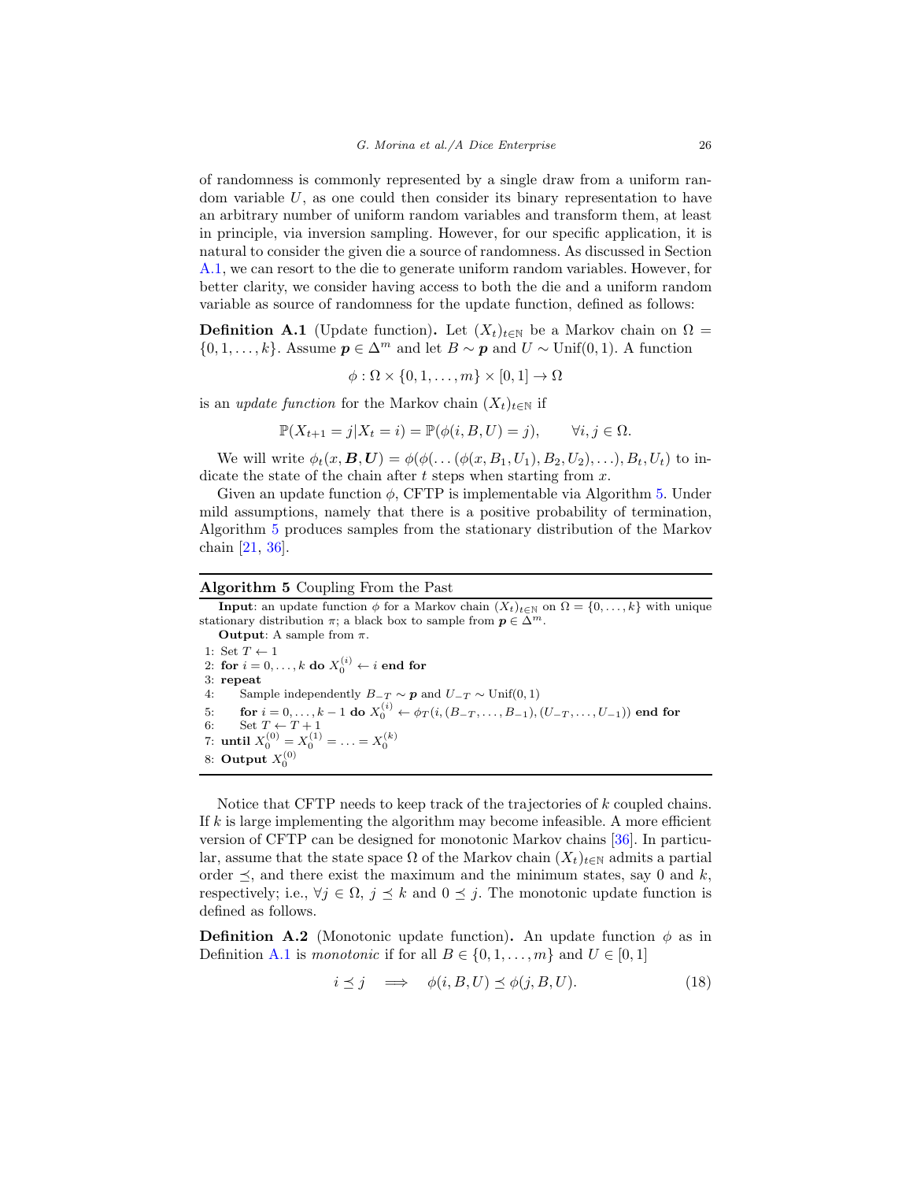of randomness is commonly represented by a single draw from a uniform random variable $U$, as one could then consider its binary representation to have an arbitrary number of uniform random variables and transform them, at least in principle, via inversion sampling. However, for our specific application, it is natural to consider the given die a source of randomness. As discussed in Section A.1, we can resort to the die to generate uniform random variables. However, for better clarity, we consider having access to both the die and a uniform random variable as source of randomness for the update function, defined as follows:

**Definition A.1** (Update function)**.** Let $(X_t)_{t\in\mathbb{N}}$ be a Markov chain on $\Omega = \{0, 1, \dots, k\}$. Assume $\boldsymbol{p} \in \Delta^m$ and let $B \sim \boldsymbol{p}$ and $U \sim \text{Unif}(0, 1)$. A function

$$\phi : \Omega \times \{0, 1, \dots, m\} \times [0, 1] \to \Omega$$

is an *update function* for the Markov chain $(X_t)_{t\in\mathbb{N}}$ if

$$\mathbb{P}(X_{t+1} = j | X_t = i) = \mathbb{P}(\phi(i, B, U) = j), \qquad \forall i, j \in \Omega.$$

We will write $\phi_t(x, \boldsymbol{B}, \boldsymbol{U}) = \phi(\phi(\dots(\phi(x, B_1, U_1), B_2, U_2), \dots), B_t, U_t)$ to indicate the state of the chain after $t$ steps when starting from $x$.

Given an update function $\phi$, CFTP is implementable via Algorithm 5. Under mild assumptions, namely that there is a positive probability of termination, Algorithm 5 produces samples from the stationary distribution of the Markov chain [21, 36].

**Algorithm 5** Coupling From the Past

**Input**: an update function $\phi$ for a Markov chain $(X_t)_{t\in\mathbb{N}}$ on $\Omega = \{0, \dots, k\}$ with unique stationary distribution $\pi$; a black box to sample from $\boldsymbol{p} \in \Delta^m$.

**Output**: A sample from $\pi$.

1: Set $T \leftarrow 1$
2: **for** $i = 0, \dots, k$ **do** $X_0^{(i)} \leftarrow i$ **end for**
3: **repeat**
4: Sample independently $B_{-T} \sim \boldsymbol{p}$ and $U_{-T} \sim \text{Unif}(0, 1)$
5: **for** $i = 0, \dots, k-1$ **do** $X_0^{(i)} \leftarrow \phi_T(i, (B_{-T}, \dots, B_{-1}), (U_{-T}, \dots, U_{-1}))$ **end for**
6: Set $T \leftarrow T + 1$
7: **until** $X_0^{(0)} = X_0^{(1)} = \dots = X_0^{(k)}$
8: **Output** $X_0^{(0)}$

Notice that CFTP needs to keep track of the trajectories of $k$ coupled chains. If $k$ is large implementing the algorithm may become infeasible. A more efficient version of CFTP can be designed for monotonic Markov chains [36]. In particular, assume that the state space $\Omega$ of the Markov chain $(X_t)_{t\in\mathbb{N}}$ admits a partial order $\preceq$, and there exist the maximum and the minimum states, say 0 and $k$, respectively; i.e., $\forall j \in \Omega$, $j \preceq k$ and $0 \preceq j$. The monotonic update function is defined as follows.

**Definition A.2** (Monotonic update function)**.** An update function $\phi$ as in Definition A.1 is *monotonic* if for all $B \in \{0, 1, \dots, m\}$ and $U \in [0, 1]$

$$i \preceq j \quad \Longrightarrow \quad \phi(i, B, U) \preceq \phi(j, B, U). \tag{18}$$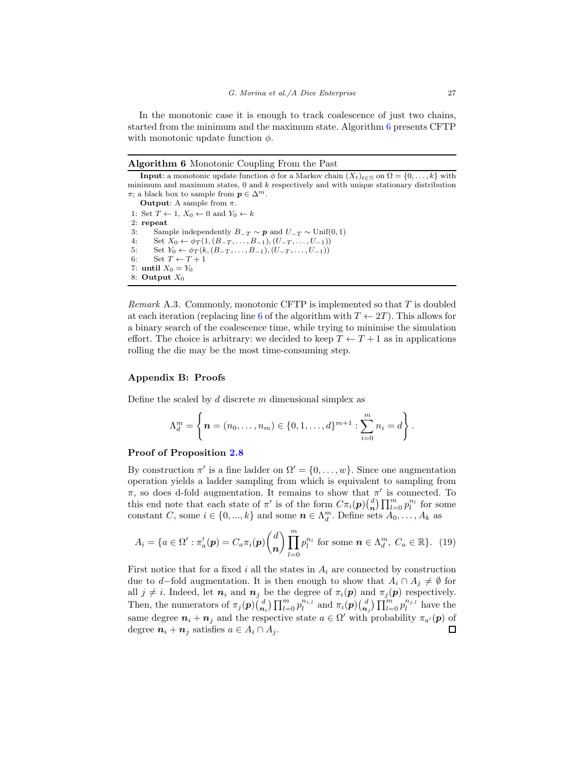In the monotonic case it is enough to track coalescence of just two chains, started from the minimum and the maximum state. Algorithm 6 presents CFTP with monotonic update function $\phi$.

---

**Algorithm 6** Monotonic Coupling From the Past

---

**Input**: a monotonic update function $\phi$ for a Markov chain $(X_t)_{t\in\mathbb{N}}$ on $\Omega = \{0, \ldots, k\}$ with minimum and maximum states, 0 and $k$ respectively and with unique stationary distribution $\pi$; a black box to sample from $\boldsymbol{p} \in \Delta^m$.

**Output**: A sample from $\pi$.

```
1: Set T ← 1, X_0 ← 0 and Y_0 ← k
2: repeat
3:     Sample independently B_{-T} ~ p and U_{-T} ~ Unif(0,1)
4:     Set X_0 ← φ_T(1, (B_{-T}, ..., B_{-1}), (U_{-T}, ..., U_{-1}))
5:     Set Y_0 ← φ_T(k, (B_{-T}, ..., B_{-1}), (U_{-T}, ..., U_{-1}))
6:     Set T ← T + 1
7: until X_0 = Y_0
8: Output X_0
```

---

*Remark* A.3. Commonly, monotonic CFTP is implemented so that $T$ is doubled at each iteration (replacing line 6 of the algorithm with $T \leftarrow 2T$). This allows for a binary search of the coalescence time, while trying to minimise the simulation effort. The choice is arbitrary: we decided to keep $T \leftarrow T+1$ as in applications rolling the die may be the most time-consuming step.

## Appendix B: Proofs

Define the scaled by $d$ discrete $m$ dimensional simplex as

$$\Lambda_d^m = \left\{ \boldsymbol{n} = (n_0, \ldots, n_m) \in \{0, 1, \ldots, d\}^{m+1} : \sum_{i=0}^{m} n_i = d \right\}.$$

**Proof of Proposition 2.8**

By construction $\pi'$ is a fine ladder on $\Omega' = \{0, \ldots, w\}$. Since one augmentation operation yields a ladder sampling from which is equivalent to sampling from $\pi$, so does d-fold augmentation. It remains to show that $\pi'$ is connected. To this end note that each state of $\pi'$ is of the form $C\pi_i(\boldsymbol{p})\binom{d}{\boldsymbol{n}}\prod_{l=0}^{m} p_l^{n_l}$ for some constant $C$, some $i \in \{0, ..., k\}$ and some $\boldsymbol{n} \in \Lambda_d^m$. Define sets $A_0, \ldots, A_k$ as

$$A_i = \{a \in \Omega' : \pi'_a(\boldsymbol{p}) = C_a \pi_i(\boldsymbol{p})\binom{d}{\boldsymbol{n}}\prod_{l=0}^{m} p_l^{n_l} \text{ for some } \boldsymbol{n} \in \Lambda_d^m,\ C_a \in \mathbb{R}\}. \quad (19)$$

First notice that for a fixed $i$ all the states in $A_i$ are connected by construction due to $d-$fold augmentation. It is then enough to show that $A_i \cap A_j \neq \emptyset$ for all $j \neq i$. Indeed, let $\boldsymbol{n}_i$ and $\boldsymbol{n}_j$ be the degree of $\pi_i(\boldsymbol{p})$ and $\pi_j(\boldsymbol{p})$ respectively. Then, the numerators of $\pi_j(\boldsymbol{p})\binom{d}{\boldsymbol{n}_i}\prod_{l=0}^{m} p_l^{n_{i,l}}$ and $\pi_i(\boldsymbol{p})\binom{d}{\boldsymbol{n}_j}\prod_{l=0}^{m} p_l^{n_{j,l}}$ have the same degree $\boldsymbol{n}_i + \boldsymbol{n}_j$ and the respective state $a \in \Omega'$ with probability $\pi_{a'}(\boldsymbol{p})$ of degree $\boldsymbol{n}_i + \boldsymbol{n}_j$ satisfies $a \in A_i \cap A_j$. $\square$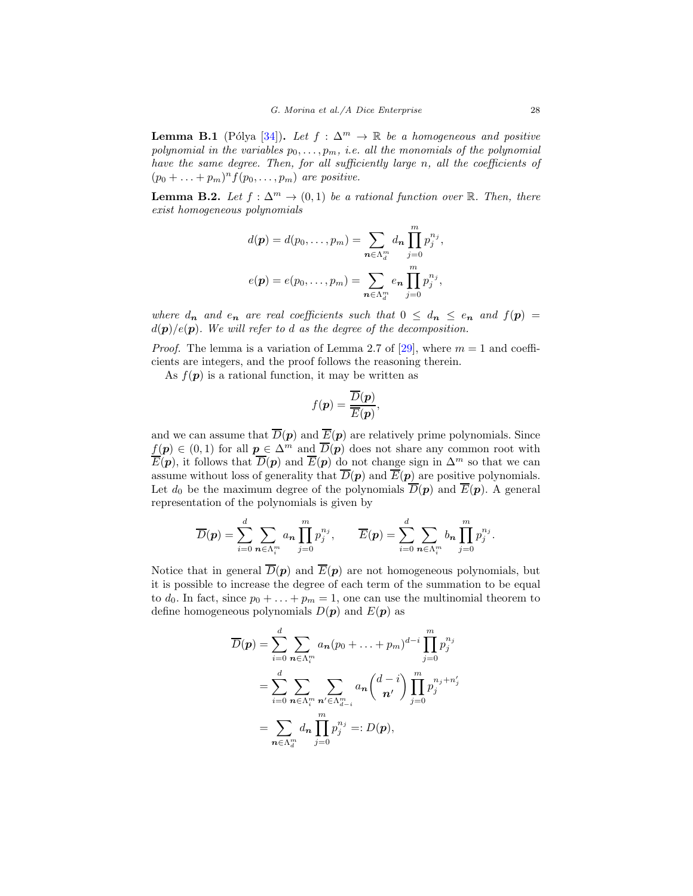**Lemma B.1** (Pólya [34])**.** *Let $f : \Delta^m \to \mathbb{R}$ be a homogeneous and positive polynomial in the variables $p_0, \dots, p_m$, i.e. all the monomials of the polynomial have the same degree. Then, for all sufficiently large $n$, all the coefficients of $(p_0 + \ldots + p_m)^n f(p_0, \dots, p_m)$ are positive.*

**Lemma B.2.** *Let $f : \Delta^m \to (0, 1)$ be a rational function over $\mathbb{R}$. Then, there exist homogeneous polynomials*

$$d(\boldsymbol{p}) = d(p_0, \dots, p_m) = \sum_{\boldsymbol{n} \in \Lambda_d^m} d_{\boldsymbol{n}} \prod_{j=0}^{m} p_j^{n_j},$$

$$e(\boldsymbol{p}) = e(p_0, \dots, p_m) = \sum_{\boldsymbol{n} \in \Lambda_d^m} e_{\boldsymbol{n}} \prod_{j=0}^{m} p_j^{n_j},$$

*where $d_{\boldsymbol{n}}$ and $e_{\boldsymbol{n}}$ are real coefficients such that $0 \le d_{\boldsymbol{n}} \le e_{\boldsymbol{n}}$ and $f(\boldsymbol{p}) = d(\boldsymbol{p})/e(\boldsymbol{p})$. We will refer to $d$ as the degree of the decomposition.*

*Proof.* The lemma is a variation of Lemma 2.7 of [29], where $m = 1$ and coefficients are integers, and the proof follows the reasoning therein.

As $f(\boldsymbol{p})$ is a rational function, it may be written as

$$f(\boldsymbol{p}) = \frac{\overline{D}(\boldsymbol{p})}{\overline{E}(\boldsymbol{p})},$$

and we can assume that $\overline{D}(\boldsymbol{p})$ and $\overline{E}(\boldsymbol{p})$ are relatively prime polynomials. Since $f(\boldsymbol{p}) \in (0, 1)$ for all $\boldsymbol{p} \in \Delta^m$ and $\overline{D}(\boldsymbol{p})$ does not share any common root with $\overline{E}(\boldsymbol{p})$, it follows that $\overline{D}(\boldsymbol{p})$ and $\overline{E}(\boldsymbol{p})$ do not change sign in $\Delta^m$ so that we can assume without loss of generality that $\overline{D}(\boldsymbol{p})$ and $\overline{E}(\boldsymbol{p})$ are positive polynomials. Let $d_0$ be the maximum degree of the polynomials $\overline{D}(\boldsymbol{p})$ and $\overline{E}(\boldsymbol{p})$. A general representation of the polynomials is given by

$$\overline{D}(\boldsymbol{p}) = \sum_{i=0}^{d} \sum_{\boldsymbol{n} \in \Lambda_i^m} a_{\boldsymbol{n}} \prod_{j=0}^{m} p_j^{n_j}, \qquad \overline{E}(\boldsymbol{p}) = \sum_{i=0}^{d} \sum_{\boldsymbol{n} \in \Lambda_i^m} b_{\boldsymbol{n}} \prod_{j=0}^{m} p_j^{n_j}.$$

Notice that in general $\overline{D}(\boldsymbol{p})$ and $\overline{E}(\boldsymbol{p})$ are not homogeneous polynomials, but it is possible to increase the degree of each term of the summation to be equal to $d_0$. In fact, since $p_0 + \ldots + p_m = 1$, one can use the multinomial theorem to define homogeneous polynomials $D(\boldsymbol{p})$ and $E(\boldsymbol{p})$ as

$$\begin{aligned}
\overline{D}(\boldsymbol{p}) &= \sum_{i=0}^{d} \sum_{\boldsymbol{n} \in \Lambda_i^m} a_{\boldsymbol{n}} (p_0 + \ldots + p_m)^{d-i} \prod_{j=0}^{m} p_j^{n_j} \\
&= \sum_{i=0}^{d} \sum_{\boldsymbol{n} \in \Lambda_i^m} \sum_{\boldsymbol{n}' \in \Lambda_{d-i}^m} a_{\boldsymbol{n}} \binom{d-i}{\boldsymbol{n}'} \prod_{j=0}^{m} p_j^{n_j + n_j'} \\
&= \sum_{\boldsymbol{n} \in \Lambda_d^m} d_{\boldsymbol{n}} \prod_{j=0}^{m} p_j^{n_j} =: D(\boldsymbol{p}),
\end{aligned}$$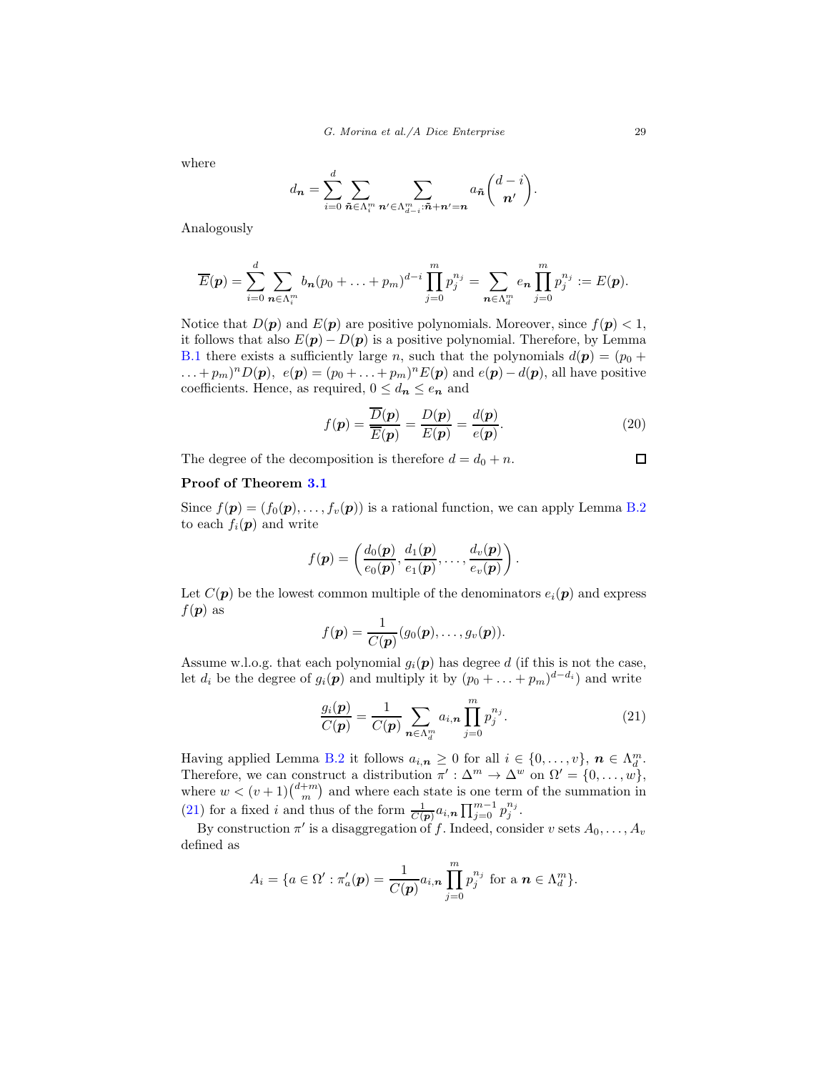where

$$d_{\boldsymbol{n}} = \sum_{i=0}^{d} \sum_{\tilde{\boldsymbol{n}} \in \Lambda_i^m} \sum_{\boldsymbol{n}' \in \Lambda_{d-i}^m : \tilde{\boldsymbol{n}} + \boldsymbol{n}' = \boldsymbol{n}} a_{\tilde{\boldsymbol{n}}} \binom{d-i}{\boldsymbol{n}'}.$$

Analogously

$$\overline{E}(\boldsymbol{p}) = \sum_{i=0}^{d} \sum_{\boldsymbol{n} \in \Lambda_i^m} b_{\boldsymbol{n}} (p_0 + \ldots + p_m)^{d-i} \prod_{j=0}^{m} p_j^{n_j} = \sum_{\boldsymbol{n} \in \Lambda_d^m} e_{\boldsymbol{n}} \prod_{j=0}^{m} p_j^{n_j} := E(\boldsymbol{p}).$$

Notice that $D(\boldsymbol{p})$ and $E(\boldsymbol{p})$ are positive polynomials. Moreover, since $f(\boldsymbol{p}) < 1$, it follows that also $E(\boldsymbol{p}) - D(\boldsymbol{p})$ is a positive polynomial. Therefore, by Lemma B.1 there exists a sufficiently large $n$, such that the polynomials $d(\boldsymbol{p}) = (p_0 + \ldots + p_m)^n D(\boldsymbol{p})$, $e(\boldsymbol{p}) = (p_0 + \ldots + p_m)^n E(\boldsymbol{p})$ and $e(\boldsymbol{p}) - d(\boldsymbol{p})$, all have positive coefficients. Hence, as required, $0 \leq d_{\boldsymbol{n}} \leq e_{\boldsymbol{n}}$ and

$$f(\boldsymbol{p}) = \frac{\overline{D}(\boldsymbol{p})}{\overline{E}(\boldsymbol{p})} = \frac{D(\boldsymbol{p})}{E(\boldsymbol{p})} = \frac{d(\boldsymbol{p})}{e(\boldsymbol{p})}. \tag{20}$$

The degree of the decomposition is therefore $d = d_0 + n$. □

**Proof of Theorem 3.1**

Since $f(\boldsymbol{p}) = (f_0(\boldsymbol{p}), \ldots, f_v(\boldsymbol{p}))$ is a rational function, we can apply Lemma B.2 to each $f_i(\boldsymbol{p})$ and write

$$f(\boldsymbol{p}) = \left( \frac{d_0(\boldsymbol{p})}{e_0(\boldsymbol{p})}, \frac{d_1(\boldsymbol{p})}{e_1(\boldsymbol{p})}, \ldots, \frac{d_v(\boldsymbol{p})}{e_v(\boldsymbol{p})} \right).$$

Let $C(\boldsymbol{p})$ be the lowest common multiple of the denominators $e_i(\boldsymbol{p})$ and express $f(\boldsymbol{p})$ as

$$f(\boldsymbol{p}) = \frac{1}{C(\boldsymbol{p})} (g_0(\boldsymbol{p}), \ldots, g_v(\boldsymbol{p})).$$

Assume w.l.o.g. that each polynomial $g_i(\boldsymbol{p})$ has degree $d$ (if this is not the case, let $d_i$ be the degree of $g_i(\boldsymbol{p})$ and multiply it by $(p_0 + \ldots + p_m)^{d-d_i}$) and write

$$\frac{g_i(\boldsymbol{p})}{C(\boldsymbol{p})} = \frac{1}{C(\boldsymbol{p})} \sum_{\boldsymbol{n} \in \Lambda_d^m} a_{i,\boldsymbol{n}} \prod_{j=0}^{m} p_j^{n_j}. \tag{21}$$

Having applied Lemma B.2 it follows $a_{i,\boldsymbol{n}} \geq 0$ for all $i \in \{0, \ldots, v\}$, $\boldsymbol{n} \in \Lambda_d^m$. Therefore, we can construct a distribution $\pi' : \Delta^m \to \Delta^w$ on $\Omega' = \{0, \ldots, w\}$, where $w < (v+1)\binom{d+m}{m}$ and where each state is one term of the summation in (21) for a fixed $i$ and thus of the form $\frac{1}{C(\boldsymbol{p})} a_{i,\boldsymbol{n}} \prod_{j=0}^{m-1} p_j^{n_j}$.

By construction $\pi'$ is a disaggregation of $f$. Indeed, consider $v$ sets $A_0, \ldots, A_v$ defined as

$$A_i = \{a \in \Omega' : \pi'_a(\boldsymbol{p}) = \frac{1}{C(\boldsymbol{p})} a_{i,\boldsymbol{n}} \prod_{j=0}^{m} p_j^{n_j} \text{ for a } \boldsymbol{n} \in \Lambda_d^m\}.$$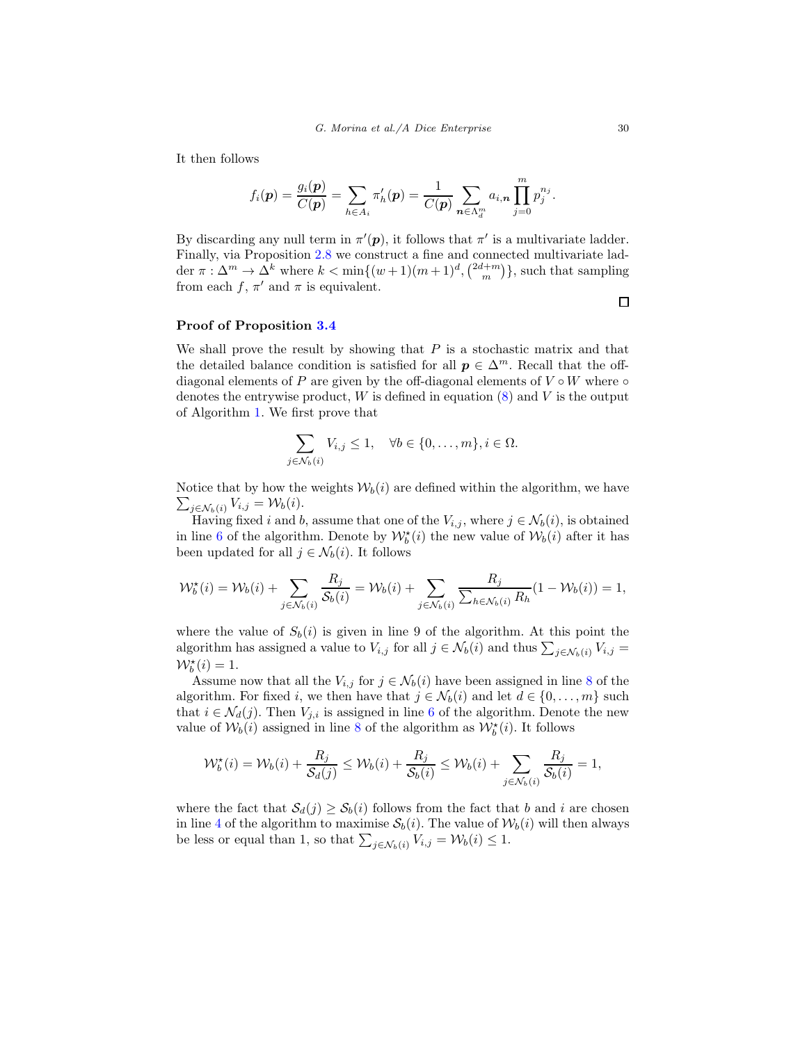It then follows

$$f_i(\boldsymbol{p}) = \frac{g_i(\boldsymbol{p})}{C(\boldsymbol{p})} = \sum_{h \in A_i} \pi'_h(\boldsymbol{p}) = \frac{1}{C(\boldsymbol{p})} \sum_{\boldsymbol{n} \in \Lambda_d^m} a_{i,\boldsymbol{n}} \prod_{j=0}^{m} p_j^{n_j}.$$

By discarding any null term in $\pi'(\boldsymbol{p})$, it follows that $\pi'$ is a multivariate ladder. Finally, via Proposition 2.8 we construct a fine and connected multivariate ladder $\pi : \Delta^m \to \Delta^k$ where $k < \min\{(w+1)(m+1)^d, \binom{2d+m}{m}\}$, such that sampling from each $f$, $\pi'$ and $\pi$ is equivalent.

□

**Proof of Proposition 3.4**

We shall prove the result by showing that $P$ is a stochastic matrix and that the detailed balance condition is satisfied for all $\boldsymbol{p} \in \Delta^m$. Recall that the off-diagonal elements of $P$ are given by the off-diagonal elements of $V \circ W$ where $\circ$ denotes the entrywise product, $W$ is defined in equation (8) and $V$ is the output of Algorithm 1. We first prove that

$$\sum_{j \in \mathcal{N}_b(i)} V_{i,j} \leq 1, \quad \forall b \in \{0, \dots, m\}, i \in \Omega.$$

Notice that by how the weights $\mathcal{W}_b(i)$ are defined within the algorithm, we have $\sum_{j \in \mathcal{N}_b(i)} V_{i,j} = \mathcal{W}_b(i)$.

Having fixed $i$ and $b$, assume that one of the $V_{i,j}$, where $j \in \mathcal{N}_b(i)$, is obtained in line 6 of the algorithm. Denote by $\mathcal{W}^\star_b(i)$ the new value of $\mathcal{W}_b(i)$ after it has been updated for all $j \in \mathcal{N}_b(i)$. It follows

$$\mathcal{W}^\star_b(i) = \mathcal{W}_b(i) + \sum_{j \in \mathcal{N}_b(i)} \frac{R_j}{\mathcal{S}_b(i)} = \mathcal{W}_b(i) + \sum_{j \in \mathcal{N}_b(i)} \frac{R_j}{\sum_{h \in \mathcal{N}_b(i)} R_h} (1 - \mathcal{W}_b(i)) = 1,$$

where the value of $S_b(i)$ is given in line 9 of the algorithm. At this point the algorithm has assigned a value to $V_{i,j}$ for all $j \in \mathcal{N}_b(i)$ and thus $\sum_{j \in \mathcal{N}_b(i)} V_{i,j} = \mathcal{W}^\star_b(i) = 1$.

Assume now that all the $V_{i,j}$ for $j \in \mathcal{N}_b(i)$ have been assigned in line 8 of the algorithm. For fixed $i$, we then have that $j \in \mathcal{N}_b(i)$ and let $d \in \{0, \dots, m\}$ such that $i \in \mathcal{N}_d(j)$. Then $V_{j,i}$ is assigned in line 6 of the algorithm. Denote the new value of $\mathcal{W}_b(i)$ assigned in line 8 of the algorithm as $\mathcal{W}^\star_b(i)$. It follows

$$\mathcal{W}^\star_b(i) = \mathcal{W}_b(i) + \frac{R_j}{\mathcal{S}_d(j)} \leq \mathcal{W}_b(i) + \frac{R_j}{\mathcal{S}_b(i)} \leq \mathcal{W}_b(i) + \sum_{j \in \mathcal{N}_b(i)} \frac{R_j}{\mathcal{S}_b(i)} = 1,$$

where the fact that $\mathcal{S}_d(j) \geq \mathcal{S}_b(i)$ follows from the fact that $b$ and $i$ are chosen in line 4 of the algorithm to maximise $\mathcal{S}_b(i)$. The value of $\mathcal{W}_b(i)$ will then always be less or equal than 1, so that $\sum_{j \in \mathcal{N}_b(i)} V_{i,j} = \mathcal{W}_b(i) \leq 1$.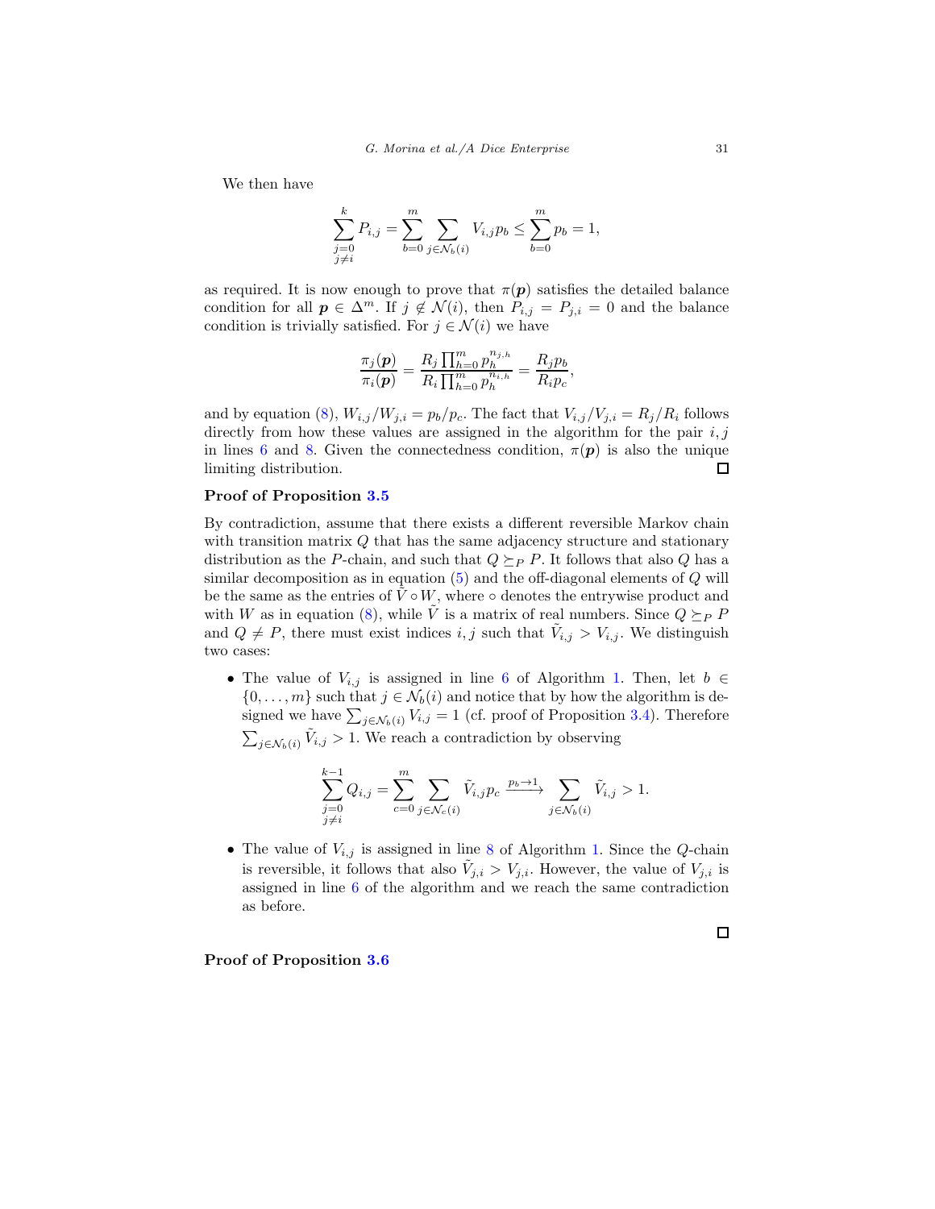We then have

$$\sum_{\substack{j=0\\j\neq i}}^{k} P_{i,j} = \sum_{b=0}^{m} \sum_{j\in\mathcal{N}_b(i)} V_{i,j} p_b \leq \sum_{b=0}^{m} p_b = 1,$$

as required. It is now enough to prove that $\pi(\boldsymbol{p})$ satisfies the detailed balance condition for all $\boldsymbol{p} \in \Delta^m$. If $j \notin \mathcal{N}(i)$, then $P_{i,j} = P_{j,i} = 0$ and the balance condition is trivially satisfied. For $j \in \mathcal{N}(i)$ we have

$$\frac{\pi_j(\boldsymbol{p})}{\pi_i(\boldsymbol{p})} = \frac{R_j \prod_{h=0}^{m} p_h^{n_{j,h}}}{R_i \prod_{h=0}^{m} p_h^{n_{i,h}}} = \frac{R_j p_b}{R_i p_c},$$

and by equation (8), $W_{i,j}/W_{j,i} = p_b/p_c$. The fact that $V_{i,j}/V_{j,i} = R_j/R_i$ follows directly from how these values are assigned in the algorithm for the pair $i, j$ in lines 6 and 8. Given the connectedness condition, $\pi(\boldsymbol{p})$ is also the unique limiting distribution. □

**Proof of Proposition 3.5**

By contradiction, assume that there exists a different reversible Markov chain with transition matrix $Q$ that has the same adjacency structure and stationary distribution as the $P$-chain, and such that $Q \succeq_P P$. It follows that also $Q$ has a similar decomposition as in equation (5) and the off-diagonal elements of $Q$ will be the same as the entries of $\tilde{V} \circ W$, where $\circ$ denotes the entrywise product and with $W$ as in equation (8), while $\tilde{V}$ is a matrix of real numbers. Since $Q \succeq_P P$ and $Q \neq P$, there must exist indices $i, j$ such that $\tilde{V}_{i,j} > V_{i,j}$. We distinguish two cases:

- The value of $V_{i,j}$ is assigned in line 6 of Algorithm 1. Then, let $b \in \{0, \ldots, m\}$ such that $j \in \mathcal{N}_b(i)$ and notice that by how the algorithm is designed we have $\sum_{j\in\mathcal{N}_b(i)} V_{i,j} = 1$ (cf. proof of Proposition 3.4). Therefore $\sum_{j\in\mathcal{N}_b(i)} \tilde{V}_{i,j} > 1$. We reach a contradiction by observing

$$\sum_{\substack{j=0\\j\neq i}}^{k-1} Q_{i,j} = \sum_{c=0}^{m} \sum_{j\in\mathcal{N}_c(i)} \tilde{V}_{i,j} p_c \xrightarrow{p_b \to 1} \sum_{j\in\mathcal{N}_b(i)} \tilde{V}_{i,j} > 1.$$

- The value of $V_{i,j}$ is assigned in line 8 of Algorithm 1. Since the $Q$-chain is reversible, it follows that also $\tilde{V}_{j,i} > V_{j,i}$. However, the value of $V_{j,i}$ is assigned in line 6 of the algorithm and we reach the same contradiction as before.

□

**Proof of Proposition 3.6**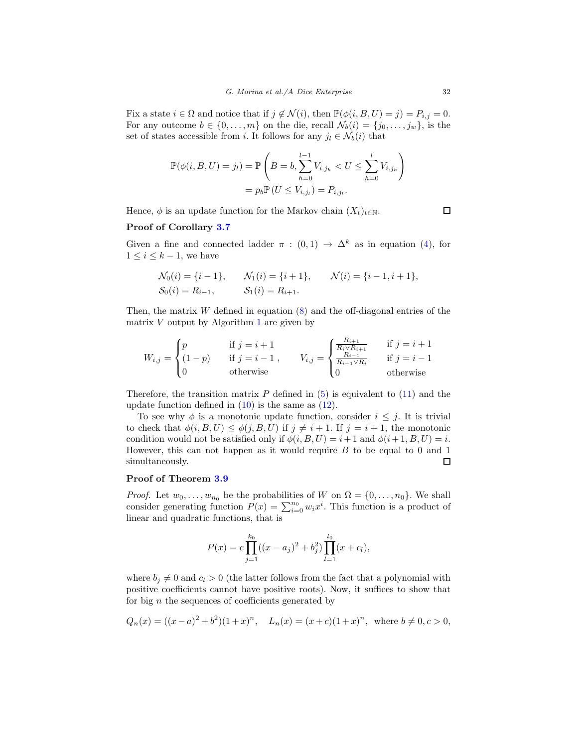Fix a state $i \in \Omega$ and notice that if $j \notin \mathcal{N}(i)$, then $\mathbb{P}(\phi(i, B, U) = j) = P_{i,j} = 0$. For any outcome $b \in \{0, \ldots, m\}$ on the die, recall $\mathcal{N}_b(i) = \{j_0, \ldots, j_w\}$, is the set of states accessible from $i$. It follows for any $j_l \in \mathcal{N}_b(i)$ that

$$
\begin{aligned}
\mathbb{P}(\phi(i, B, U) = j_l) &= \mathbb{P}\left(B = b, \sum_{h=0}^{l-1} V_{i,j_h} < U \leq \sum_{h=0}^{l} V_{i,j_h}\right) \\
&= p_b \mathbb{P}\left(U \leq V_{i,j_l}\right) = P_{i,j_l}.
\end{aligned}
$$

Hence, $\phi$ is an update function for the Markov chain $(X_t)_{t\in\mathbb{N}}$. $\square$

**Proof of Corollary 3.7**

Given a fine and connected ladder $\pi : (0, 1) \to \Delta^k$ as in equation (4), for $1 \leq i \leq k - 1$, we have

$$
\begin{aligned}
&\mathcal{N}_0(i) = \{i - 1\}, \qquad \mathcal{N}_1(i) = \{i + 1\}, \qquad \mathcal{N}(i) = \{i - 1, i + 1\}, \\
&\mathcal{S}_0(i) = R_{i-1}, \qquad\quad \mathcal{S}_1(i) = R_{i+1}.
\end{aligned}
$$

Then, the matrix $W$ defined in equation (8) and the off-diagonal entries of the matrix $V$ output by Algorithm 1 are given by

$$
W_{i,j} = \begin{cases} p & \text{if } j = i + 1 \\ (1 - p) & \text{if } j = i - 1 \\ 0 & \text{otherwise} \end{cases}, \qquad V_{i,j} = \begin{cases} \frac{R_{i+1}}{R_i \vee R_{i+1}} & \text{if } j = i + 1 \\ \frac{R_{i-1}}{R_{i-1} \vee R_i} & \text{if } j = i - 1 \\ 0 & \text{otherwise} \end{cases}
$$

Therefore, the transition matrix $P$ defined in (5) is equivalent to (11) and the update function defined in (10) is the same as (12).

To see why $\phi$ is a monotonic update function, consider $i \leq j$. It is trivial to check that $\phi(i, B, U) \leq \phi(j, B, U)$ if $j \neq i + 1$. If $j = i + 1$, the monotonic condition would not be satisfied only if $\phi(i, B, U) = i + 1$ and $\phi(i + 1, B, U) = i$. However, this can not happen as it would require $B$ to be equal to 0 and 1 simultaneously. $\square$

**Proof of Theorem 3.9**

*Proof.* Let $w_0, \ldots, w_{n_0}$ be the probabilities of $W$ on $\Omega = \{0, \ldots, n_0\}$. We shall consider generating function $P(x) = \sum_{i=0}^{n_0} w_i x^i$. This function is a product of linear and quadratic functions, that is

$$
P(x) = c \prod_{j=1}^{k_0} ((x - a_j)^2 + b_j^2) \prod_{l=1}^{l_0} (x + c_l),
$$

where $b_j \neq 0$ and $c_l > 0$ (the latter follows from the fact that a polynomial with positive coefficients cannot have positive roots). Now, it suffices to show that for big $n$ the sequences of coefficients generated by

$$
Q_n(x) = ((x - a)^2 + b^2)(1 + x)^n, \quad L_n(x) = (x + c)(1 + x)^n, \text{ where } b \neq 0, c > 0,
$$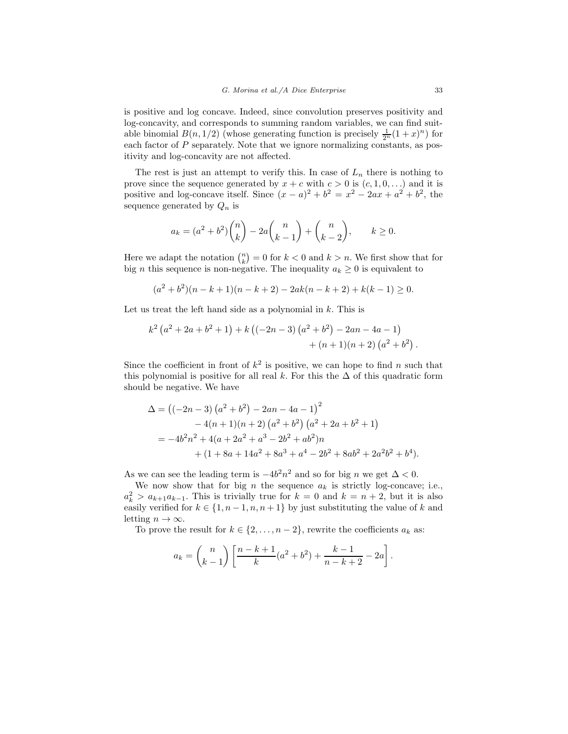is positive and log concave. Indeed, since convolution preserves positivity and log-concavity, and corresponds to summing random variables, we can find suitable binomial $B(n, 1/2)$ (whose generating function is precisely $\frac{1}{2^n}(1+x)^n$) for each factor of $P$ separately. Note that we ignore normalizing constants, as positivity and log-concavity are not affected.

The rest is just an attempt to verify this. In case of $L_n$ there is nothing to prove since the sequence generated by $x + c$ with $c > 0$ is $(c, 1, 0, \ldots)$ and it is positive and log-concave itself. Since $(x-a)^2 + b^2 = x^2 - 2ax + a^2 + b^2$, the sequence generated by $Q_n$ is

$$a_k = (a^2+b^2)\binom{n}{k} - 2a\binom{n}{k-1} + \binom{n}{k-2}, \qquad k \geq 0.$$

Here we adapt the notation $\binom{n}{k} = 0$ for $k < 0$ and $k > n$. We first show that for big $n$ this sequence is non-negative. The inequality $a_k \geq 0$ is equivalent to

$$(a^2+b^2)(n-k+1)(n-k+2) - 2ak(n-k+2) + k(k-1) \geq 0.$$

Let us treat the left hand side as a polynomial in $k$. This is

$$k^2\left(a^2+2a+b^2+1\right) + k\left((-2n-3)\left(a^2+b^2\right) - 2an - 4a - 1\right) + (n+1)(n+2)\left(a^2+b^2\right).$$

Since the coefficient in front of $k^2$ is positive, we can hope to find $n$ such that this polynomial is positive for all real $k$. For this the $\Delta$ of this quadratic form should be negative. We have

$$\begin{aligned}
\Delta &= \left((-2n-3)\left(a^2+b^2\right) - 2an - 4a - 1\right)^2 \\
&\quad - 4(n+1)(n+2)\left(a^2+b^2\right)\left(a^2+2a+b^2+1\right) \\
&= -4b^2n^2 + 4(a + 2a^2 + a^3 - 2b^2 + ab^2)n \\
&\quad + (1 + 8a + 14a^2 + 8a^3 + a^4 - 2b^2 + 8ab^2 + 2a^2b^2 + b^4).
\end{aligned}$$

As we can see the leading term is $-4b^2n^2$ and so for big $n$ we get $\Delta < 0$.

We now show that for big $n$ the sequence $a_k$ is strictly log-concave; i.e., $a_k^2 > a_{k+1}a_{k-1}$. This is trivially true for $k = 0$ and $k = n+2$, but it is also easily verified for $k \in \{1, n-1, n, n+1\}$ by just substituting the value of $k$ and letting $n \to \infty$.

To prove the result for $k \in \{2, \ldots, n-2\}$, rewrite the coefficients $a_k$ as:

$$a_k = \binom{n}{k-1}\left[\frac{n-k+1}{k}(a^2+b^2) + \frac{k-1}{n-k+2} - 2a\right].$$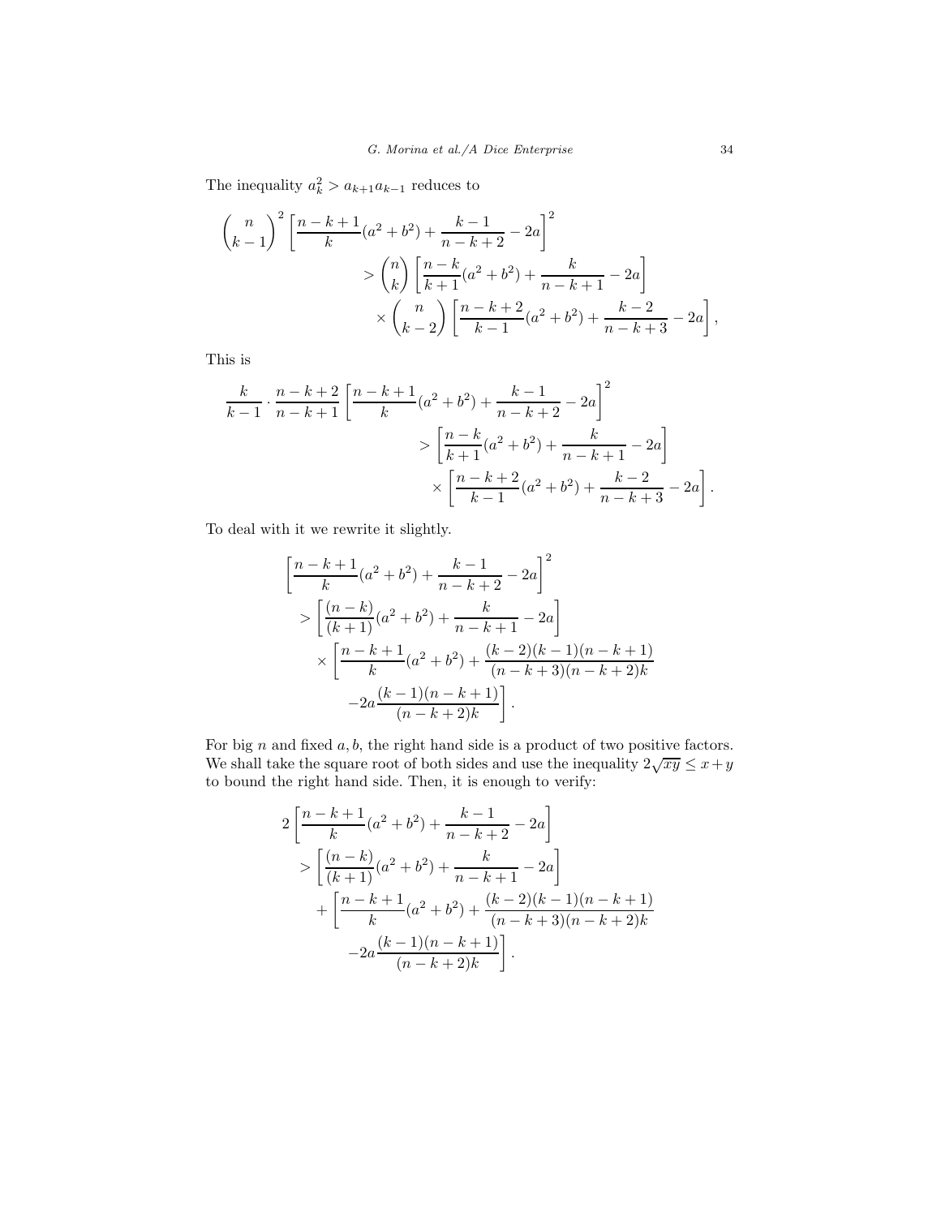The inequality $a_k^2 > a_{k+1}a_{k-1}$ reduces to

$$
\begin{aligned}
\binom{n}{k-1}^2 \left[\frac{n-k+1}{k}(a^2+b^2) + \frac{k-1}{n-k+2} - 2a\right]^2 \\
> \binom{n}{k}\left[\frac{n-k}{k+1}(a^2+b^2) + \frac{k}{n-k+1} - 2a\right] \\
\times \binom{n}{k-2}\left[\frac{n-k+2}{k-1}(a^2+b^2) + \frac{k-2}{n-k+3} - 2a\right],
\end{aligned}
$$

This is

$$
\begin{aligned}
\frac{k}{k-1}\cdot\frac{n-k+2}{n-k+1}\left[\frac{n-k+1}{k}(a^2+b^2) + \frac{k-1}{n-k+2} - 2a\right]^2 \\
> \left[\frac{n-k}{k+1}(a^2+b^2) + \frac{k}{n-k+1} - 2a\right] \\
\times \left[\frac{n-k+2}{k-1}(a^2+b^2) + \frac{k-2}{n-k+3} - 2a\right].
\end{aligned}
$$

To deal with it we rewrite it slightly.

$$
\begin{aligned}
&\left[\frac{n-k+1}{k}(a^2+b^2) + \frac{k-1}{n-k+2} - 2a\right]^2 \\
&\quad > \left[\frac{(n-k)}{(k+1)}(a^2+b^2) + \frac{k}{n-k+1} - 2a\right] \\
&\quad \times \left[\frac{n-k+1}{k}(a^2+b^2) + \frac{(k-2)(k-1)(n-k+1)}{(n-k+3)(n-k+2)k}\right. \\
&\quad \left. -2a\frac{(k-1)(n-k+1)}{(n-k+2)k}\right].
\end{aligned}
$$

For big $n$ and fixed $a, b$, the right hand side is a product of two positive factors. We shall take the square root of both sides and use the inequality $2\sqrt{xy} \le x+y$ to bound the right hand side. Then, it is enough to verify:

$$
\begin{aligned}
&2\left[\frac{n-k+1}{k}(a^2+b^2) + \frac{k-1}{n-k+2} - 2a\right] \\
&\quad > \left[\frac{(n-k)}{(k+1)}(a^2+b^2) + \frac{k}{n-k+1} - 2a\right] \\
&\quad + \left[\frac{n-k+1}{k}(a^2+b^2) + \frac{(k-2)(k-1)(n-k+1)}{(n-k+3)(n-k+2)k}\right. \\
&\quad \left. -2a\frac{(k-1)(n-k+1)}{(n-k+2)k}\right].
\end{aligned}
$$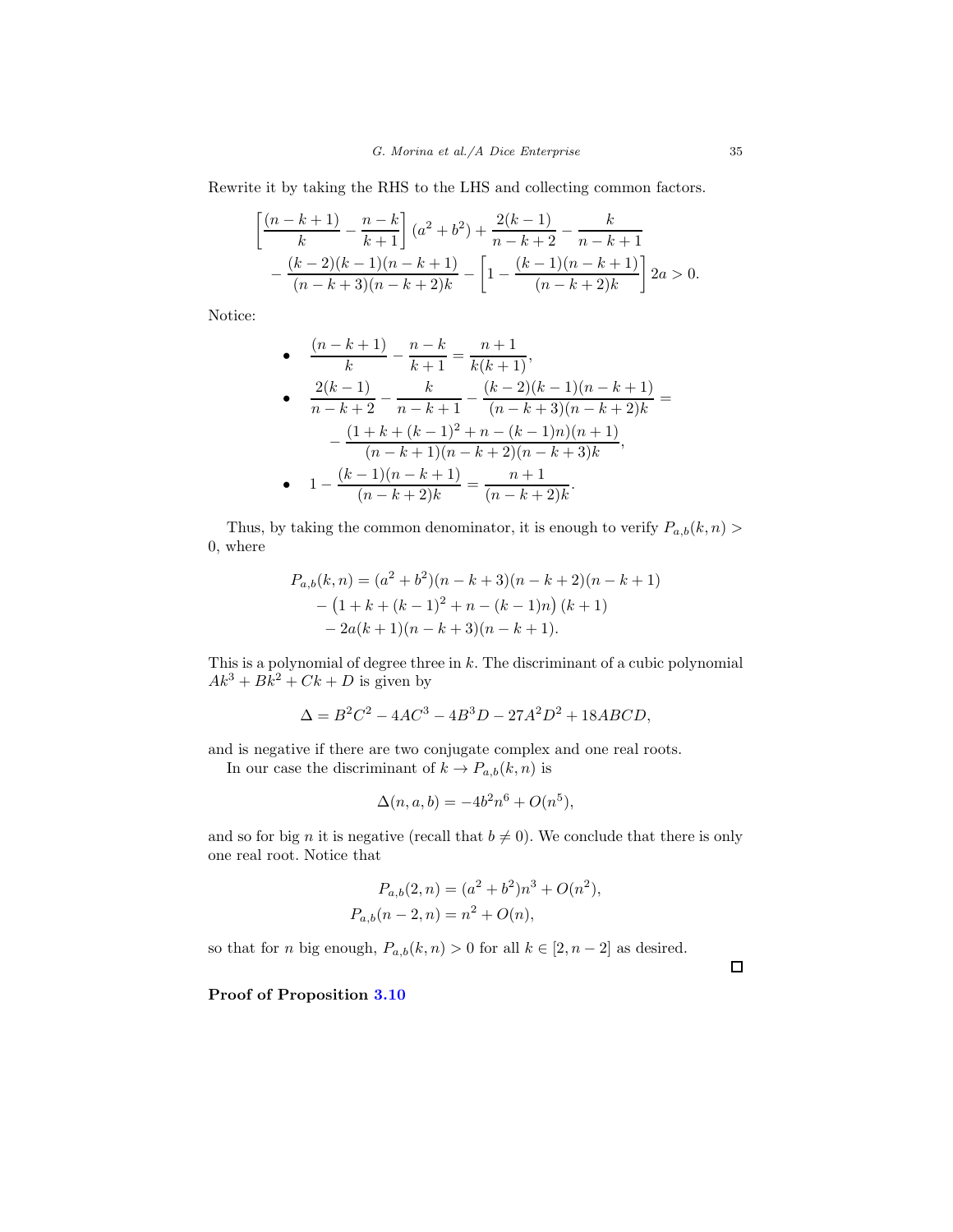Rewrite it by taking the RHS to the LHS and collecting common factors.

$$
\begin{aligned}
&\left[\frac{(n-k+1)}{k} - \frac{n-k}{k+1}\right](a^2+b^2) + \frac{2(k-1)}{n-k+2} - \frac{k}{n-k+1} \\
&\quad - \frac{(k-2)(k-1)(n-k+1)}{(n-k+3)(n-k+2)k} - \left[1 - \frac{(k-1)(n-k+1)}{(n-k+2)k}\right] 2a > 0.
\end{aligned}
$$

Notice:

- $$\frac{(n-k+1)}{k} - \frac{n-k}{k+1} = \frac{n+1}{k(k+1)},$$
- $$\frac{2(k-1)}{n-k+2} - \frac{k}{n-k+1} - \frac{(k-2)(k-1)(n-k+1)}{(n-k+3)(n-k+2)k} = - \frac{(1+k+(k-1)^2+n-(k-1)n)(n+1)}{(n-k+1)(n-k+2)(n-k+3)k},$$
- $$1 - \frac{(k-1)(n-k+1)}{(n-k+2)k} = \frac{n+1}{(n-k+2)k}.$$

Thus, by taking the common denominator, it is enough to verify $P_{a,b}(k,n) > 0$, where

$$
\begin{aligned}
P_{a,b}(k,n) &= (a^2+b^2)(n-k+3)(n-k+2)(n-k+1) \\
&\quad - \left(1+k+(k-1)^2+n-(k-1)n\right)(k+1) \\
&\quad - 2a(k+1)(n-k+3)(n-k+1).
\end{aligned}
$$

This is a polynomial of degree three in $k$. The discriminant of a cubic polynomial $Ak^3+Bk^2+Ck+D$ is given by

$$\Delta = B^2C^2 - 4AC^3 - 4B^3D - 27A^2D^2 + 18ABCD,$$

and is negative if there are two conjugate complex and one real roots.

In our case the discriminant of $k \to P_{a,b}(k,n)$ is

$$\Delta(n,a,b) = -4b^2n^6 + O(n^5),$$

and so for big $n$ it is negative (recall that $b \neq 0$). We conclude that there is only one real root. Notice that

$$
\begin{aligned}
P_{a,b}(2,n) &= (a^2+b^2)n^3 + O(n^2), \\
P_{a,b}(n-2,n) &= n^2 + O(n),
\end{aligned}
$$

so that for $n$ big enough, $P_{a,b}(k,n) > 0$ for all $k \in [2, n-2]$ as desired. $\square$

**Proof of Proposition 3.10**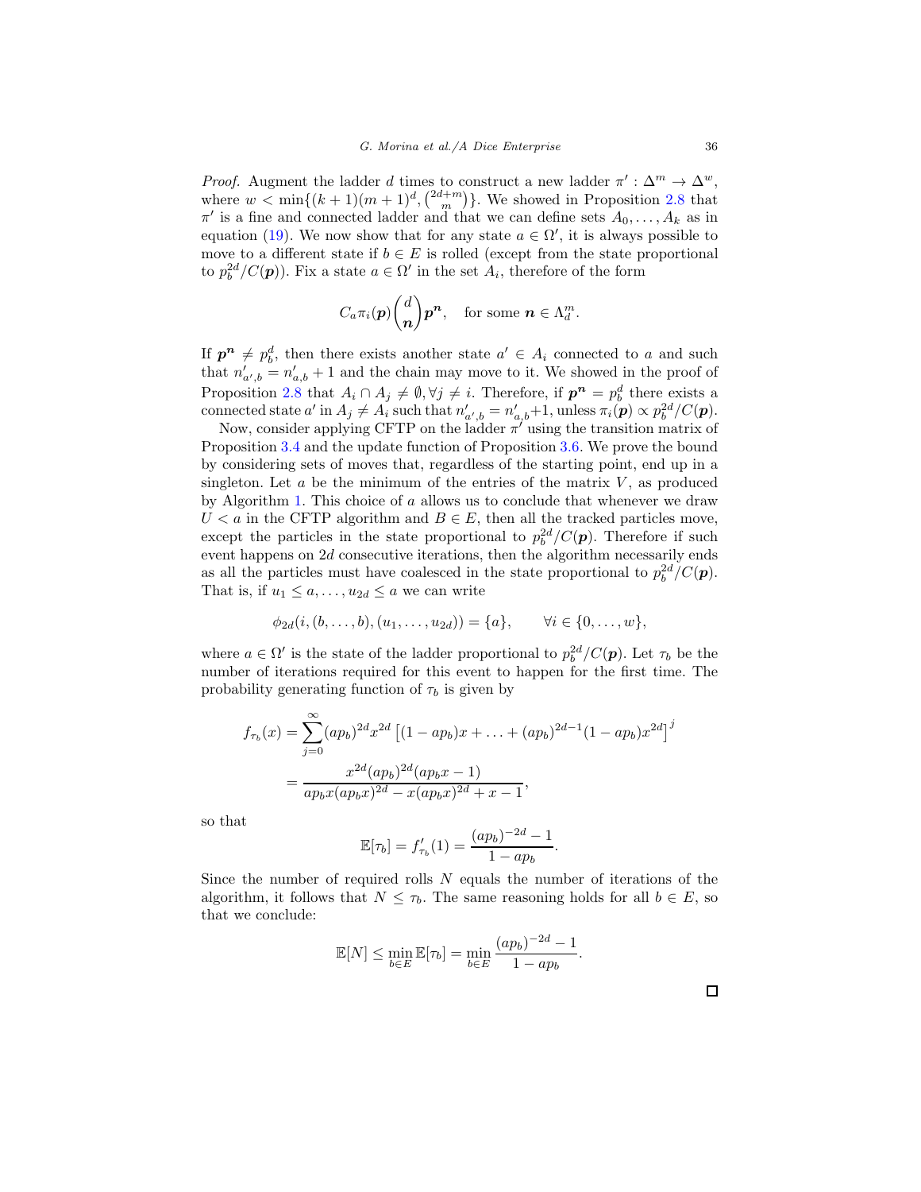*Proof.* Augment the ladder $d$ times to construct a new ladder $\pi' : \Delta^m \to \Delta^w$, where $w < \min\{(k+1)(m+1)^d, \binom{2d+m}{m}\}$. We showed in Proposition 2.8 that $\pi'$ is a fine and connected ladder and that we can define sets $A_0, \ldots, A_k$ as in equation (19). We now show that for any state $a \in \Omega'$, it is always possible to move to a different state if $b \in E$ is rolled (except from the state proportional to $p_b^{2d}/C(\boldsymbol{p})$). Fix a state $a \in \Omega'$ in the set $A_i$, therefore of the form

$$C_a \pi_i(\boldsymbol{p}) \binom{d}{\boldsymbol{n}} \boldsymbol{p}^{\boldsymbol{n}}, \quad \text{for some } \boldsymbol{n} \in \Lambda_d^m.$$

If $\boldsymbol{p}^{\boldsymbol{n}} \neq p_b^d$, then there exists another state $a' \in A_i$ connected to $a$ and such that $n'_{a',b} = n'_{a,b} + 1$ and the chain may move to it. We showed in the proof of Proposition 2.8 that $A_i \cap A_j \neq \emptyset, \forall j \neq i$. Therefore, if $\boldsymbol{p}^{\boldsymbol{n}} = p_b^d$ there exists a connected state $a'$ in $A_j \neq A_i$ such that $n'_{a',b} = n'_{a,b}+1$, unless $\pi_i(\boldsymbol{p}) \propto p_b^{2d}/C(\boldsymbol{p})$.

Now, consider applying CFTP on the ladder $\pi'$ using the transition matrix of Proposition 3.4 and the update function of Proposition 3.6. We prove the bound by considering sets of moves that, regardless of the starting point, end up in a singleton. Let $a$ be the minimum of the entries of the matrix $V$, as produced by Algorithm 1. This choice of $a$ allows us to conclude that whenever we draw $U < a$ in the CFTP algorithm and $B \in E$, then all the tracked particles move, except the particles in the state proportional to $p_b^{2d}/C(\boldsymbol{p})$. Therefore if such event happens on $2d$ consecutive iterations, then the algorithm necessarily ends as all the particles must have coalesced in the state proportional to $p_b^{2d}/C(\boldsymbol{p})$. That is, if $u_1 \leq a, \ldots, u_{2d} \leq a$ we can write

$$\phi_{2d}(i, (b, \ldots, b), (u_1, \ldots, u_{2d})) = \{a\}, \qquad \forall i \in \{0, \ldots, w\},$$

where $a \in \Omega'$ is the state of the ladder proportional to $p_b^{2d}/C(\boldsymbol{p})$. Let $\tau_b$ be the number of iterations required for this event to happen for the first time. The probability generating function of $\tau_b$ is given by

$$\begin{aligned}
f_{\tau_b}(x) &= \sum_{j=0}^{\infty} (ap_b)^{2d} x^{2d} \left[(1 - ap_b)x + \ldots + (ap_b)^{2d-1}(1 - ap_b)x^{2d}\right]^j \\
&= \frac{x^{2d}(ap_b)^{2d}(ap_b x - 1)}{ap_b x (ap_b x)^{2d} - x(ap_b x)^{2d} + x - 1},
\end{aligned}$$

so that

$$\mathbb{E}[\tau_b] = f'_{\tau_b}(1) = \frac{(ap_b)^{-2d} - 1}{1 - ap_b}.$$

Since the number of required rolls $N$ equals the number of iterations of the algorithm, it follows that $N \leq \tau_b$. The same reasoning holds for all $b \in E$, so that we conclude:

$$\mathbb{E}[N] \leq \min_{b \in E} \mathbb{E}[\tau_b] = \min_{b \in E} \frac{(ap_b)^{-2d} - 1}{1 - ap_b}.$$

□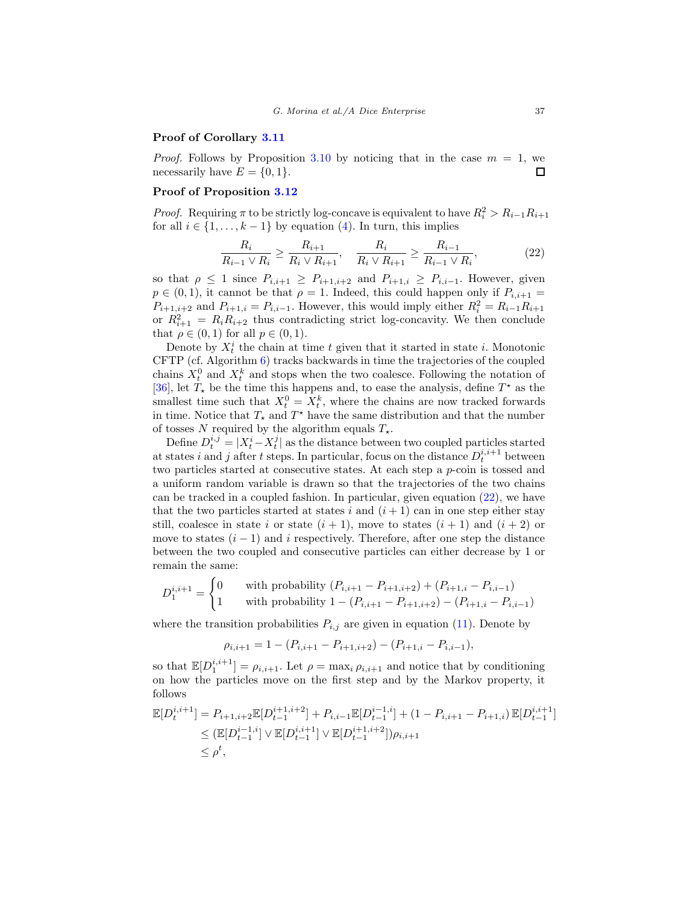**Proof of Corollary 3.11**

*Proof.* Follows by Proposition 3.10 by noticing that in the case $m = 1$, we necessarily have $E = \{0, 1\}$. □

**Proof of Proposition 3.12**

*Proof.* Requiring $\pi$ to be strictly log-concave is equivalent to have $R_i^2 > R_{i-1}R_{i+1}$ for all $i \in \{1, \dots, k-1\}$ by equation (4). In turn, this implies

$$\frac{R_i}{R_{i-1} \vee R_i} \geq \frac{R_{i+1}}{R_i \vee R_{i+1}}, \quad \frac{R_i}{R_i \vee R_{i+1}} \geq \frac{R_{i-1}}{R_{i-1} \vee R_i}, \tag{22}$$

so that $\rho \leq 1$ since $P_{i,i+1} \geq P_{i+1,i+2}$ and $P_{i+1,i} \geq P_{i,i-1}$. However, given $p \in (0, 1)$, it cannot be that $\rho = 1$. Indeed, this could happen only if $P_{i,i+1} = P_{i+1,i+2}$ and $P_{i+1,i} = P_{i,i-1}$. However, this would imply either $R_i^2 = R_{i-1}R_{i+1}$ or $R_{i+1}^2 = R_i R_{i+2}$ thus contradicting strict log-concavity. We then conclude that $\rho \in (0, 1)$ for all $p \in (0, 1)$.

Denote by $X_t^i$ the chain at time $t$ given that it started in state $i$. Monotonic CFTP (cf. Algorithm 6) tracks backwards in time the trajectories of the coupled chains $X_t^0$ and $X_t^k$ and stops when the two coalesce. Following the notation of [36], let $T_\star$ be the time this happens and, to ease the analysis, define $T^\star$ as the smallest time such that $X_t^0 = X_t^k$, where the chains are now tracked forwards in time. Notice that $T_\star$ and $T^\star$ have the same distribution and that the number of tosses $N$ required by the algorithm equals $T_\star$.

Define $D_t^{i,j} = |X_t^i - X_t^j|$ as the distance between two coupled particles started at states $i$ and $j$ after $t$ steps. In particular, focus on the distance $D_t^{i,i+1}$ between two particles started at consecutive states. At each step a $p$-coin is tossed and a uniform random variable is drawn so that the trajectories of the two chains can be tracked in a coupled fashion. In particular, given equation (22), we have that the two particles started at states $i$ and $(i + 1)$ can in one step either stay still, coalesce in state $i$ or state $(i + 1)$, move to states $(i + 1)$ and $(i + 2)$ or move to states $(i - 1)$ and $i$ respectively. Therefore, after one step the distance between the two coupled and consecutive particles can either decrease by 1 or remain the same:

$$D_1^{i,i+1} = \begin{cases} 0 & \text{with probability } (P_{i,i+1} - P_{i+1,i+2}) + (P_{i+1,i} - P_{i,i-1}) \\ 1 & \text{with probability } 1 - (P_{i,i+1} - P_{i+1,i+2}) - (P_{i+1,i} - P_{i,i-1}) \end{cases}$$

where the transition probabilities $P_{i,j}$ are given in equation (11). Denote by

$$\rho_{i,i+1} = 1 - (P_{i,i+1} - P_{i+1,i+2}) - (P_{i+1,i} - P_{i,i-1}),$$

so that $\mathbb{E}[D_1^{i,i+1}] = \rho_{i,i+1}$. Let $\rho = \max_i \rho_{i,i+1}$ and notice that by conditioning on how the particles move on the first step and by the Markov property, it follows

$$\begin{aligned}
\mathbb{E}[D_t^{i,i+1}] &= P_{i+1,i+2}\mathbb{E}[D_{t-1}^{i+1,i+2}] + P_{i,i-1}\mathbb{E}[D_{t-1}^{i-1,i}] + (1 - P_{i,i+1} - P_{i+1,i})\,\mathbb{E}[D_{t-1}^{i,i+1}] \\
&\leq (\mathbb{E}[D_{t-1}^{i-1,i}] \vee \mathbb{E}[D_{t-1}^{i,i+1}] \vee \mathbb{E}[D_{t-1}^{i+1,i+2}])\rho_{i,i+1} \\
&\leq \rho^t,
\end{aligned}$$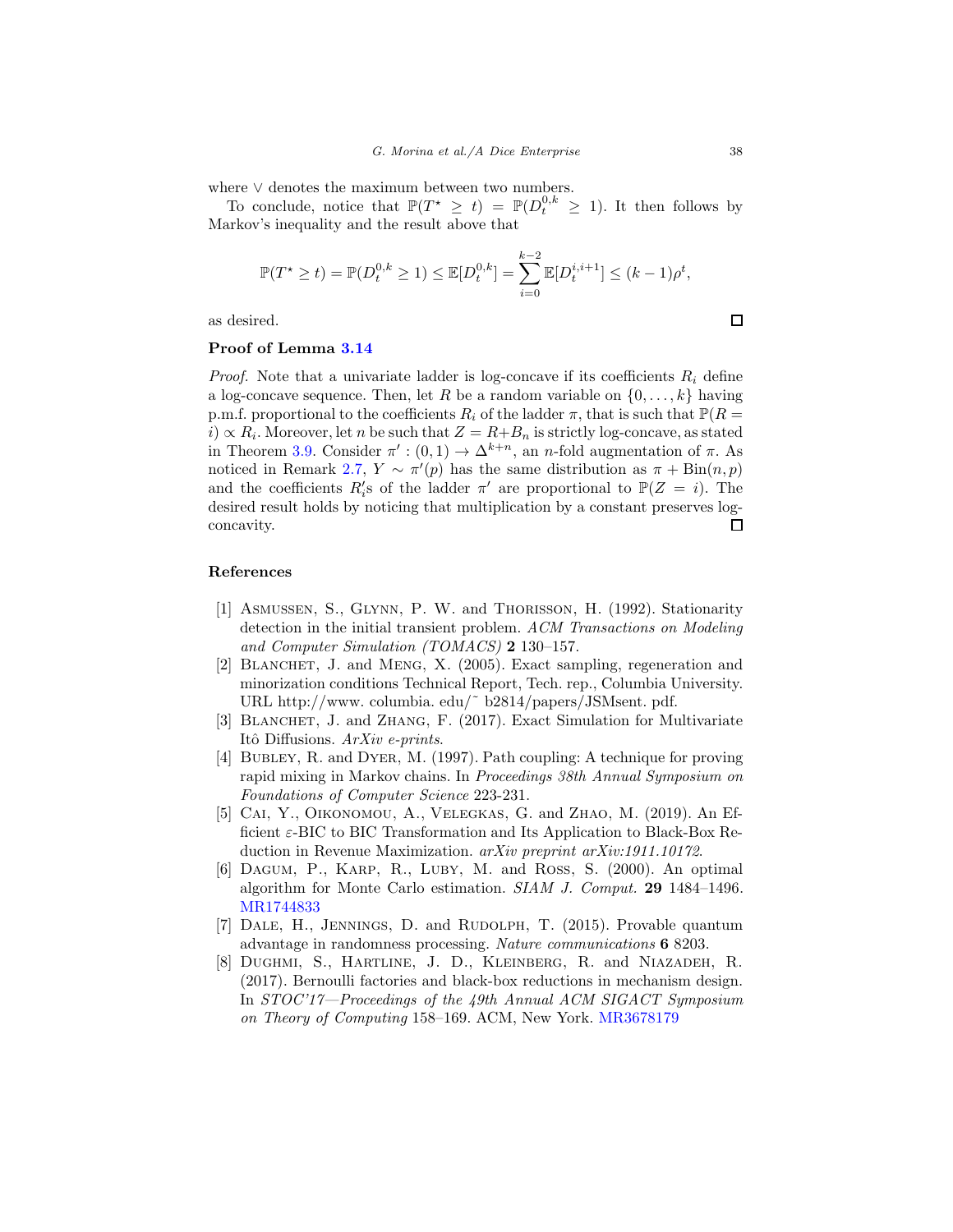where $\vee$ denotes the maximum between two numbers.

To conclude, notice that $\mathbb{P}(T^\star \geq t) = \mathbb{P}(D_t^{0,k} \geq 1)$. It then follows by Markov's inequality and the result above that

$$\mathbb{P}(T^\star \geq t) = \mathbb{P}(D_t^{0,k} \geq 1) \leq \mathbb{E}[D_t^{0,k}] = \sum_{i=0}^{k-2} \mathbb{E}[D_t^{i,i+1}] \leq (k-1)\rho^t,$$

as desired. □

**Proof of Lemma 3.14**

*Proof.* Note that a univariate ladder is log-concave if its coefficients $R_i$ define a log-concave sequence. Then, let $R$ be a random variable on $\{0, \dots, k\}$ having p.m.f. proportional to the coefficients $R_i$ of the ladder $\pi$, that is such that $\mathbb{P}(R = i) \propto R_i$. Moreover, let $n$ be such that $Z = R + B_n$ is strictly log-concave, as stated in Theorem 3.9. Consider $\pi' : (0, 1) \to \Delta^{k+n}$, an $n$-fold augmentation of $\pi$. As noticed in Remark 2.7, $Y \sim \pi'(p)$ has the same distribution as $\pi + \text{Bin}(n, p)$ and the coefficients $R_i'$s of the ladder $\pi'$ are proportional to $\mathbb{P}(Z = i)$. The desired result holds by noticing that multiplication by a constant preserves log-concavity. □

## References

[1] Asmussen, S., Glynn, P. W. and Thorisson, H. (1992). Stationarity detection in the initial transient problem. *ACM Transactions on Modeling and Computer Simulation (TOMACS)* **2** 130–157.

[2] Blanchet, J. and Meng, X. (2005). Exact sampling, regeneration and minorization conditions Technical Report, Tech. rep., Columbia University. URL http://www. columbia. edu/˜ b2814/papers/JSMsent. pdf.

[3] Blanchet, J. and Zhang, F. (2017). Exact Simulation for Multivariate Itô Diffusions. *ArXiv e-prints*.

[4] Bubley, R. and Dyer, M. (1997). Path coupling: A technique for proving rapid mixing in Markov chains. In *Proceedings 38th Annual Symposium on Foundations of Computer Science* 223-231.

[5] Cai, Y., Oikonomou, A., Velegkas, G. and Zhao, M. (2019). An Efficient $\varepsilon$-BIC to BIC Transformation and Its Application to Black-Box Reduction in Revenue Maximization. *arXiv preprint arXiv:1911.10172*.

[6] Dagum, P., Karp, R., Luby, M. and Ross, S. (2000). An optimal algorithm for Monte Carlo estimation. *SIAM J. Comput.* **29** 1484–1496. MR1744833

[7] Dale, H., Jennings, D. and Rudolph, T. (2015). Provable quantum advantage in randomness processing. *Nature communications* **6** 8203.

[8] Dughmi, S., Hartline, J. D., Kleinberg, R. and Niazadeh, R. (2017). Bernoulli factories and black-box reductions in mechanism design. In *STOC'17—Proceedings of the 49th Annual ACM SIGACT Symposium on Theory of Computing* 158–169. ACM, New York. MR3678179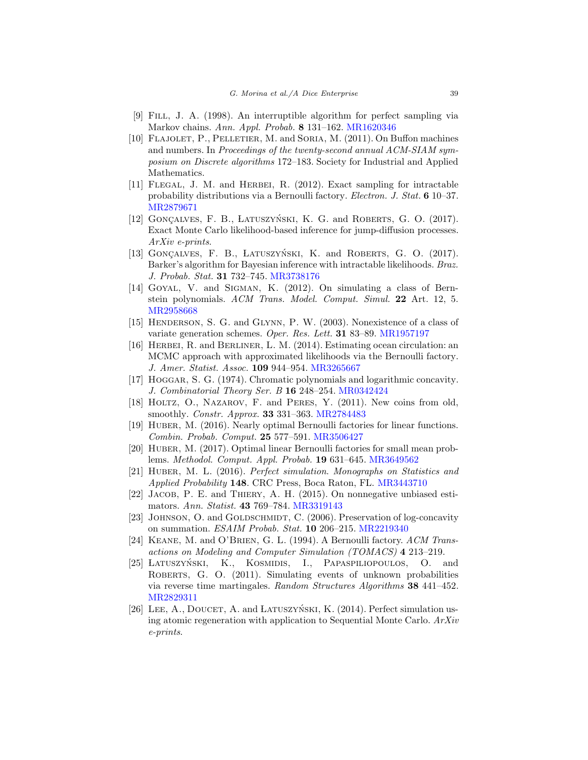[9] Fill, J. A. (1998). An interruptible algorithm for perfect sampling via Markov chains. *Ann. Appl. Probab.* **8** 131–162. MR1620346

[10] Flajolet, P., Pelletier, M. and Soria, M. (2011). On Buffon machines and numbers. In *Proceedings of the twenty-second annual ACM-SIAM symposium on Discrete algorithms* 172–183. Society for Industrial and Applied Mathematics.

[11] Flegal, J. M. and Herbei, R. (2012). Exact sampling for intractable probability distributions via a Bernoulli factory. *Electron. J. Stat.* **6** 10–37. MR2879671

[12] Gonçalves, F. B., Łatuszyński, K. G. and Roberts, G. O. (2017). Exact Monte Carlo likelihood-based inference for jump-diffusion processes. *ArXiv e-prints*.

[13] Gonçalves, F. B., Łatuszyński, K. and Roberts, G. O. (2017). Barker's algorithm for Bayesian inference with intractable likelihoods. *Braz. J. Probab. Stat.* **31** 732–745. MR3738176

[14] Goyal, V. and Sigman, K. (2012). On simulating a class of Bernstein polynomials. *ACM Trans. Model. Comput. Simul.* **22** Art. 12, 5. MR2958668

[15] Henderson, S. G. and Glynn, P. W. (2003). Nonexistence of a class of variate generation schemes. *Oper. Res. Lett.* **31** 83–89. MR1957197

[16] Herbei, R. and Berliner, L. M. (2014). Estimating ocean circulation: an MCMC approach with approximated likelihoods via the Bernoulli factory. *J. Amer. Statist. Assoc.* **109** 944–954. MR3265667

[17] Hoggar, S. G. (1974). Chromatic polynomials and logarithmic concavity. *J. Combinatorial Theory Ser. B* **16** 248–254. MR0342424

[18] Holtz, O., Nazarov, F. and Peres, Y. (2011). New coins from old, smoothly. *Constr. Approx.* **33** 331–363. MR2784483

[19] Huber, M. (2016). Nearly optimal Bernoulli factories for linear functions. *Combin. Probab. Comput.* **25** 577–591. MR3506427

[20] Huber, M. (2017). Optimal linear Bernoulli factories for small mean problems. *Methodol. Comput. Appl. Probab.* **19** 631–645. MR3649562

[21] Huber, M. L. (2016). *Perfect simulation. Monographs on Statistics and Applied Probability* **148**. CRC Press, Boca Raton, FL. MR3443710

[22] Jacob, P. E. and Thiery, A. H. (2015). On nonnegative unbiased estimators. *Ann. Statist.* **43** 769–784. MR3319143

[23] Johnson, O. and Goldschmidt, C. (2006). Preservation of log-concavity on summation. *ESAIM Probab. Stat.* **10** 206–215. MR2219340

[24] Keane, M. and O'Brien, G. L. (1994). A Bernoulli factory. *ACM Transactions on Modeling and Computer Simulation (TOMACS)* **4** 213–219.

[25] Łatuszyński, K., Kosmidis, I., Papaspiliopoulos, O. and Roberts, G. O. (2011). Simulating events of unknown probabilities via reverse time martingales. *Random Structures Algorithms* **38** 441–452. MR2829311

[26] Lee, A., Doucet, A. and Łatuszyński, K. (2014). Perfect simulation using atomic regeneration with application to Sequential Monte Carlo. *ArXiv e-prints*.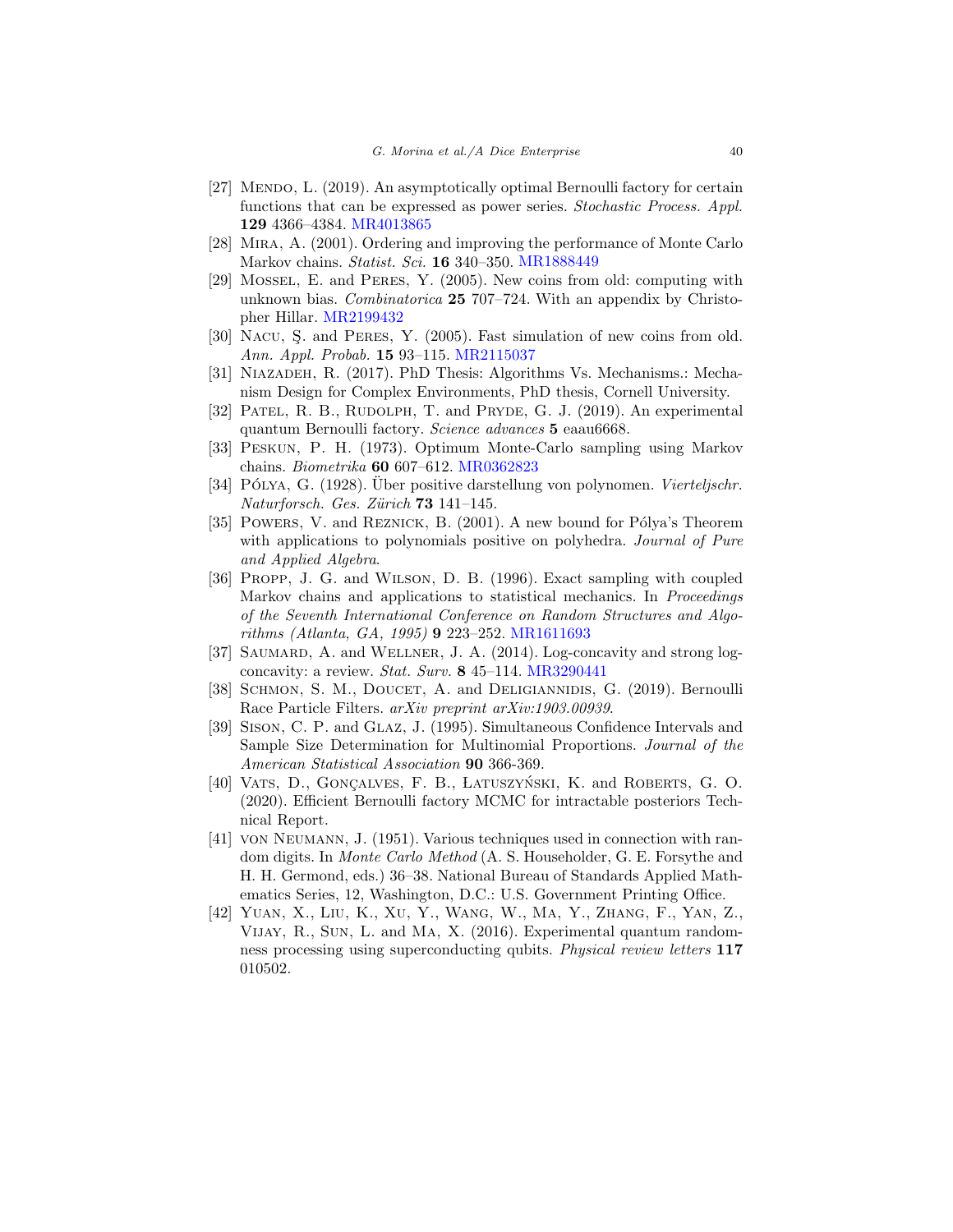[27] Mendo, L. (2019). An asymptotically optimal Bernoulli factory for certain functions that can be expressed as power series. *Stochastic Process. Appl.* **129** 4366–4384. MR4013865

[28] Mira, A. (2001). Ordering and improving the performance of Monte Carlo Markov chains. *Statist. Sci.* **16** 340–350. MR1888449

[29] Mossel, E. and Peres, Y. (2005). New coins from old: computing with unknown bias. *Combinatorica* **25** 707–724. With an appendix by Christopher Hillar. MR2199432

[30] Nacu, Ş. and Peres, Y. (2005). Fast simulation of new coins from old. *Ann. Appl. Probab.* **15** 93–115. MR2115037

[31] Niazadeh, R. (2017). PhD Thesis: Algorithms Vs. Mechanisms.: Mechanism Design for Complex Environments, PhD thesis, Cornell University.

[32] Patel, R. B., Rudolph, T. and Pryde, G. J. (2019). An experimental quantum Bernoulli factory. *Science advances* **5** eaau6668.

[33] Peskun, P. H. (1973). Optimum Monte-Carlo sampling using Markov chains. *Biometrika* **60** 607–612. MR0362823

[34] Pólya, G. (1928). Über positive darstellung von polynomen. *Vierteljschr. Naturforsch. Ges. Zürich* **73** 141–145.

[35] Powers, V. and Reznick, B. (2001). A new bound for Pólya's Theorem with applications to polynomials positive on polyhedra. *Journal of Pure and Applied Algebra*.

[36] Propp, J. G. and Wilson, D. B. (1996). Exact sampling with coupled Markov chains and applications to statistical mechanics. In *Proceedings of the Seventh International Conference on Random Structures and Algorithms (Atlanta, GA, 1995)* **9** 223–252. MR1611693

[37] Saumard, A. and Wellner, J. A. (2014). Log-concavity and strong log-concavity: a review. *Stat. Surv.* **8** 45–114. MR3290441

[38] Schmon, S. M., Doucet, A. and Deligiannidis, G. (2019). Bernoulli Race Particle Filters. *arXiv preprint arXiv:1903.00939*.

[39] Sison, C. P. and Glaz, J. (1995). Simultaneous Confidence Intervals and Sample Size Determination for Multinomial Proportions. *Journal of the American Statistical Association* **90** 366-369.

[40] Vats, D., Gonçalves, F. B., Łatuszyński, K. and Roberts, G. O. (2020). Efficient Bernoulli factory MCMC for intractable posteriors Technical Report.

[41] von Neumann, J. (1951). Various techniques used in connection with random digits. In *Monte Carlo Method* (A. S. Householder, G. E. Forsythe and H. H. Germond, eds.) 36–38. National Bureau of Standards Applied Mathematics Series, 12, Washington, D.C.: U.S. Government Printing Office.

[42] Yuan, X., Liu, K., Xu, Y., Wang, W., Ma, Y., Zhang, F., Yan, Z., Vijay, R., Sun, L. and Ma, X. (2016). Experimental quantum randomness processing using superconducting qubits. *Physical review letters* **117** 010502.